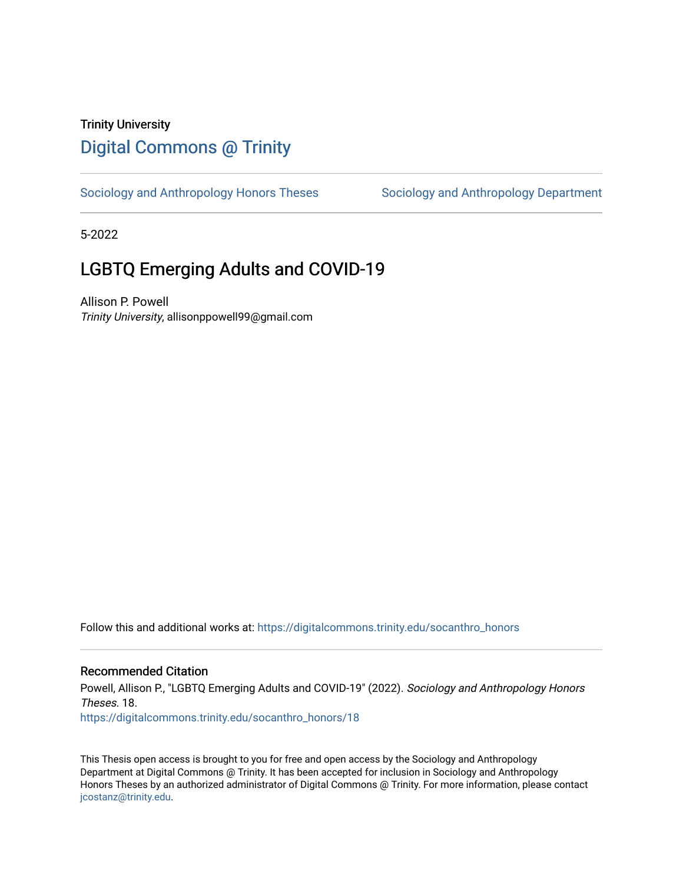Trinity University

# Digital Commons @ Trinity

Sociology and Anthropology Honors Theses | Sociology and Anthropology Department

5-2022

## LGBTQ Emerging Adults and COVID-19

Allison P. Powell
*Trinity University*, allisonppowell99@gmail.com

Follow this and additional works at: https://digitalcommons.trinity.edu/socanthro_honors

### Recommended Citation

Powell, Allison P., "LGBTQ Emerging Adults and COVID-19" (2022). *Sociology and Anthropology Honors Theses*. 18.
https://digitalcommons.trinity.edu/socanthro_honors/18

This Thesis open access is brought to you for free and open access by the Sociology and Anthropology Department at Digital Commons @ Trinity. It has been accepted for inclusion in Sociology and Anthropology Honors Theses by an authorized administrator of Digital Commons @ Trinity. For more information, please contact jcostanz@trinity.edu.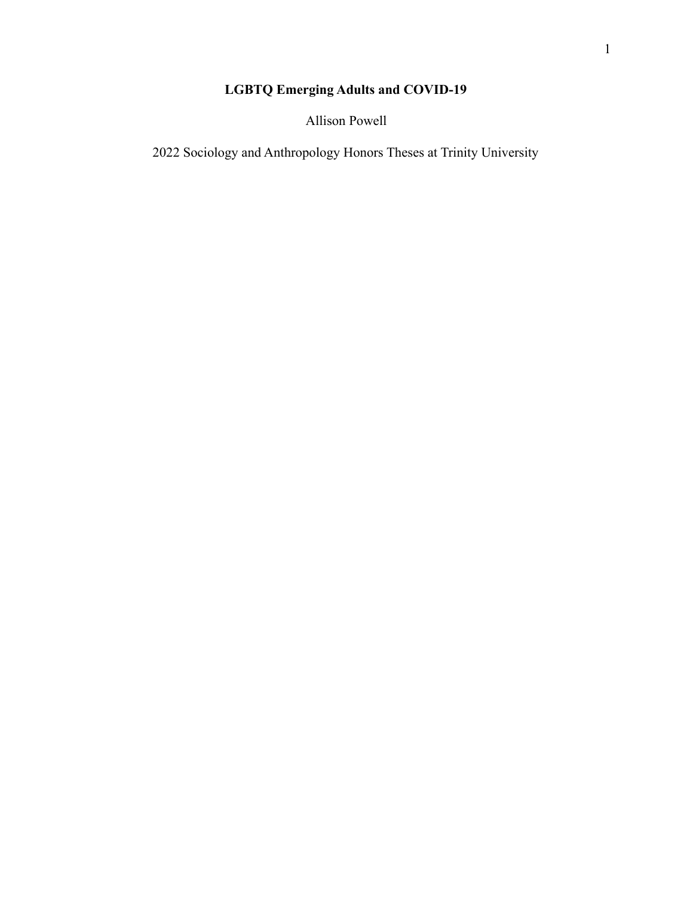# LGBTQ Emerging Adults and COVID-19

Allison Powell

2022 Sociology and Anthropology Honors Theses at Trinity University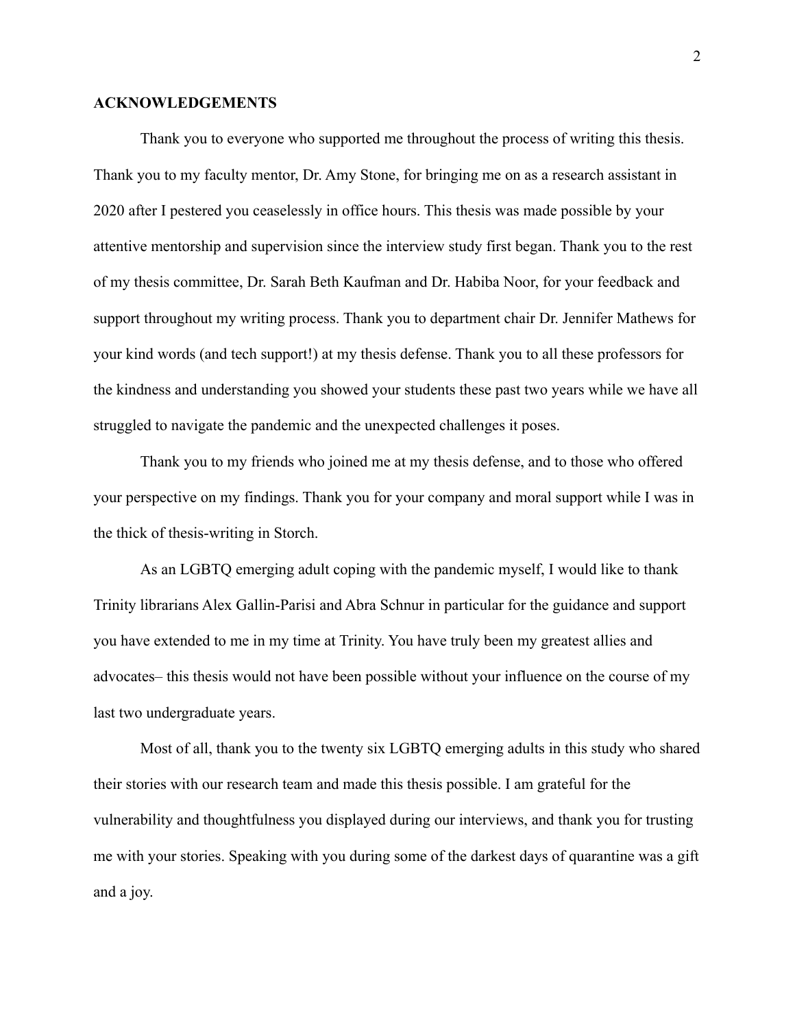## ACKNOWLEDGEMENTS

Thank you to everyone who supported me throughout the process of writing this thesis. Thank you to my faculty mentor, Dr. Amy Stone, for bringing me on as a research assistant in 2020 after I pestered you ceaselessly in office hours. This thesis was made possible by your attentive mentorship and supervision since the interview study first began. Thank you to the rest of my thesis committee, Dr. Sarah Beth Kaufman and Dr. Habiba Noor, for your feedback and support throughout my writing process. Thank you to department chair Dr. Jennifer Mathews for your kind words (and tech support!) at my thesis defense. Thank you to all these professors for the kindness and understanding you showed your students these past two years while we have all struggled to navigate the pandemic and the unexpected challenges it poses.

Thank you to my friends who joined me at my thesis defense, and to those who offered your perspective on my findings. Thank you for your company and moral support while I was in the thick of thesis-writing in Storch.

As an LGBTQ emerging adult coping with the pandemic myself, I would like to thank Trinity librarians Alex Gallin-Parisi and Abra Schnur in particular for the guidance and support you have extended to me in my time at Trinity. You have truly been my greatest allies and advocates– this thesis would not have been possible without your influence on the course of my last two undergraduate years.

Most of all, thank you to the twenty six LGBTQ emerging adults in this study who shared their stories with our research team and made this thesis possible. I am grateful for the vulnerability and thoughtfulness you displayed during our interviews, and thank you for trusting me with your stories. Speaking with you during some of the darkest days of quarantine was a gift and a joy.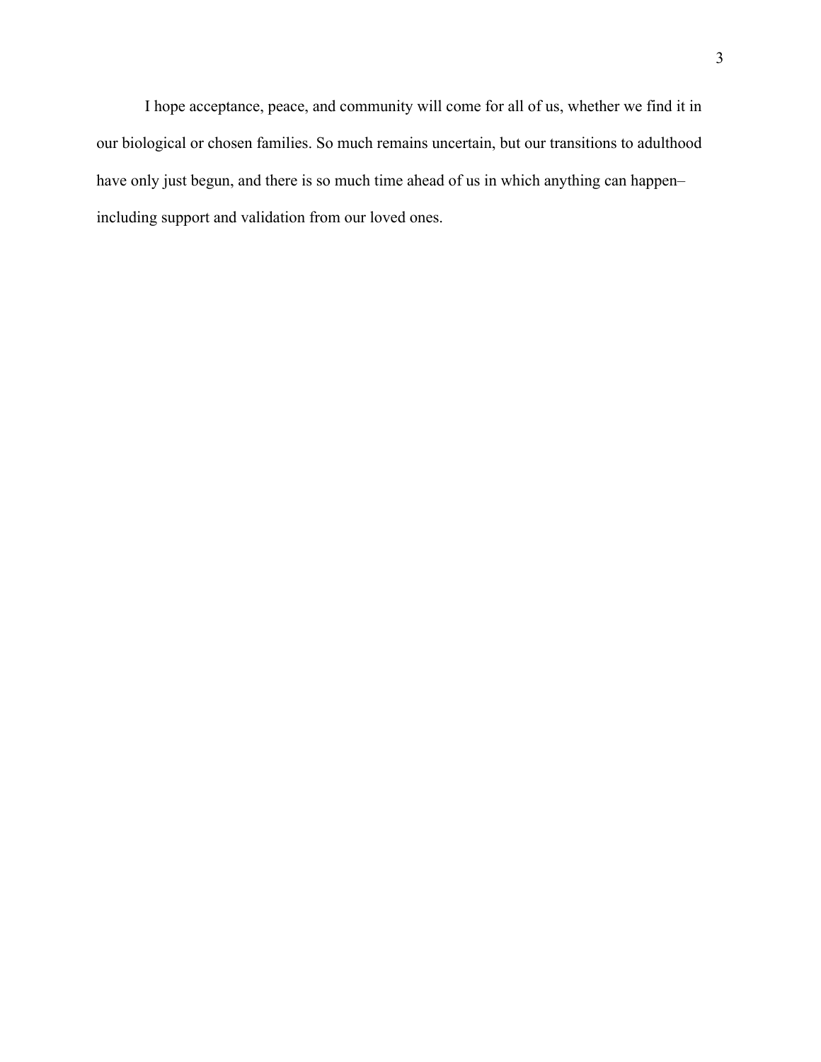I hope acceptance, peace, and community will come for all of us, whether we find it in our biological or chosen families. So much remains uncertain, but our transitions to adulthood have only just begun, and there is so much time ahead of us in which anything can happen– including support and validation from our loved ones.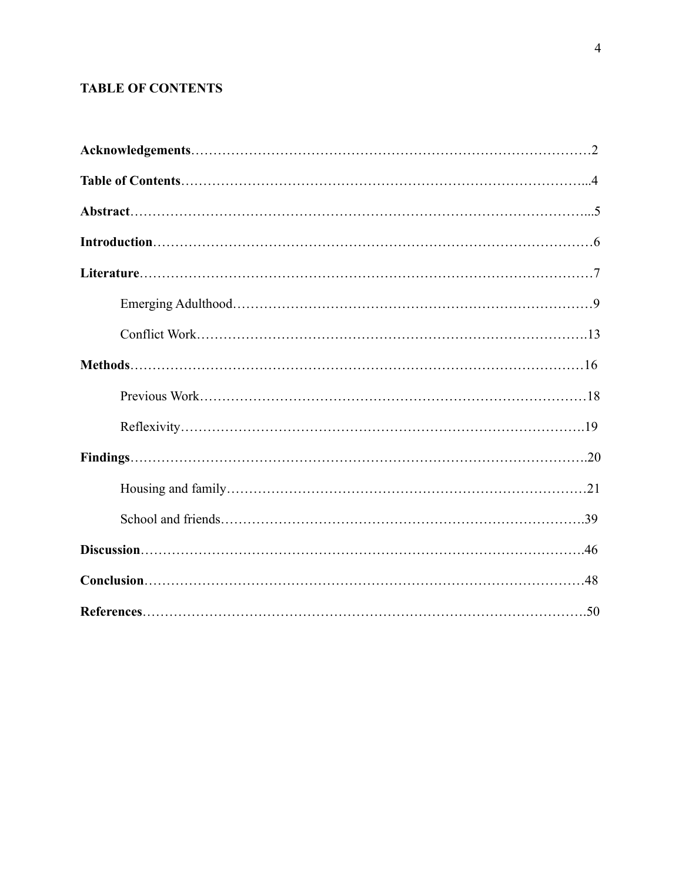## TABLE OF CONTENTS

**Acknowledgements**……………………………………………………………………………2

**Table of Contents**…………………………………………………………………………...4

**Abstract**………………………………………………………………………………………...5

**Introduction**……………………………………………………………………………………6

**Literature**………………………………………………………………………………………7

Emerging Adulthood………………………………………………………………………9

Conflict Work……………………………………………………………………………….13

**Methods**………………………………………………………………………………………16

Previous Work……………………………………………………………………………18

Reflexivity………………………………………………………………………………….19

**Findings**……………………………………………………………………………………….20

Housing and family………………………………………………………………………21

School and friends……………………………………………………………………….39

**Discussion**…………………………………………………………………………………….46

**Conclusion**……………………………………………………………………………………48

**References**…………………………………………………………………………………….50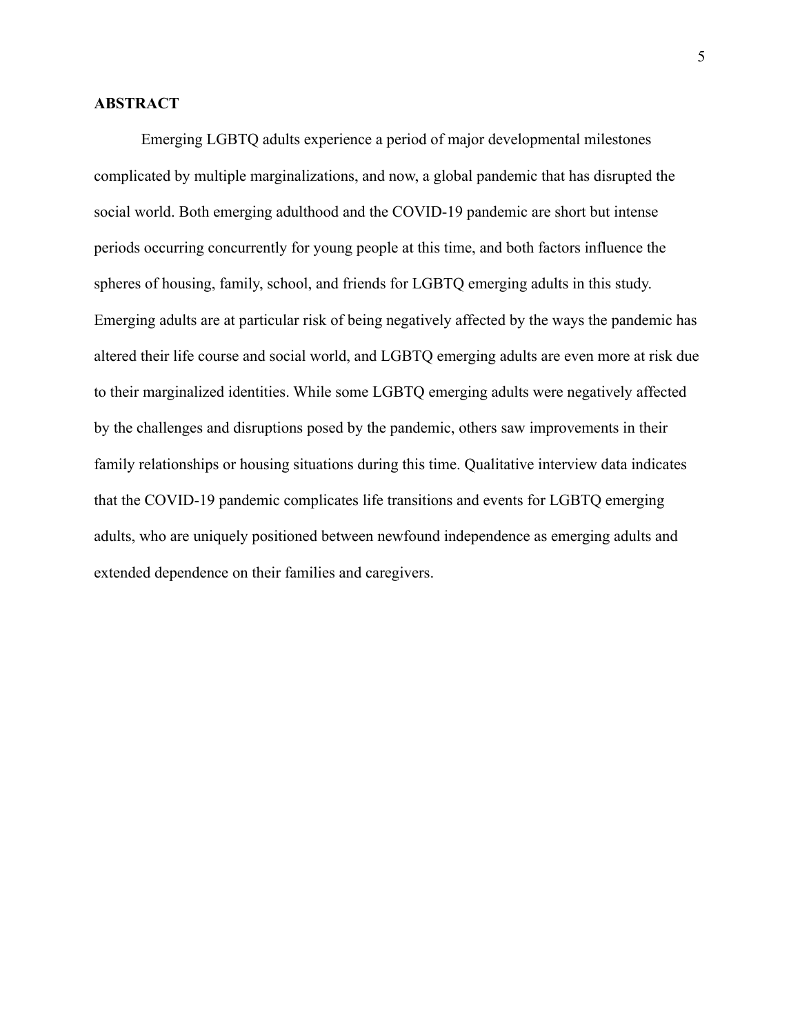## ABSTRACT

Emerging LGBTQ adults experience a period of major developmental milestones complicated by multiple marginalizations, and now, a global pandemic that has disrupted the social world. Both emerging adulthood and the COVID-19 pandemic are short but intense periods occurring concurrently for young people at this time, and both factors influence the spheres of housing, family, school, and friends for LGBTQ emerging adults in this study. Emerging adults are at particular risk of being negatively affected by the ways the pandemic has altered their life course and social world, and LGBTQ emerging adults are even more at risk due to their marginalized identities. While some LGBTQ emerging adults were negatively affected by the challenges and disruptions posed by the pandemic, others saw improvements in their family relationships or housing situations during this time. Qualitative interview data indicates that the COVID-19 pandemic complicates life transitions and events for LGBTQ emerging adults, who are uniquely positioned between newfound independence as emerging adults and extended dependence on their families and caregivers.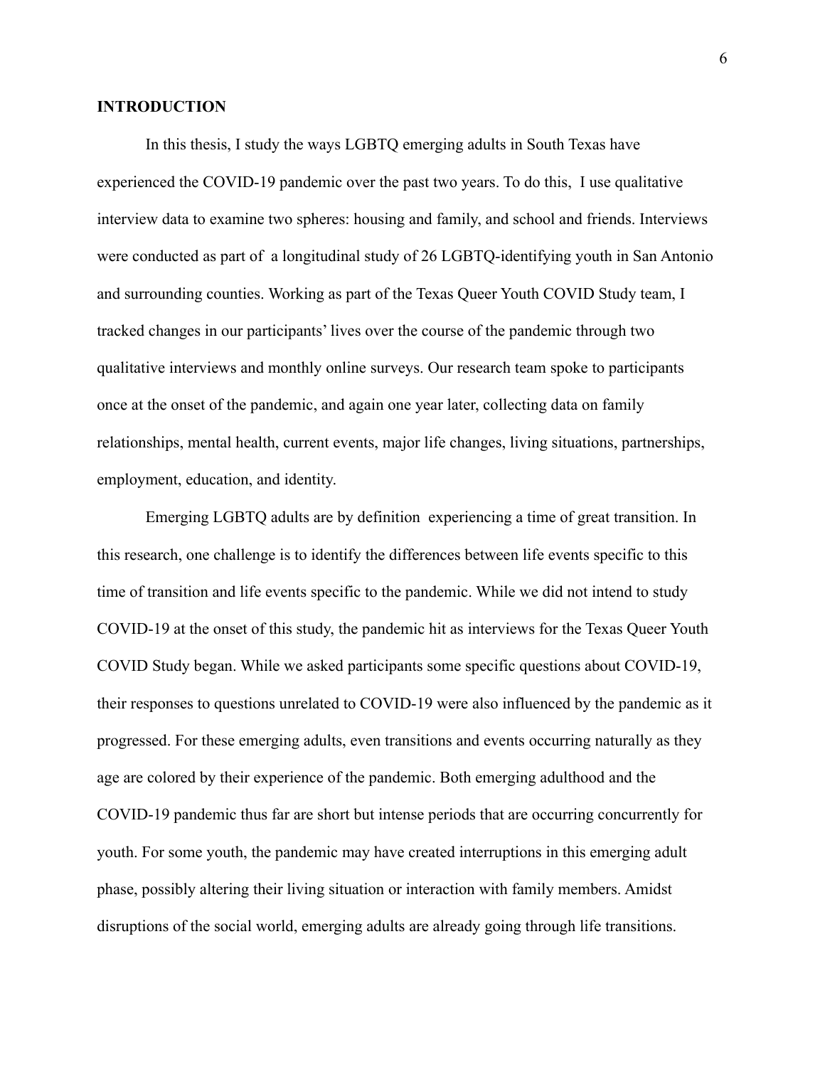**INTRODUCTION**

In this thesis, I study the ways LGBTQ emerging adults in South Texas have experienced the COVID-19 pandemic over the past two years. To do this, I use qualitative interview data to examine two spheres: housing and family, and school and friends. Interviews were conducted as part of a longitudinal study of 26 LGBTQ-identifying youth in San Antonio and surrounding counties. Working as part of the Texas Queer Youth COVID Study team, I tracked changes in our participants' lives over the course of the pandemic through two qualitative interviews and monthly online surveys. Our research team spoke to participants once at the onset of the pandemic, and again one year later, collecting data on family relationships, mental health, current events, major life changes, living situations, partnerships, employment, education, and identity.

Emerging LGBTQ adults are by definition experiencing a time of great transition. In this research, one challenge is to identify the differences between life events specific to this time of transition and life events specific to the pandemic. While we did not intend to study COVID-19 at the onset of this study, the pandemic hit as interviews for the Texas Queer Youth COVID Study began. While we asked participants some specific questions about COVID-19, their responses to questions unrelated to COVID-19 were also influenced by the pandemic as it progressed. For these emerging adults, even transitions and events occurring naturally as they age are colored by their experience of the pandemic. Both emerging adulthood and the COVID-19 pandemic thus far are short but intense periods that are occurring concurrently for youth. For some youth, the pandemic may have created interruptions in this emerging adult phase, possibly altering their living situation or interaction with family members. Amidst disruptions of the social world, emerging adults are already going through life transitions.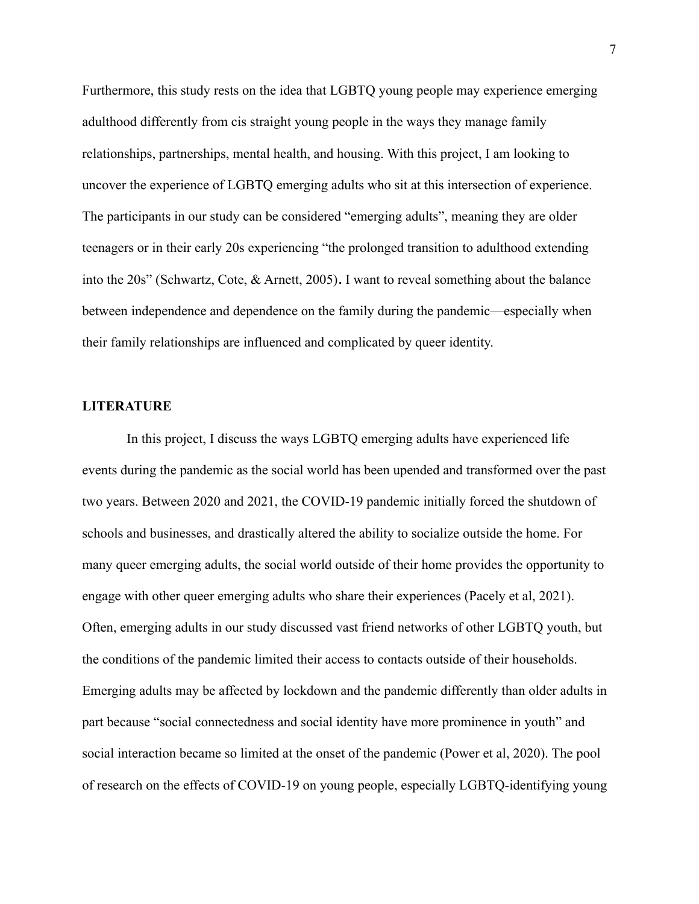Furthermore, this study rests on the idea that LGBTQ young people may experience emerging adulthood differently from cis straight young people in the ways they manage family relationships, partnerships, mental health, and housing. With this project, I am looking to uncover the experience of LGBTQ emerging adults who sit at this intersection of experience. The participants in our study can be considered "emerging adults", meaning they are older teenagers or in their early 20s experiencing "the prolonged transition to adulthood extending into the 20s" (Schwartz, Cote, & Arnett, 2005). I want to reveal something about the balance between independence and dependence on the family during the pandemic—especially when their family relationships are influenced and complicated by queer identity.

## LITERATURE

In this project, I discuss the ways LGBTQ emerging adults have experienced life events during the pandemic as the social world has been upended and transformed over the past two years. Between 2020 and 2021, the COVID-19 pandemic initially forced the shutdown of schools and businesses, and drastically altered the ability to socialize outside the home. For many queer emerging adults, the social world outside of their home provides the opportunity to engage with other queer emerging adults who share their experiences (Pacely et al, 2021). Often, emerging adults in our study discussed vast friend networks of other LGBTQ youth, but the conditions of the pandemic limited their access to contacts outside of their households. Emerging adults may be affected by lockdown and the pandemic differently than older adults in part because "social connectedness and social identity have more prominence in youth" and social interaction became so limited at the onset of the pandemic (Power et al, 2020). The pool of research on the effects of COVID-19 on young people, especially LGBTQ-identifying young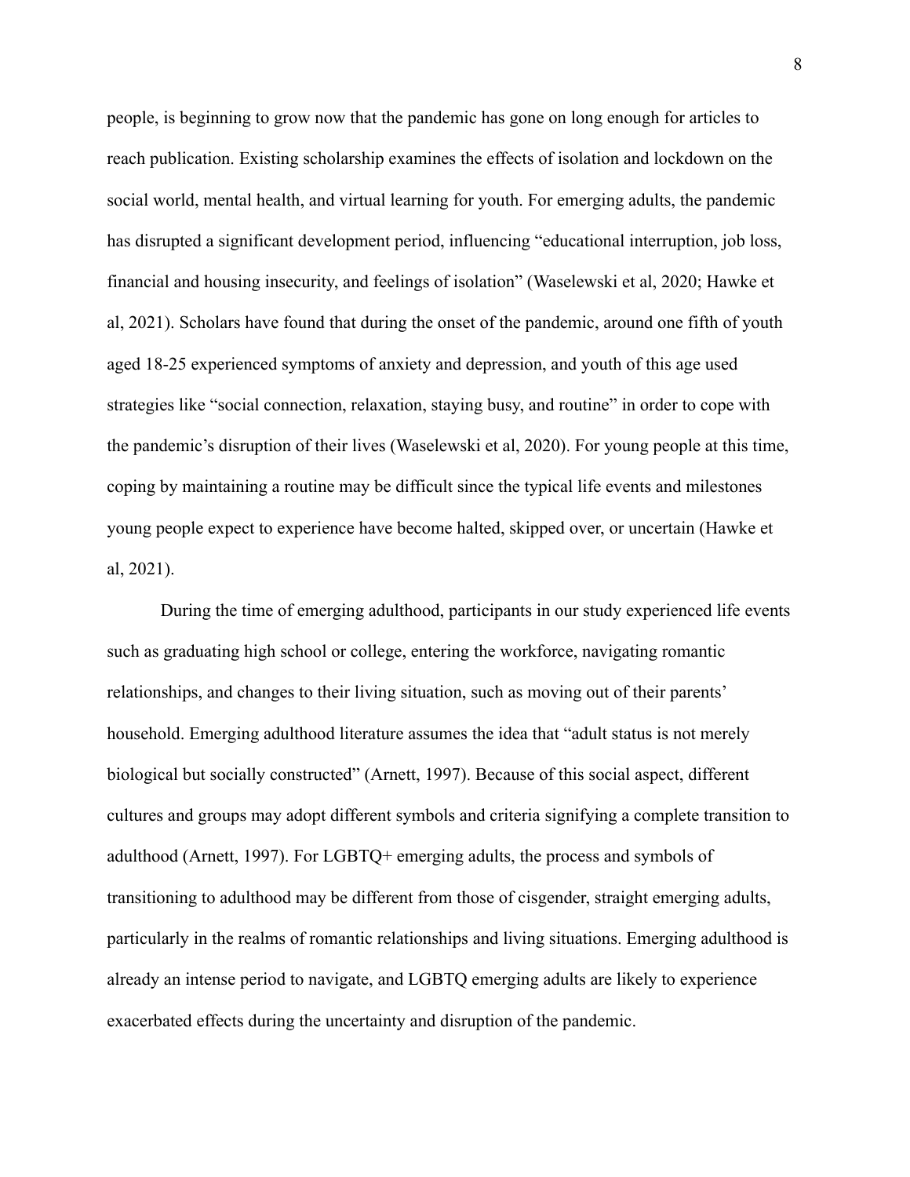people, is beginning to grow now that the pandemic has gone on long enough for articles to reach publication. Existing scholarship examines the effects of isolation and lockdown on the social world, mental health, and virtual learning for youth. For emerging adults, the pandemic has disrupted a significant development period, influencing "educational interruption, job loss, financial and housing insecurity, and feelings of isolation" (Waselewski et al, 2020; Hawke et al, 2021). Scholars have found that during the onset of the pandemic, around one fifth of youth aged 18-25 experienced symptoms of anxiety and depression, and youth of this age used strategies like "social connection, relaxation, staying busy, and routine" in order to cope with the pandemic's disruption of their lives (Waselewski et al, 2020). For young people at this time, coping by maintaining a routine may be difficult since the typical life events and milestones young people expect to experience have become halted, skipped over, or uncertain (Hawke et al, 2021).

During the time of emerging adulthood, participants in our study experienced life events such as graduating high school or college, entering the workforce, navigating romantic relationships, and changes to their living situation, such as moving out of their parents' household. Emerging adulthood literature assumes the idea that "adult status is not merely biological but socially constructed" (Arnett, 1997). Because of this social aspect, different cultures and groups may adopt different symbols and criteria signifying a complete transition to adulthood (Arnett, 1997). For LGBTQ+ emerging adults, the process and symbols of transitioning to adulthood may be different from those of cisgender, straight emerging adults, particularly in the realms of romantic relationships and living situations. Emerging adulthood is already an intense period to navigate, and LGBTQ emerging adults are likely to experience exacerbated effects during the uncertainty and disruption of the pandemic.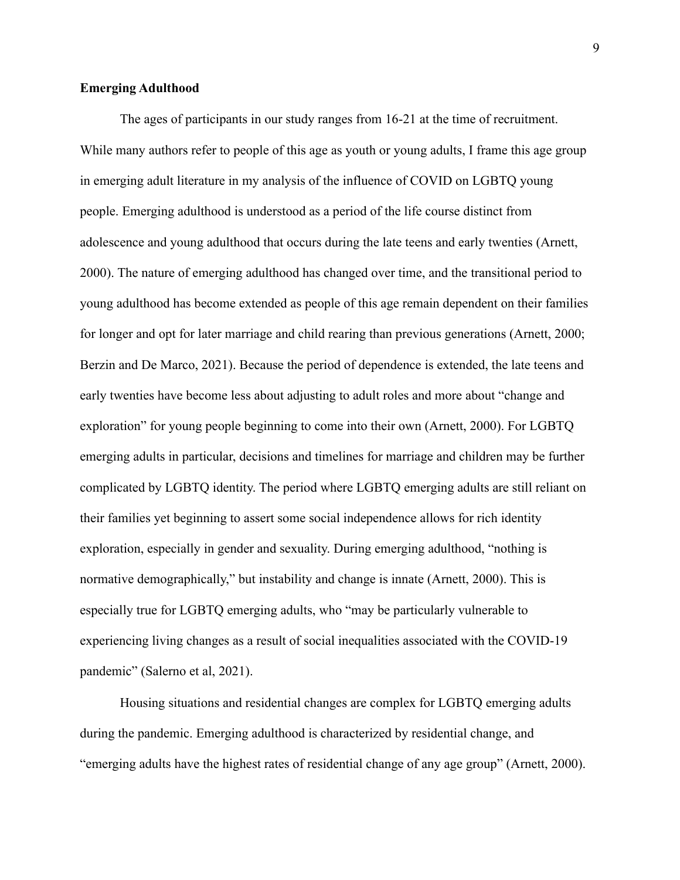**Emerging Adulthood**

The ages of participants in our study ranges from 16-21 at the time of recruitment. While many authors refer to people of this age as youth or young adults, I frame this age group in emerging adult literature in my analysis of the influence of COVID on LGBTQ young people. Emerging adulthood is understood as a period of the life course distinct from adolescence and young adulthood that occurs during the late teens and early twenties (Arnett, 2000). The nature of emerging adulthood has changed over time, and the transitional period to young adulthood has become extended as people of this age remain dependent on their families for longer and opt for later marriage and child rearing than previous generations (Arnett, 2000; Berzin and De Marco, 2021). Because the period of dependence is extended, the late teens and early twenties have become less about adjusting to adult roles and more about "change and exploration" for young people beginning to come into their own (Arnett, 2000). For LGBTQ emerging adults in particular, decisions and timelines for marriage and children may be further complicated by LGBTQ identity. The period where LGBTQ emerging adults are still reliant on their families yet beginning to assert some social independence allows for rich identity exploration, especially in gender and sexuality. During emerging adulthood, "nothing is normative demographically," but instability and change is innate (Arnett, 2000). This is especially true for LGBTQ emerging adults, who "may be particularly vulnerable to experiencing living changes as a result of social inequalities associated with the COVID-19 pandemic" (Salerno et al, 2021).

Housing situations and residential changes are complex for LGBTQ emerging adults during the pandemic. Emerging adulthood is characterized by residential change, and "emerging adults have the highest rates of residential change of any age group" (Arnett, 2000).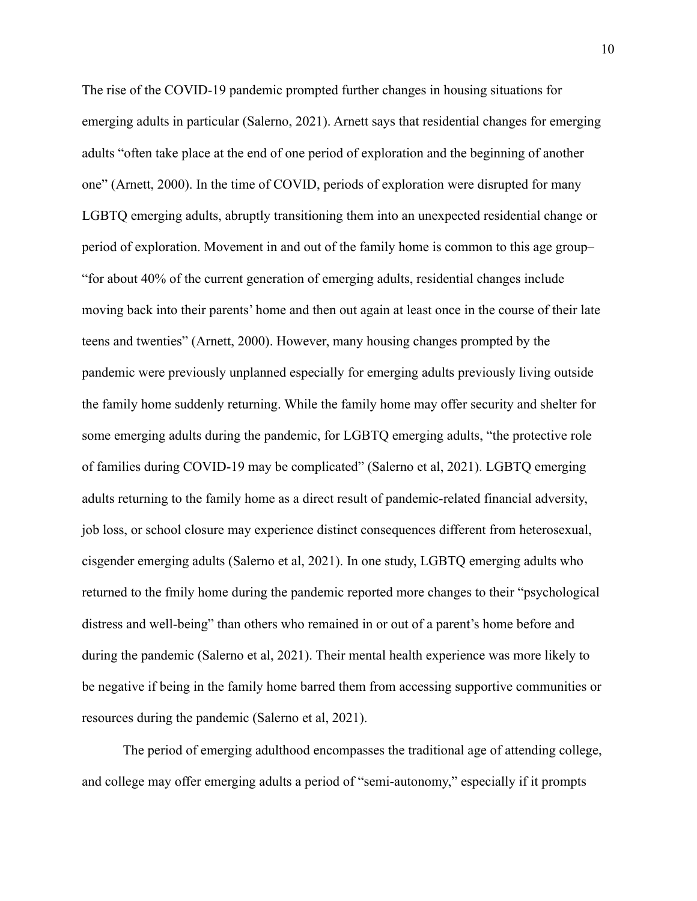The rise of the COVID-19 pandemic prompted further changes in housing situations for emerging adults in particular (Salerno, 2021). Arnett says that residential changes for emerging adults "often take place at the end of one period of exploration and the beginning of another one" (Arnett, 2000). In the time of COVID, periods of exploration were disrupted for many LGBTQ emerging adults, abruptly transitioning them into an unexpected residential change or period of exploration. Movement in and out of the family home is common to this age group– "for about 40% of the current generation of emerging adults, residential changes include moving back into their parents' home and then out again at least once in the course of their late teens and twenties" (Arnett, 2000). However, many housing changes prompted by the pandemic were previously unplanned especially for emerging adults previously living outside the family home suddenly returning. While the family home may offer security and shelter for some emerging adults during the pandemic, for LGBTQ emerging adults, "the protective role of families during COVID-19 may be complicated" (Salerno et al, 2021). LGBTQ emerging adults returning to the family home as a direct result of pandemic-related financial adversity, job loss, or school closure may experience distinct consequences different from heterosexual, cisgender emerging adults (Salerno et al, 2021). In one study, LGBTQ emerging adults who returned to the fmily home during the pandemic reported more changes to their "psychological distress and well-being" than others who remained in or out of a parent's home before and during the pandemic (Salerno et al, 2021). Their mental health experience was more likely to be negative if being in the family home barred them from accessing supportive communities or resources during the pandemic (Salerno et al, 2021).

The period of emerging adulthood encompasses the traditional age of attending college, and college may offer emerging adults a period of "semi-autonomy," especially if it prompts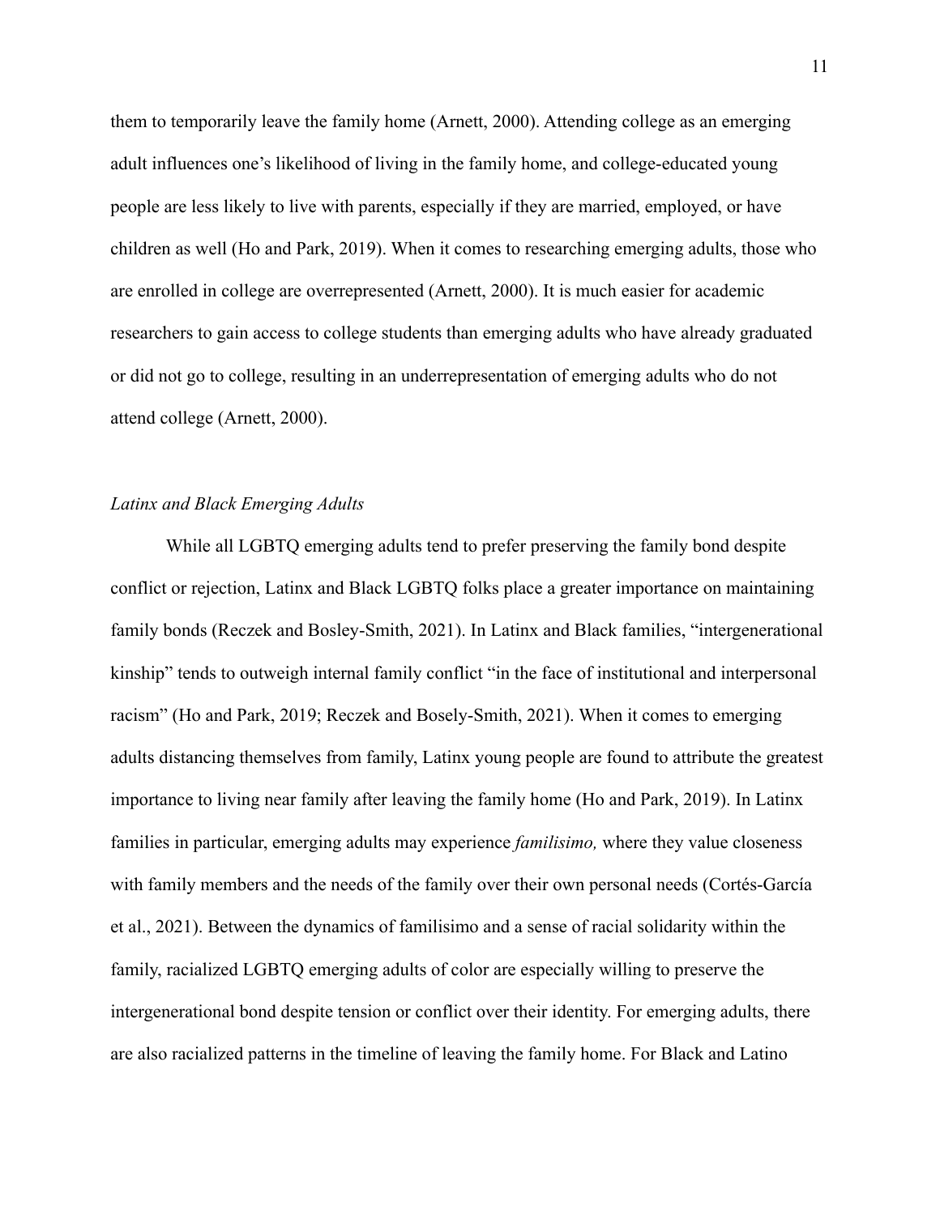them to temporarily leave the family home (Arnett, 2000). Attending college as an emerging adult influences one's likelihood of living in the family home, and college-educated young people are less likely to live with parents, especially if they are married, employed, or have children as well (Ho and Park, 2019). When it comes to researching emerging adults, those who are enrolled in college are overrepresented (Arnett, 2000). It is much easier for academic researchers to gain access to college students than emerging adults who have already graduated or did not go to college, resulting in an underrepresentation of emerging adults who do not attend college (Arnett, 2000).

*Latinx and Black Emerging Adults*

While all LGBTQ emerging adults tend to prefer preserving the family bond despite conflict or rejection, Latinx and Black LGBTQ folks place a greater importance on maintaining family bonds (Reczek and Bosley-Smith, 2021). In Latinx and Black families, "intergenerational kinship" tends to outweigh internal family conflict "in the face of institutional and interpersonal racism" (Ho and Park, 2019; Reczek and Bosely-Smith, 2021). When it comes to emerging adults distancing themselves from family, Latinx young people are found to attribute the greatest importance to living near family after leaving the family home (Ho and Park, 2019). In Latinx families in particular, emerging adults may experience *familisimo,* where they value closeness with family members and the needs of the family over their own personal needs (Cortés-García et al., 2021). Between the dynamics of familisimo and a sense of racial solidarity within the family, racialized LGBTQ emerging adults of color are especially willing to preserve the intergenerational bond despite tension or conflict over their identity. For emerging adults, there are also racialized patterns in the timeline of leaving the family home. For Black and Latino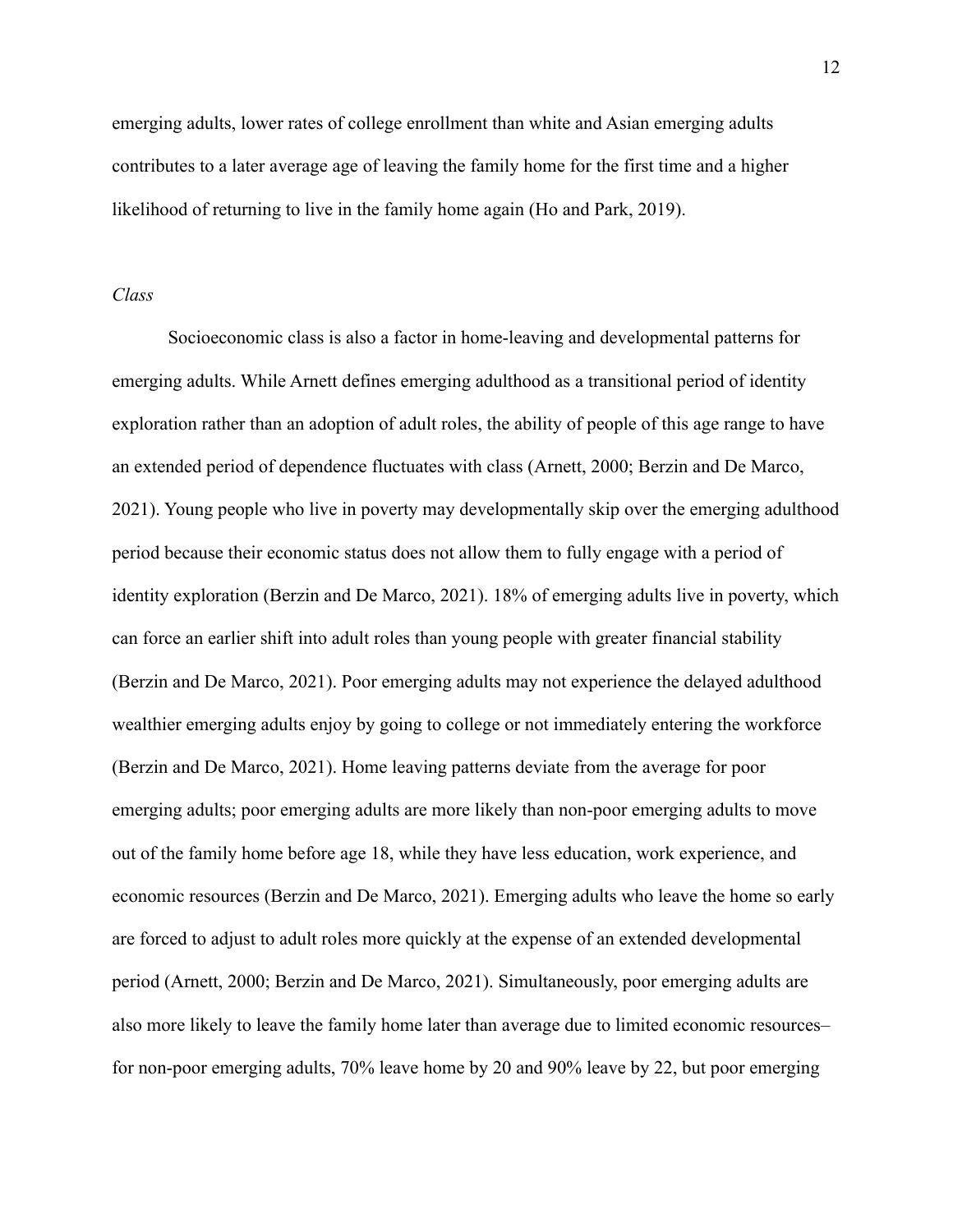emerging adults, lower rates of college enrollment than white and Asian emerging adults contributes to a later average age of leaving the family home for the first time and a higher likelihood of returning to live in the family home again (Ho and Park, 2019).

*Class*

Socioeconomic class is also a factor in home-leaving and developmental patterns for emerging adults. While Arnett defines emerging adulthood as a transitional period of identity exploration rather than an adoption of adult roles, the ability of people of this age range to have an extended period of dependence fluctuates with class (Arnett, 2000; Berzin and De Marco, 2021). Young people who live in poverty may developmentally skip over the emerging adulthood period because their economic status does not allow them to fully engage with a period of identity exploration (Berzin and De Marco, 2021). 18% of emerging adults live in poverty, which can force an earlier shift into adult roles than young people with greater financial stability (Berzin and De Marco, 2021). Poor emerging adults may not experience the delayed adulthood wealthier emerging adults enjoy by going to college or not immediately entering the workforce (Berzin and De Marco, 2021). Home leaving patterns deviate from the average for poor emerging adults; poor emerging adults are more likely than non-poor emerging adults to move out of the family home before age 18, while they have less education, work experience, and economic resources (Berzin and De Marco, 2021). Emerging adults who leave the home so early are forced to adjust to adult roles more quickly at the expense of an extended developmental period (Arnett, 2000; Berzin and De Marco, 2021). Simultaneously, poor emerging adults are also more likely to leave the family home later than average due to limited economic resources– for non-poor emerging adults, 70% leave home by 20 and 90% leave by 22, but poor emerging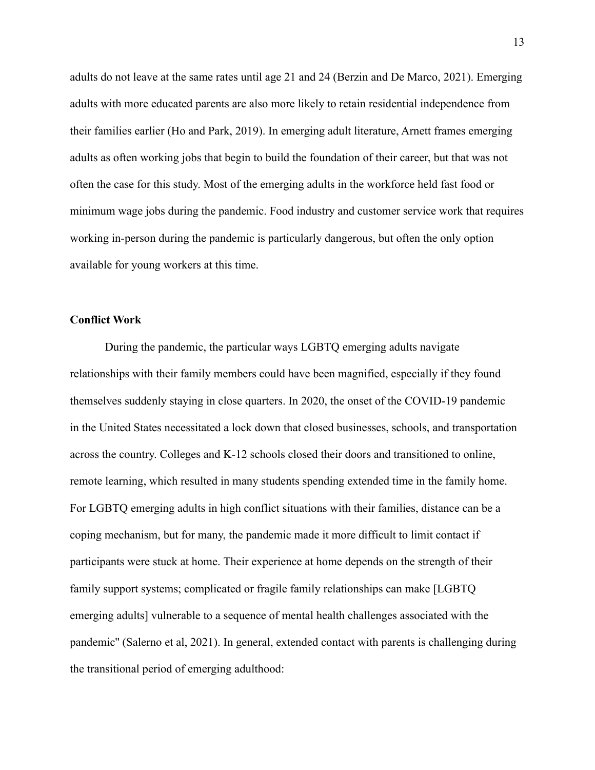adults do not leave at the same rates until age 21 and 24 (Berzin and De Marco, 2021). Emerging adults with more educated parents are also more likely to retain residential independence from their families earlier (Ho and Park, 2019). In emerging adult literature, Arnett frames emerging adults as often working jobs that begin to build the foundation of their career, but that was not often the case for this study. Most of the emerging adults in the workforce held fast food or minimum wage jobs during the pandemic. Food industry and customer service work that requires working in-person during the pandemic is particularly dangerous, but often the only option available for young workers at this time.

**Conflict Work**

During the pandemic, the particular ways LGBTQ emerging adults navigate relationships with their family members could have been magnified, especially if they found themselves suddenly staying in close quarters. In 2020, the onset of the COVID-19 pandemic in the United States necessitated a lock down that closed businesses, schools, and transportation across the country. Colleges and K-12 schools closed their doors and transitioned to online, remote learning, which resulted in many students spending extended time in the family home. For LGBTQ emerging adults in high conflict situations with their families, distance can be a coping mechanism, but for many, the pandemic made it more difficult to limit contact if participants were stuck at home. Their experience at home depends on the strength of their family support systems; complicated or fragile family relationships can make [LGBTQ emerging adults] vulnerable to a sequence of mental health challenges associated with the pandemic" (Salerno et al, 2021). In general, extended contact with parents is challenging during the transitional period of emerging adulthood: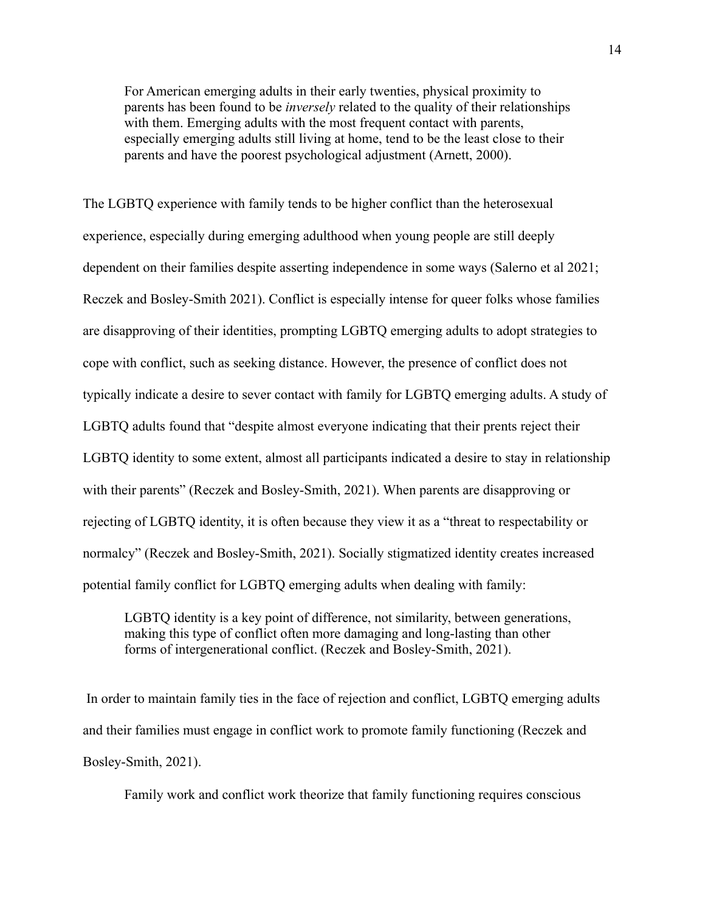> For American emerging adults in their early twenties, physical proximity to parents has been found to be *inversely* related to the quality of their relationships with them. Emerging adults with the most frequent contact with parents, especially emerging adults still living at home, tend to be the least close to their parents and have the poorest psychological adjustment (Arnett, 2000).

The LGBTQ experience with family tends to be higher conflict than the heterosexual experience, especially during emerging adulthood when young people are still deeply dependent on their families despite asserting independence in some ways (Salerno et al 2021; Reczek and Bosley-Smith 2021). Conflict is especially intense for queer folks whose families are disapproving of their identities, prompting LGBTQ emerging adults to adopt strategies to cope with conflict, such as seeking distance. However, the presence of conflict does not typically indicate a desire to sever contact with family for LGBTQ emerging adults. A study of LGBTQ adults found that "despite almost everyone indicating that their prents reject their LGBTQ identity to some extent, almost all participants indicated a desire to stay in relationship with their parents" (Reczek and Bosley-Smith, 2021). When parents are disapproving or rejecting of LGBTQ identity, it is often because they view it as a "threat to respectability or normalcy" (Reczek and Bosley-Smith, 2021). Socially stigmatized identity creates increased potential family conflict for LGBTQ emerging adults when dealing with family:

> LGBTQ identity is a key point of difference, not similarity, between generations, making this type of conflict often more damaging and long-lasting than other forms of intergenerational conflict. (Reczek and Bosley-Smith, 2021).

In order to maintain family ties in the face of rejection and conflict, LGBTQ emerging adults and their families must engage in conflict work to promote family functioning (Reczek and Bosley-Smith, 2021).

Family work and conflict work theorize that family functioning requires conscious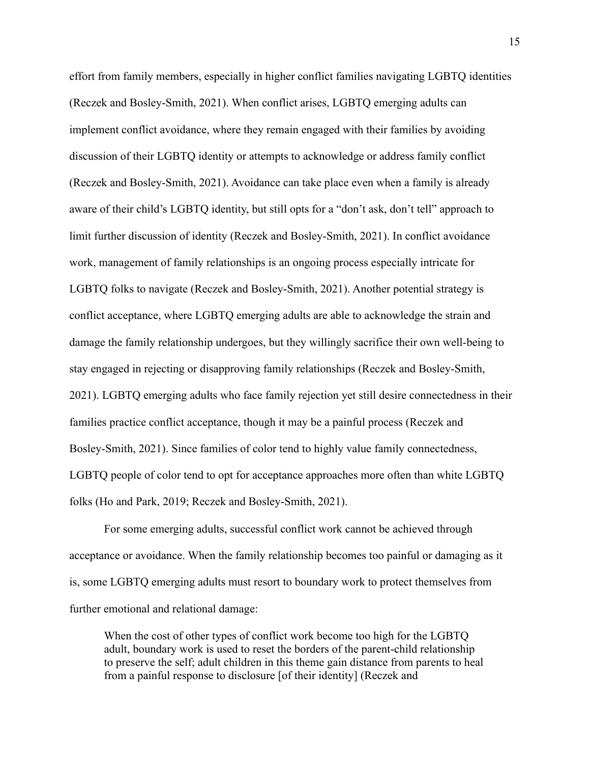effort from family members, especially in higher conflict families navigating LGBTQ identities (Reczek and Bosley-Smith, 2021). When conflict arises, LGBTQ emerging adults can implement conflict avoidance, where they remain engaged with their families by avoiding discussion of their LGBTQ identity or attempts to acknowledge or address family conflict (Reczek and Bosley-Smith, 2021). Avoidance can take place even when a family is already aware of their child's LGBTQ identity, but still opts for a "don't ask, don't tell" approach to limit further discussion of identity (Reczek and Bosley-Smith, 2021). In conflict avoidance work, management of family relationships is an ongoing process especially intricate for LGBTQ folks to navigate (Reczek and Bosley-Smith, 2021). Another potential strategy is conflict acceptance, where LGBTQ emerging adults are able to acknowledge the strain and damage the family relationship undergoes, but they willingly sacrifice their own well-being to stay engaged in rejecting or disapproving family relationships (Reczek and Bosley-Smith, 2021). LGBTQ emerging adults who face family rejection yet still desire connectedness in their families practice conflict acceptance, though it may be a painful process (Reczek and Bosley-Smith, 2021). Since families of color tend to highly value family connectedness, LGBTQ people of color tend to opt for acceptance approaches more often than white LGBTQ folks (Ho and Park, 2019; Reczek and Bosley-Smith, 2021).

For some emerging adults, successful conflict work cannot be achieved through acceptance or avoidance. When the family relationship becomes too painful or damaging as it is, some LGBTQ emerging adults must resort to boundary work to protect themselves from further emotional and relational damage:

> When the cost of other types of conflict work become too high for the LGBTQ adult, boundary work is used to reset the borders of the parent-child relationship to preserve the self; adult children in this theme gain distance from parents to heal from a painful response to disclosure [of their identity] (Reczek and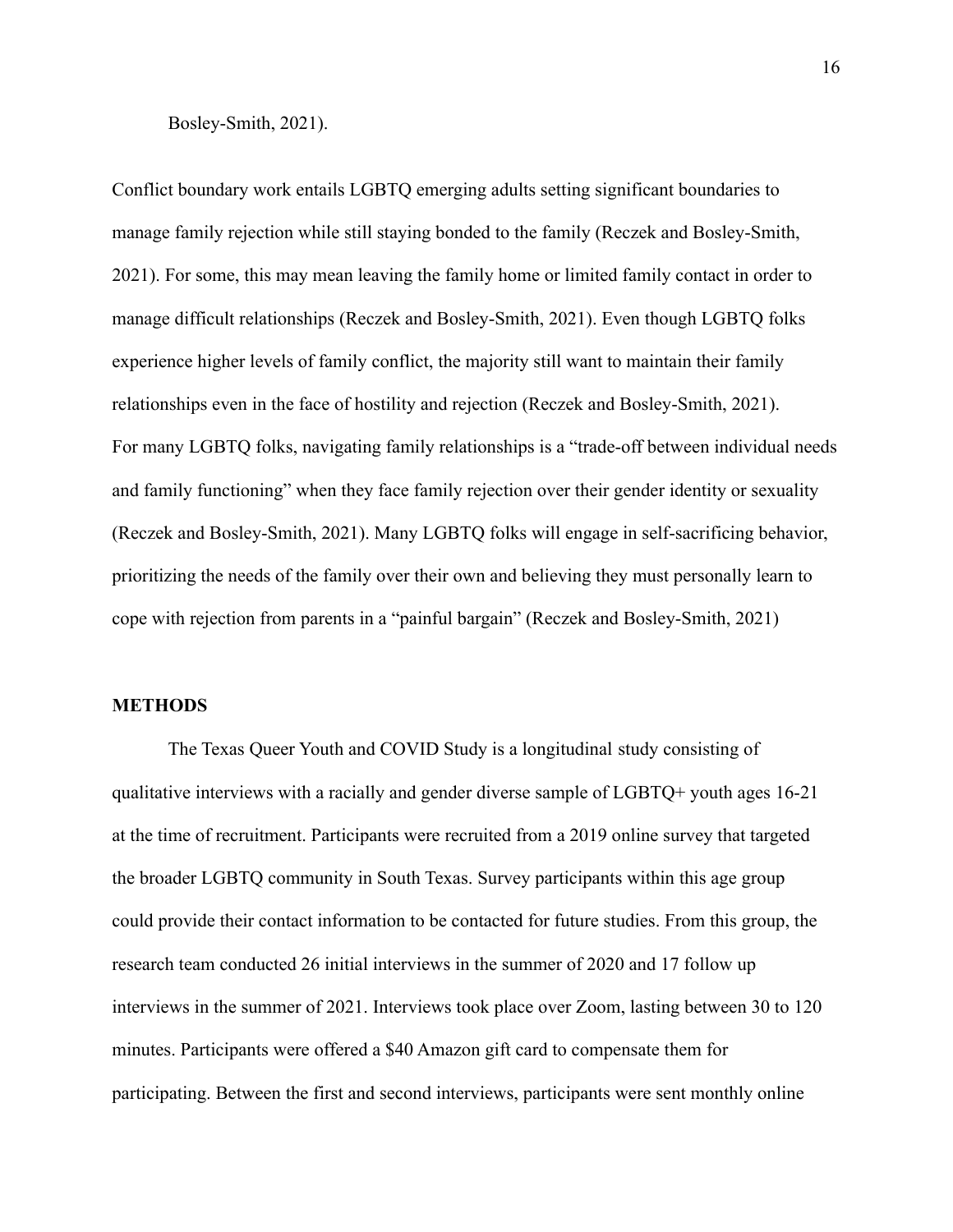Bosley-Smith, 2021).

Conflict boundary work entails LGBTQ emerging adults setting significant boundaries to manage family rejection while still staying bonded to the family (Reczek and Bosley-Smith, 2021). For some, this may mean leaving the family home or limited family contact in order to manage difficult relationships (Reczek and Bosley-Smith, 2021). Even though LGBTQ folks experience higher levels of family conflict, the majority still want to maintain their family relationships even in the face of hostility and rejection (Reczek and Bosley-Smith, 2021). For many LGBTQ folks, navigating family relationships is a "trade-off between individual needs and family functioning" when they face family rejection over their gender identity or sexuality (Reczek and Bosley-Smith, 2021). Many LGBTQ folks will engage in self-sacrificing behavior, prioritizing the needs of the family over their own and believing they must personally learn to cope with rejection from parents in a "painful bargain" (Reczek and Bosley-Smith, 2021)

## METHODS

The Texas Queer Youth and COVID Study is a longitudinal study consisting of qualitative interviews with a racially and gender diverse sample of LGBTQ+ youth ages 16-21 at the time of recruitment. Participants were recruited from a 2019 online survey that targeted the broader LGBTQ community in South Texas. Survey participants within this age group could provide their contact information to be contacted for future studies. From this group, the research team conducted 26 initial interviews in the summer of 2020 and 17 follow up interviews in the summer of 2021. Interviews took place over Zoom, lasting between 30 to 120 minutes. Participants were offered a $40 Amazon gift card to compensate them for participating. Between the first and second interviews, participants were sent monthly online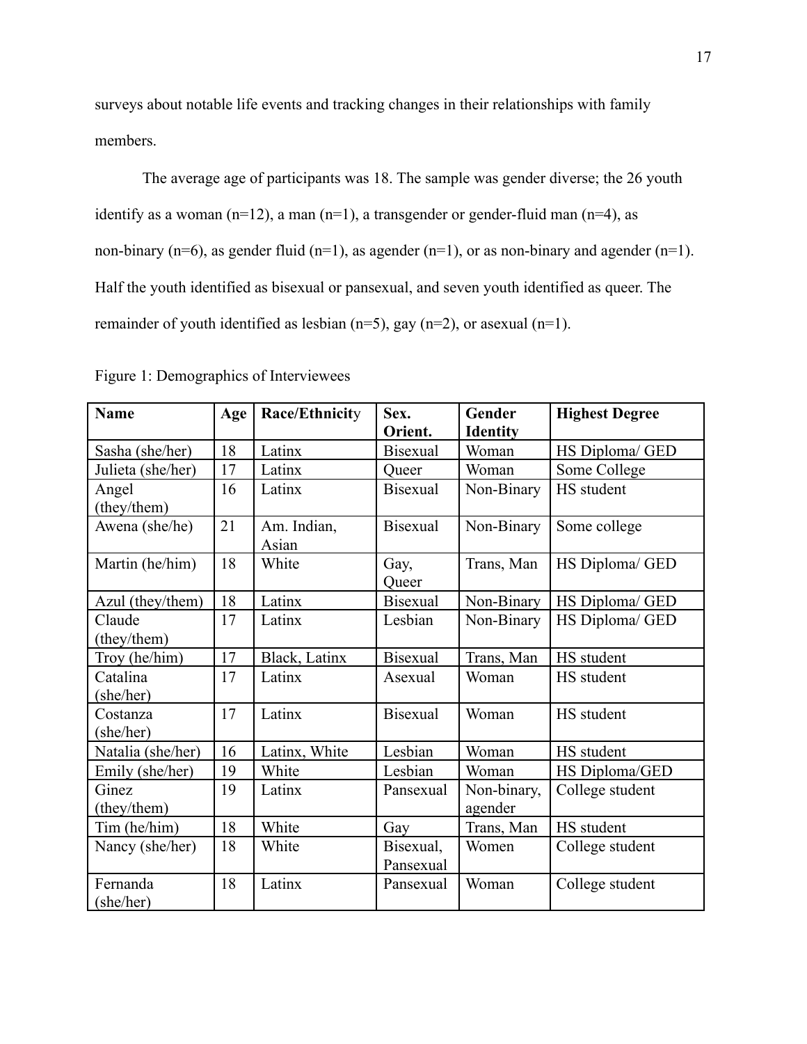surveys about notable life events and tracking changes in their relationships with family members.

The average age of participants was 18. The sample was gender diverse; the 26 youth identify as a woman (n=12), a man (n=1), a transgender or gender-fluid man (n=4), as non-binary (n=6), as gender fluid (n=1), as agender (n=1), or as non-binary and agender (n=1). Half the youth identified as bisexual or pansexual, and seven youth identified as queer. The remainder of youth identified as lesbian (n=5), gay (n=2), or asexual (n=1).

Figure 1: Demographics of Interviewees

| Name | Age | Race/Ethnicity | Sex. Orient. | Gender Identity | Highest Degree |
|---|---|---|---|---|---|
| Sasha (she/her) | 18 | Latinx | Bisexual | Woman | HS Diploma/ GED |
| Julieta (she/her) | 17 | Latinx | Queer | Woman | Some College |
| Angel (they/them) | 16 | Latinx | Bisexual | Non-Binary | HS student |
| Awena (she/he) | 21 | Am. Indian, Asian | Bisexual | Non-Binary | Some college |
| Martin (he/him) | 18 | White | Gay, Queer | Trans, Man | HS Diploma/ GED |
| Azul (they/them) | 18 | Latinx | Bisexual | Non-Binary | HS Diploma/ GED |
| Claude (they/them) | 17 | Latinx | Lesbian | Non-Binary | HS Diploma/ GED |
| Troy (he/him) | 17 | Black, Latinx | Bisexual | Trans, Man | HS student |
| Catalina (she/her) | 17 | Latinx | Asexual | Woman | HS student |
| Costanza (she/her) | 17 | Latinx | Bisexual | Woman | HS student |
| Natalia (she/her) | 16 | Latinx, White | Lesbian | Woman | HS student |
| Emily (she/her) | 19 | White | Lesbian | Woman | HS Diploma/GED |
| Ginez (they/them) | 19 | Latinx | Pansexual | Non-binary, agender | College student |
| Tim (he/him) | 18 | White | Gay | Trans, Man | HS student |
| Nancy (she/her) | 18 | White | Bisexual, Pansexual | Women | College student |
| Fernanda (she/her) | 18 | Latinx | Pansexual | Woman | College student |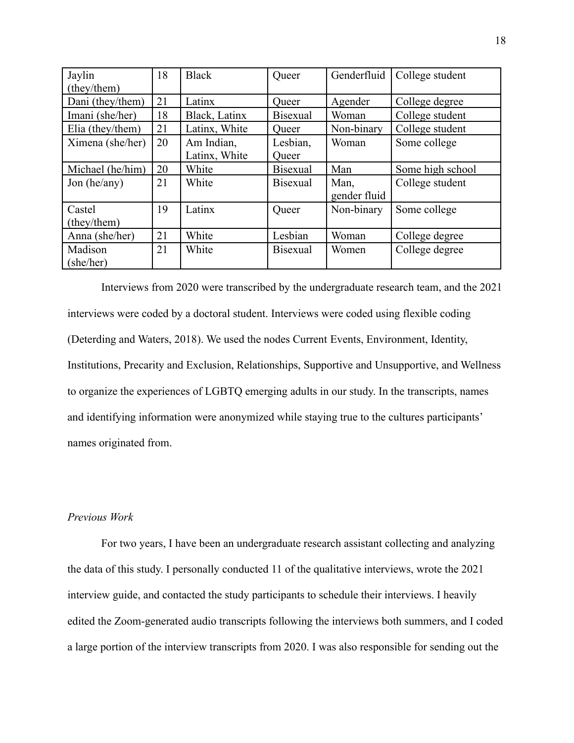| Jaylin (they/them) | 18 | Black | Queer | Genderfluid | College student |
|---|---|---|---|---|---|
| Dani (they/them) | 21 | Latinx | Queer | Agender | College degree |
| Imani (she/her) | 18 | Black, Latinx | Bisexual | Woman | College student |
| Elia (they/them) | 21 | Latinx, White | Queer | Non-binary | College student |
| Ximena (she/her) | 20 | Am Indian, Latinx, White | Lesbian, Queer | Woman | Some college |
| Michael (he/him) | 20 | White | Bisexual | Man | Some high school |
| Jon (he/any) | 21 | White | Bisexual | Man, gender fluid | College student |
| Castel (they/them) | 19 | Latinx | Queer | Non-binary | Some college |
| Anna (she/her) | 21 | White | Lesbian | Woman | College degree |
| Madison (she/her) | 21 | White | Bisexual | Women | College degree |

Interviews from 2020 were transcribed by the undergraduate research team, and the 2021 interviews were coded by a doctoral student. Interviews were coded using flexible coding (Deterding and Waters, 2018). We used the nodes Current Events, Environment, Identity, Institutions, Precarity and Exclusion, Relationships, Supportive and Unsupportive, and Wellness to organize the experiences of LGBTQ emerging adults in our study. In the transcripts, names and identifying information were anonymized while staying true to the cultures participants' names originated from.

*Previous Work*

For two years, I have been an undergraduate research assistant collecting and analyzing the data of this study. I personally conducted 11 of the qualitative interviews, wrote the 2021 interview guide, and contacted the study participants to schedule their interviews. I heavily edited the Zoom-generated audio transcripts following the interviews both summers, and I coded a large portion of the interview transcripts from 2020. I was also responsible for sending out the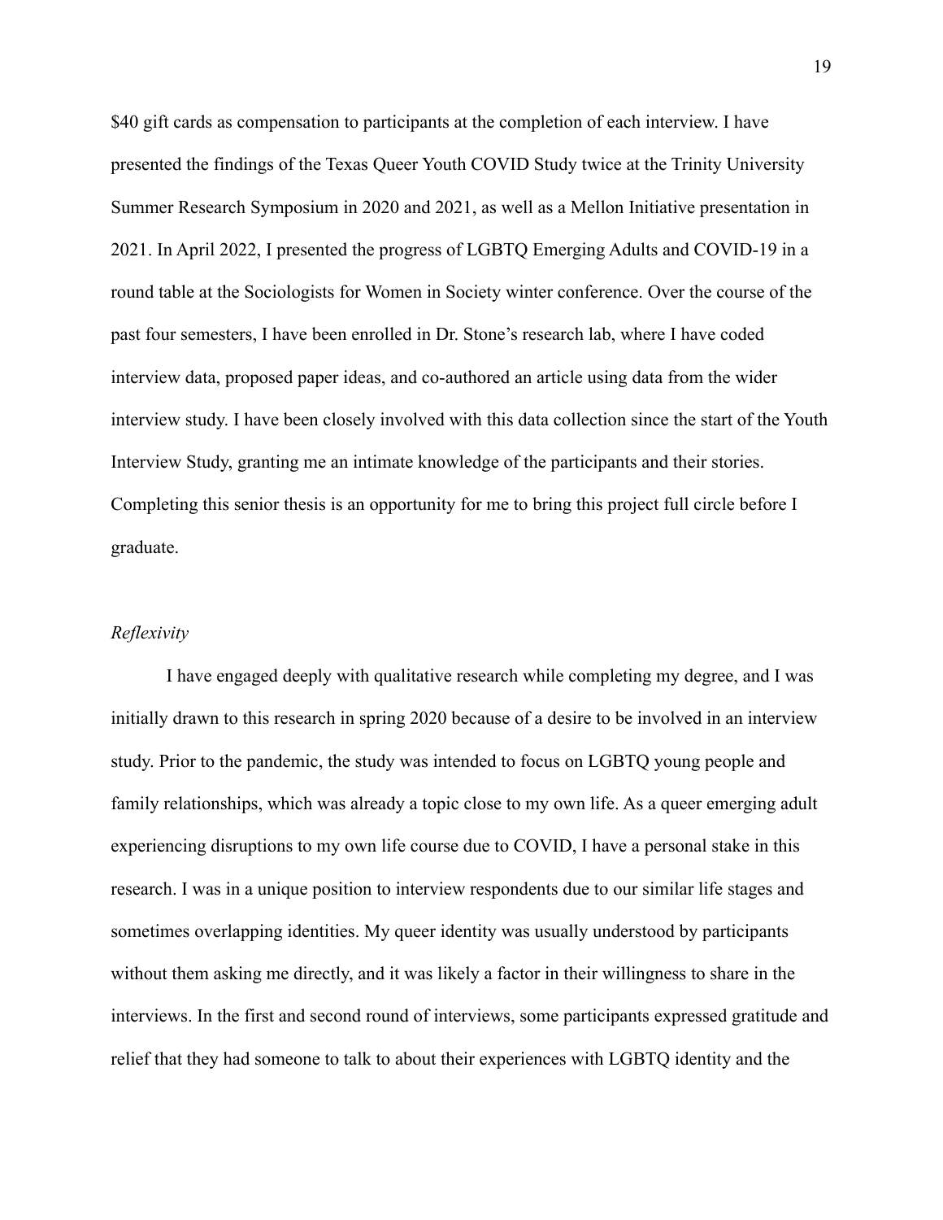$40 gift cards as compensation to participants at the completion of each interview. I have presented the findings of the Texas Queer Youth COVID Study twice at the Trinity University Summer Research Symposium in 2020 and 2021, as well as a Mellon Initiative presentation in 2021. In April 2022, I presented the progress of LGBTQ Emerging Adults and COVID-19 in a round table at the Sociologists for Women in Society winter conference. Over the course of the past four semesters, I have been enrolled in Dr. Stone's research lab, where I have coded interview data, proposed paper ideas, and co-authored an article using data from the wider interview study. I have been closely involved with this data collection since the start of the Youth Interview Study, granting me an intimate knowledge of the participants and their stories. Completing this senior thesis is an opportunity for me to bring this project full circle before I graduate.

*Reflexivity*

I have engaged deeply with qualitative research while completing my degree, and I was initially drawn to this research in spring 2020 because of a desire to be involved in an interview study. Prior to the pandemic, the study was intended to focus on LGBTQ young people and family relationships, which was already a topic close to my own life. As a queer emerging adult experiencing disruptions to my own life course due to COVID, I have a personal stake in this research. I was in a unique position to interview respondents due to our similar life stages and sometimes overlapping identities. My queer identity was usually understood by participants without them asking me directly, and it was likely a factor in their willingness to share in the interviews. In the first and second round of interviews, some participants expressed gratitude and relief that they had someone to talk to about their experiences with LGBTQ identity and the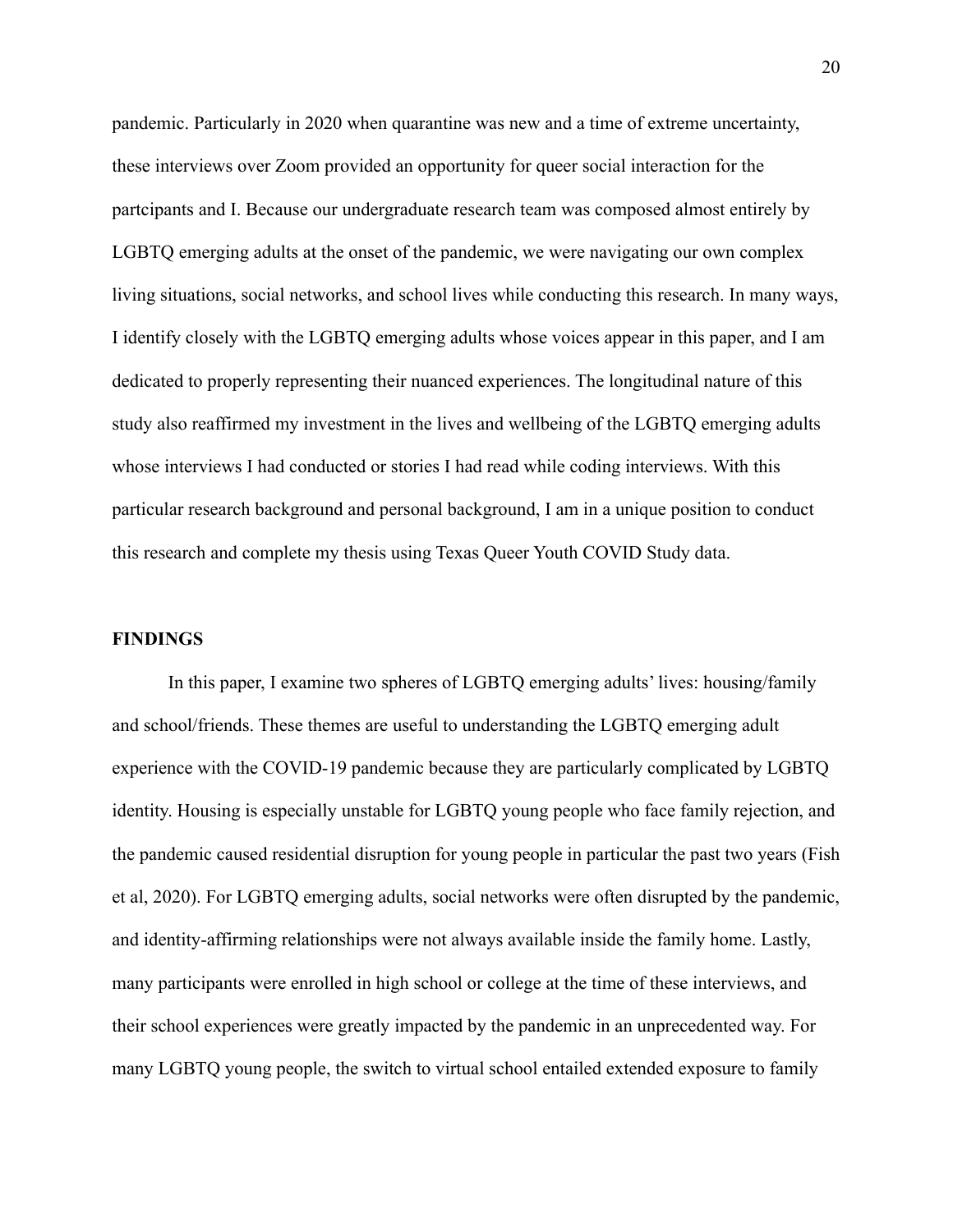pandemic. Particularly in 2020 when quarantine was new and a time of extreme uncertainty, these interviews over Zoom provided an opportunity for queer social interaction for the partcipants and I. Because our undergraduate research team was composed almost entirely by LGBTQ emerging adults at the onset of the pandemic, we were navigating our own complex living situations, social networks, and school lives while conducting this research. In many ways, I identify closely with the LGBTQ emerging adults whose voices appear in this paper, and I am dedicated to properly representing their nuanced experiences. The longitudinal nature of this study also reaffirmed my investment in the lives and wellbeing of the LGBTQ emerging adults whose interviews I had conducted or stories I had read while coding interviews. With this particular research background and personal background, I am in a unique position to conduct this research and complete my thesis using Texas Queer Youth COVID Study data.

## FINDINGS

In this paper, I examine two spheres of LGBTQ emerging adults' lives: housing/family and school/friends. These themes are useful to understanding the LGBTQ emerging adult experience with the COVID-19 pandemic because they are particularly complicated by LGBTQ identity. Housing is especially unstable for LGBTQ young people who face family rejection, and the pandemic caused residential disruption for young people in particular the past two years (Fish et al, 2020). For LGBTQ emerging adults, social networks were often disrupted by the pandemic, and identity-affirming relationships were not always available inside the family home. Lastly, many participants were enrolled in high school or college at the time of these interviews, and their school experiences were greatly impacted by the pandemic in an unprecedented way. For many LGBTQ young people, the switch to virtual school entailed extended exposure to family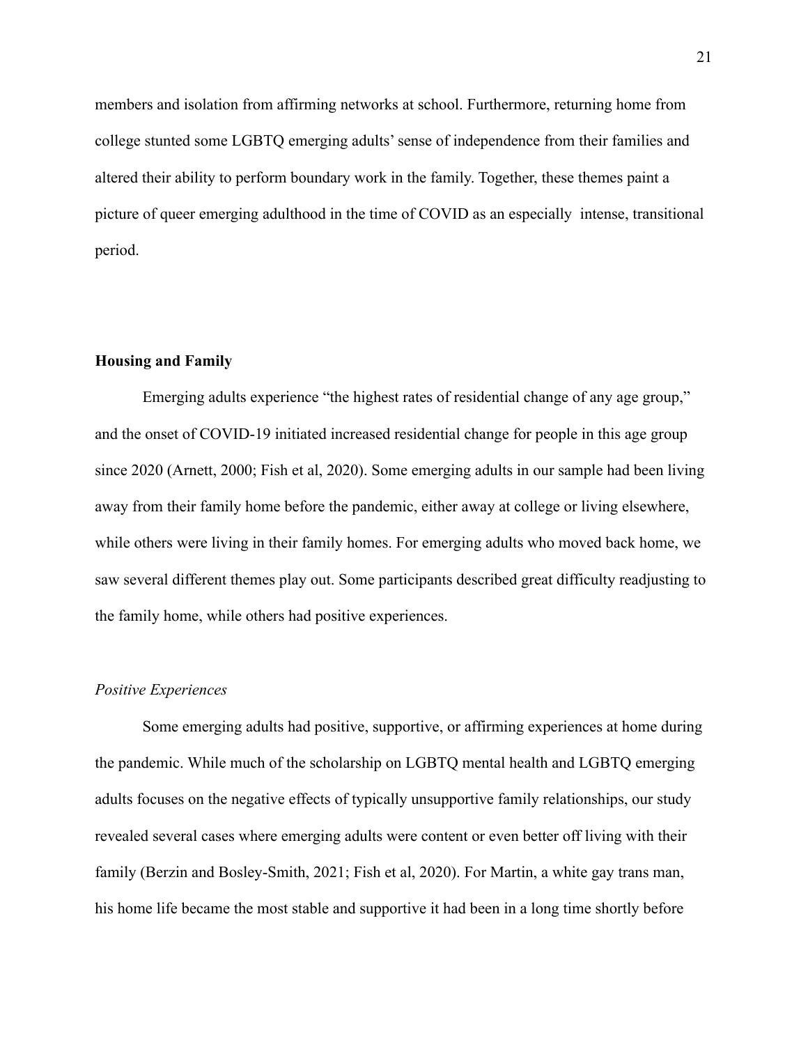members and isolation from affirming networks at school. Furthermore, returning home from college stunted some LGBTQ emerging adults' sense of independence from their families and altered their ability to perform boundary work in the family. Together, these themes paint a picture of queer emerging adulthood in the time of COVID as an especially intense, transitional period.

## Housing and Family

Emerging adults experience "the highest rates of residential change of any age group," and the onset of COVID-19 initiated increased residential change for people in this age group since 2020 (Arnett, 2000; Fish et al, 2020). Some emerging adults in our sample had been living away from their family home before the pandemic, either away at college or living elsewhere, while others were living in their family homes. For emerging adults who moved back home, we saw several different themes play out. Some participants described great difficulty readjusting to the family home, while others had positive experiences.

### *Positive Experiences*

Some emerging adults had positive, supportive, or affirming experiences at home during the pandemic. While much of the scholarship on LGBTQ mental health and LGBTQ emerging adults focuses on the negative effects of typically unsupportive family relationships, our study revealed several cases where emerging adults were content or even better off living with their family (Berzin and Bosley-Smith, 2021; Fish et al, 2020). For Martin, a white gay trans man, his home life became the most stable and supportive it had been in a long time shortly before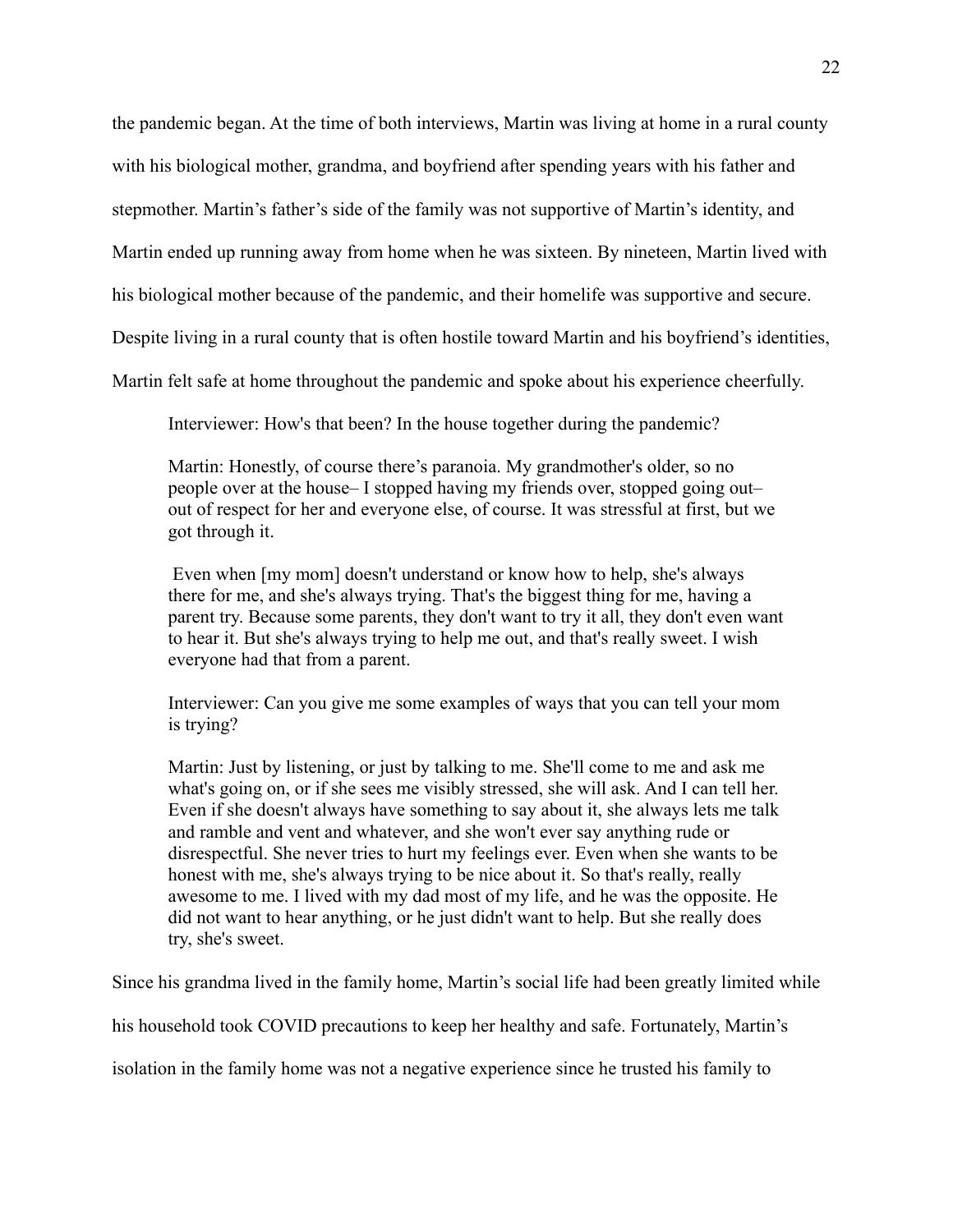the pandemic began. At the time of both interviews, Martin was living at home in a rural county with his biological mother, grandma, and boyfriend after spending years with his father and stepmother. Martin's father's side of the family was not supportive of Martin's identity, and Martin ended up running away from home when he was sixteen. By nineteen, Martin lived with his biological mother because of the pandemic, and their homelife was supportive and secure. Despite living in a rural county that is often hostile toward Martin and his boyfriend's identities, Martin felt safe at home throughout the pandemic and spoke about his experience cheerfully.

> Interviewer: How's that been? In the house together during the pandemic?
>
> Martin: Honestly, of course there's paranoia. My grandmother's older, so no people over at the house– I stopped having my friends over, stopped going out– out of respect for her and everyone else, of course. It was stressful at first, but we got through it.
>
> Even when [my mom] doesn't understand or know how to help, she's always there for me, and she's always trying. That's the biggest thing for me, having a parent try. Because some parents, they don't want to try it all, they don't even want to hear it. But she's always trying to help me out, and that's really sweet. I wish everyone had that from a parent.
>
> Interviewer: Can you give me some examples of ways that you can tell your mom is trying?
>
> Martin: Just by listening, or just by talking to me. She'll come to me and ask me what's going on, or if she sees me visibly stressed, she will ask. And I can tell her. Even if she doesn't always have something to say about it, she always lets me talk and ramble and vent and whatever, and she won't ever say anything rude or disrespectful. She never tries to hurt my feelings ever. Even when she wants to be honest with me, she's always trying to be nice about it. So that's really, really awesome to me. I lived with my dad most of my life, and he was the opposite. He did not want to hear anything, or he just didn't want to help. But she really does try, she's sweet.

Since his grandma lived in the family home, Martin's social life had been greatly limited while his household took COVID precautions to keep her healthy and safe. Fortunately, Martin's isolation in the family home was not a negative experience since he trusted his family to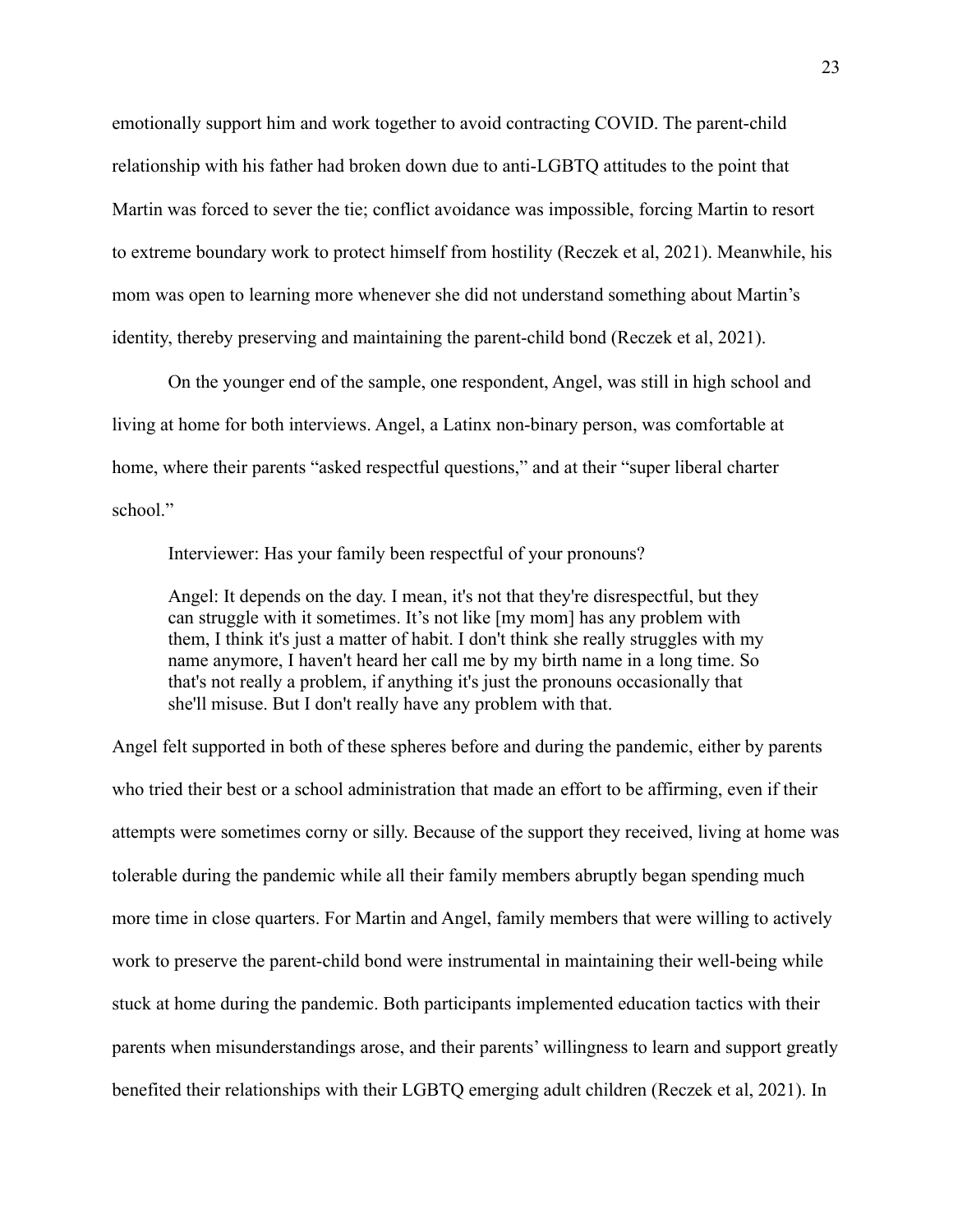emotionally support him and work together to avoid contracting COVID. The parent-child relationship with his father had broken down due to anti-LGBTQ attitudes to the point that Martin was forced to sever the tie; conflict avoidance was impossible, forcing Martin to resort to extreme boundary work to protect himself from hostility (Reczek et al, 2021). Meanwhile, his mom was open to learning more whenever she did not understand something about Martin's identity, thereby preserving and maintaining the parent-child bond (Reczek et al, 2021).

On the younger end of the sample, one respondent, Angel, was still in high school and living at home for both interviews. Angel, a Latinx non-binary person, was comfortable at home, where their parents "asked respectful questions," and at their "super liberal charter school."

> Interviewer: Has your family been respectful of your pronouns?
>
> Angel: It depends on the day. I mean, it's not that they're disrespectful, but they can struggle with it sometimes. It's not like [my mom] has any problem with them, I think it's just a matter of habit. I don't think she really struggles with my name anymore, I haven't heard her call me by my birth name in a long time. So that's not really a problem, if anything it's just the pronouns occasionally that she'll misuse. But I don't really have any problem with that.

Angel felt supported in both of these spheres before and during the pandemic, either by parents who tried their best or a school administration that made an effort to be affirming, even if their attempts were sometimes corny or silly. Because of the support they received, living at home was tolerable during the pandemic while all their family members abruptly began spending much more time in close quarters. For Martin and Angel, family members that were willing to actively work to preserve the parent-child bond were instrumental in maintaining their well-being while stuck at home during the pandemic. Both participants implemented education tactics with their parents when misunderstandings arose, and their parents' willingness to learn and support greatly benefited their relationships with their LGBTQ emerging adult children (Reczek et al, 2021). In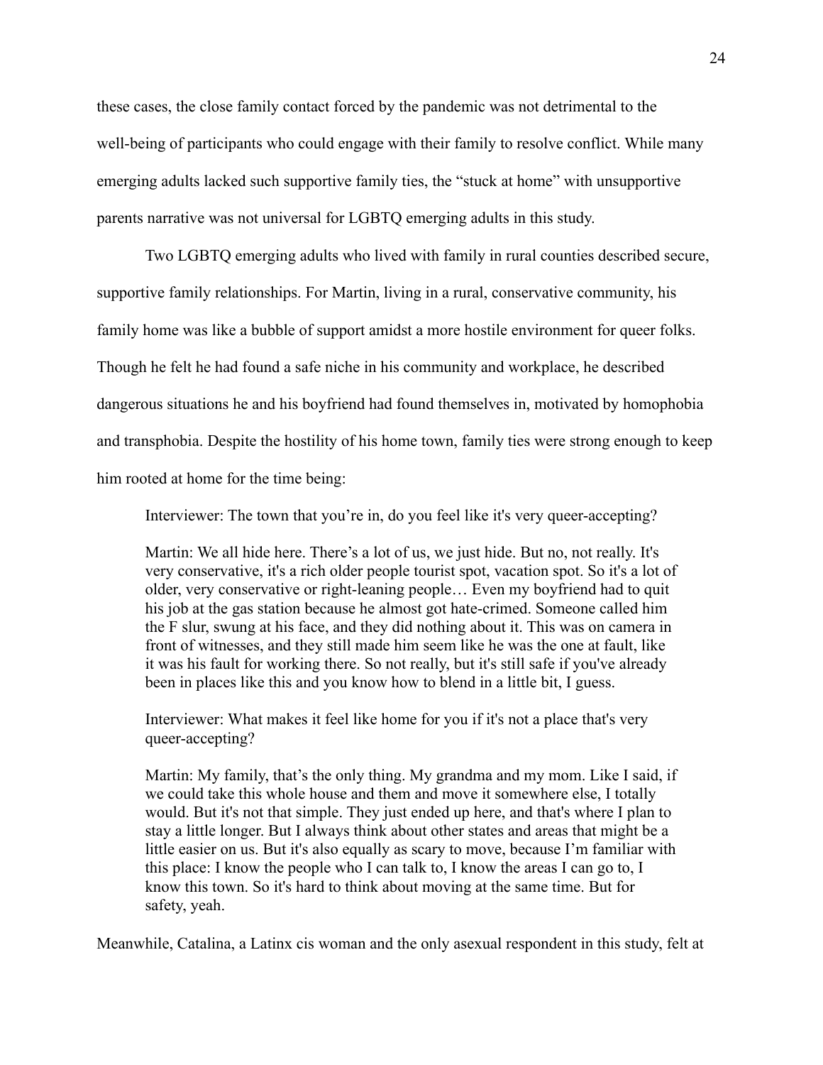these cases, the close family contact forced by the pandemic was not detrimental to the well-being of participants who could engage with their family to resolve conflict. While many emerging adults lacked such supportive family ties, the "stuck at home" with unsupportive parents narrative was not universal for LGBTQ emerging adults in this study.

Two LGBTQ emerging adults who lived with family in rural counties described secure, supportive family relationships. For Martin, living in a rural, conservative community, his family home was like a bubble of support amidst a more hostile environment for queer folks. Though he felt he had found a safe niche in his community and workplace, he described dangerous situations he and his boyfriend had found themselves in, motivated by homophobia and transphobia. Despite the hostility of his home town, family ties were strong enough to keep him rooted at home for the time being:

> Interviewer: The town that you're in, do you feel like it's very queer-accepting?
>
> Martin: We all hide here. There's a lot of us, we just hide. But no, not really. It's very conservative, it's a rich older people tourist spot, vacation spot. So it's a lot of older, very conservative or right-leaning people… Even my boyfriend had to quit his job at the gas station because he almost got hate-crimed. Someone called him the F slur, swung at his face, and they did nothing about it. This was on camera in front of witnesses, and they still made him seem like he was the one at fault, like it was his fault for working there. So not really, but it's still safe if you've already been in places like this and you know how to blend in a little bit, I guess.
>
> Interviewer: What makes it feel like home for you if it's not a place that's very queer-accepting?
>
> Martin: My family, that's the only thing. My grandma and my mom. Like I said, if we could take this whole house and them and move it somewhere else, I totally would. But it's not that simple. They just ended up here, and that's where I plan to stay a little longer. But I always think about other states and areas that might be a little easier on us. But it's also equally as scary to move, because I'm familiar with this place: I know the people who I can talk to, I know the areas I can go to, I know this town. So it's hard to think about moving at the same time. But for safety, yeah.

Meanwhile, Catalina, a Latinx cis woman and the only asexual respondent in this study, felt at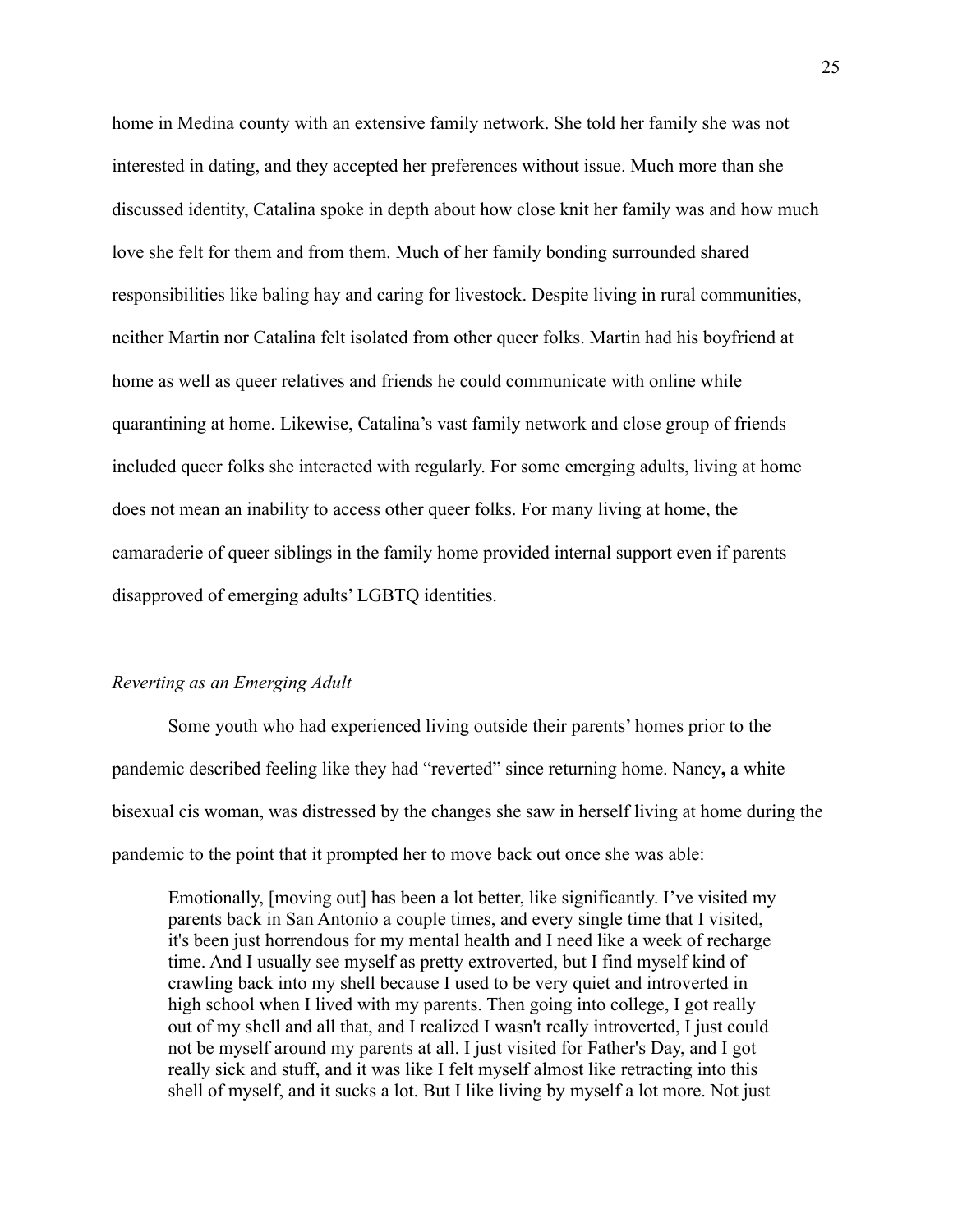home in Medina county with an extensive family network. She told her family she was not interested in dating, and they accepted her preferences without issue. Much more than she discussed identity, Catalina spoke in depth about how close knit her family was and how much love she felt for them and from them. Much of her family bonding surrounded shared responsibilities like baling hay and caring for livestock. Despite living in rural communities, neither Martin nor Catalina felt isolated from other queer folks. Martin had his boyfriend at home as well as queer relatives and friends he could communicate with online while quarantining at home. Likewise, Catalina's vast family network and close group of friends included queer folks she interacted with regularly. For some emerging adults, living at home does not mean an inability to access other queer folks. For many living at home, the camaraderie of queer siblings in the family home provided internal support even if parents disapproved of emerging adults' LGBTQ identities.

*Reverting as an Emerging Adult*

Some youth who had experienced living outside their parents' homes prior to the pandemic described feeling like they had "reverted" since returning home. Nancy**,** a white bisexual cis woman, was distressed by the changes she saw in herself living at home during the pandemic to the point that it prompted her to move back out once she was able:

> Emotionally, [moving out] has been a lot better, like significantly. I've visited my parents back in San Antonio a couple times, and every single time that I visited, it's been just horrendous for my mental health and I need like a week of recharge time. And I usually see myself as pretty extroverted, but I find myself kind of crawling back into my shell because I used to be very quiet and introverted in high school when I lived with my parents. Then going into college, I got really out of my shell and all that, and I realized I wasn't really introverted, I just could not be myself around my parents at all. I just visited for Father's Day, and I got really sick and stuff, and it was like I felt myself almost like retracting into this shell of myself, and it sucks a lot. But I like living by myself a lot more. Not just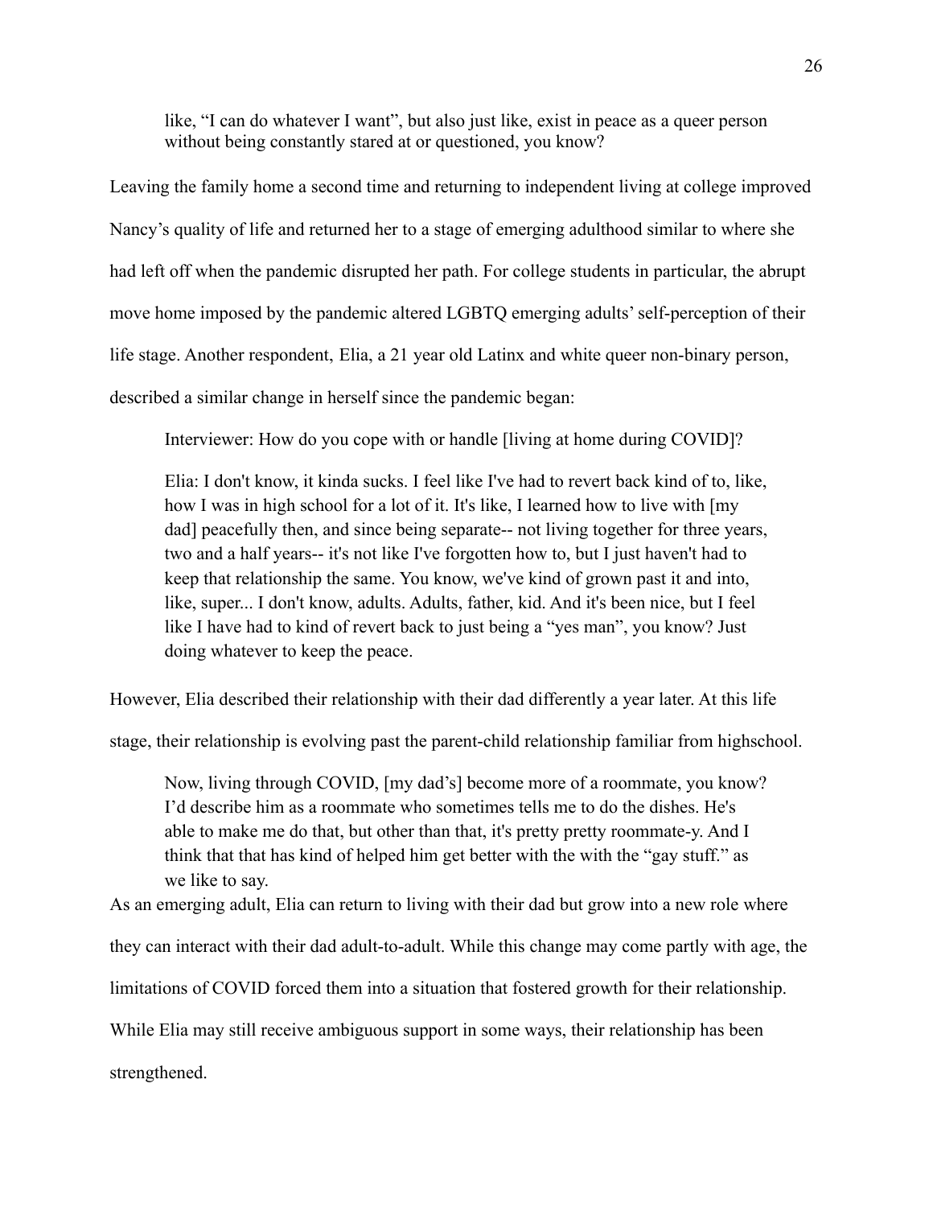> like, "I can do whatever I want", but also just like, exist in peace as a queer person without being constantly stared at or questioned, you know?

Leaving the family home a second time and returning to independent living at college improved Nancy's quality of life and returned her to a stage of emerging adulthood similar to where she had left off when the pandemic disrupted her path. For college students in particular, the abrupt move home imposed by the pandemic altered LGBTQ emerging adults' self-perception of their life stage. Another respondent, Elia, a 21 year old Latinx and white queer non-binary person, described a similar change in herself since the pandemic began:

> Interviewer: How do you cope with or handle [living at home during COVID]?
>
> Elia: I don't know, it kinda sucks. I feel like I've had to revert back kind of to, like, how I was in high school for a lot of it. It's like, I learned how to live with [my dad] peacefully then, and since being separate-- not living together for three years, two and a half years-- it's not like I've forgotten how to, but I just haven't had to keep that relationship the same. You know, we've kind of grown past it and into, like, super... I don't know, adults. Adults, father, kid. And it's been nice, but I feel like I have had to kind of revert back to just being a "yes man", you know? Just doing whatever to keep the peace.

However, Elia described their relationship with their dad differently a year later. At this life stage, their relationship is evolving past the parent-child relationship familiar from highschool.

> Now, living through COVID, [my dad's] become more of a roommate, you know? I'd describe him as a roommate who sometimes tells me to do the dishes. He's able to make me do that, but other than that, it's pretty pretty roommate-y. And I think that that has kind of helped him get better with the with the "gay stuff." as we like to say.

As an emerging adult, Elia can return to living with their dad but grow into a new role where they can interact with their dad adult-to-adult. While this change may come partly with age, the limitations of COVID forced them into a situation that fostered growth for their relationship. While Elia may still receive ambiguous support in some ways, their relationship has been strengthened.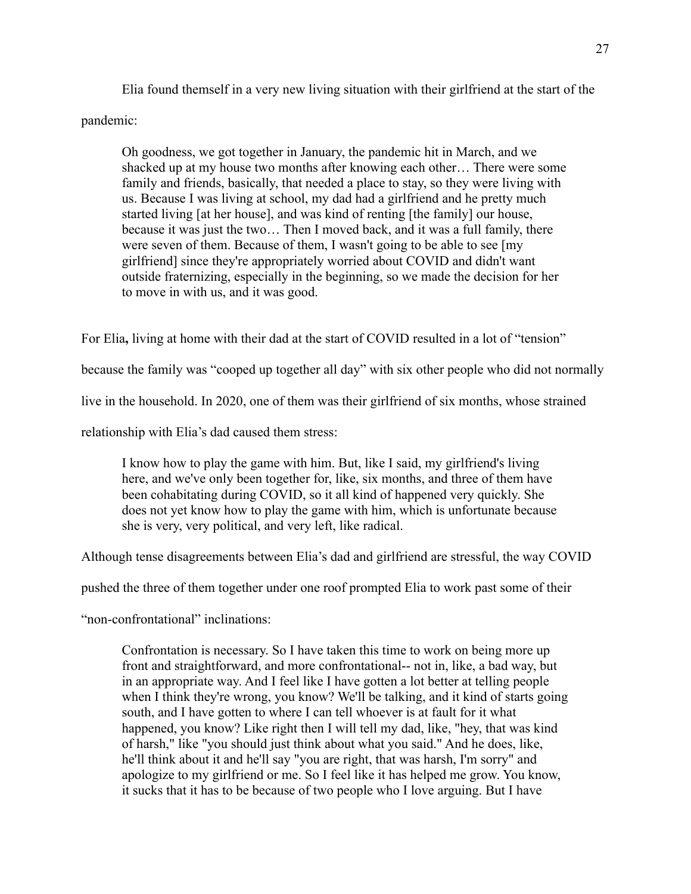Elia found themself in a very new living situation with their girlfriend at the start of the pandemic:

> Oh goodness, we got together in January, the pandemic hit in March, and we shacked up at my house two months after knowing each other… There were some family and friends, basically, that needed a place to stay, so they were living with us. Because I was living at school, my dad had a girlfriend and he pretty much started living [at her house], and was kind of renting [the family] our house, because it was just the two… Then I moved back, and it was a full family, there were seven of them. Because of them, I wasn't going to be able to see [my girlfriend] since they're appropriately worried about COVID and didn't want outside fraternizing, especially in the beginning, so we made the decision for her to move in with us, and it was good.

For Elia**,** living at home with their dad at the start of COVID resulted in a lot of "tension" because the family was "cooped up together all day" with six other people who did not normally live in the household. In 2020, one of them was their girlfriend of six months, whose strained relationship with Elia's dad caused them stress:

> I know how to play the game with him. But, like I said, my girlfriend's living here, and we've only been together for, like, six months, and three of them have been cohabitating during COVID, so it all kind of happened very quickly. She does not yet know how to play the game with him, which is unfortunate because she is very, very political, and very left, like radical.

Although tense disagreements between Elia's dad and girlfriend are stressful, the way COVID pushed the three of them together under one roof prompted Elia to work past some of their "non-confrontational" inclinations:

> Confrontation is necessary. So I have taken this time to work on being more up front and straightforward, and more confrontational-- not in, like, a bad way, but in an appropriate way. And I feel like I have gotten a lot better at telling people when I think they're wrong, you know? We'll be talking, and it kind of starts going south, and I have gotten to where I can tell whoever is at fault for it what happened, you know? Like right then I will tell my dad, like, "hey, that was kind of harsh," like "you should just think about what you said." And he does, like, he'll think about it and he'll say "you are right, that was harsh, I'm sorry" and apologize to my girlfriend or me. So I feel like it has helped me grow. You know, it sucks that it has to be because of two people who I love arguing. But I have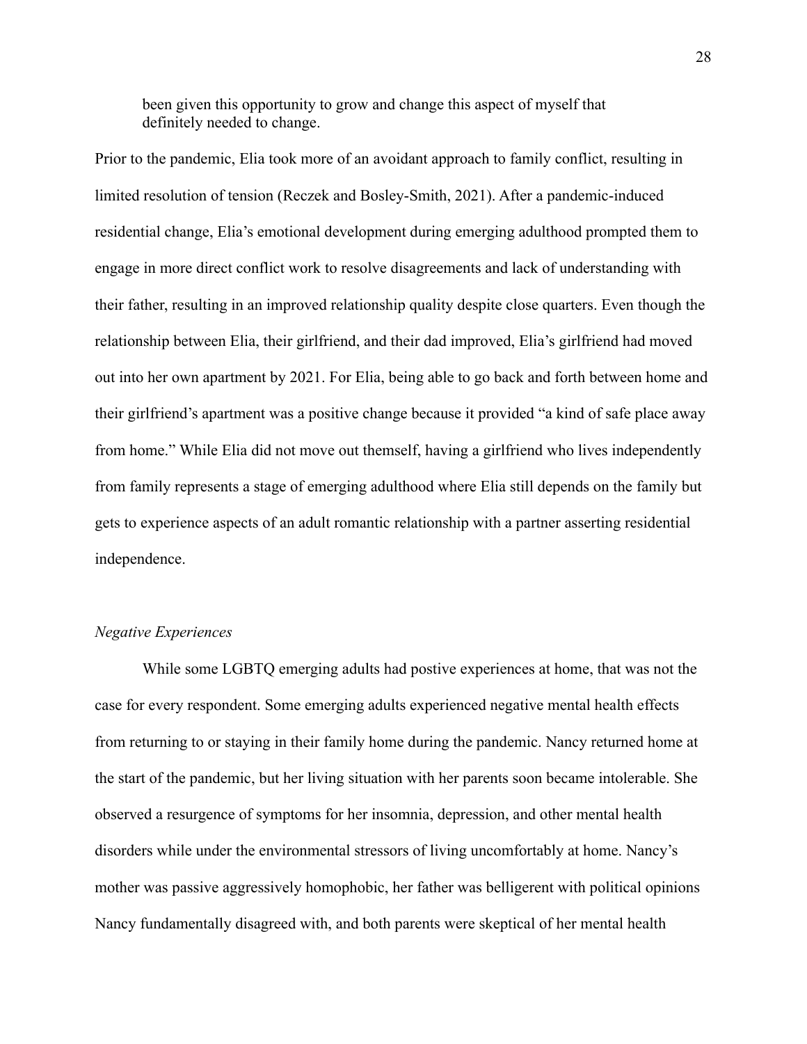> been given this opportunity to grow and change this aspect of myself that definitely needed to change.

Prior to the pandemic, Elia took more of an avoidant approach to family conflict, resulting in limited resolution of tension (Reczek and Bosley-Smith, 2021). After a pandemic-induced residential change, Elia's emotional development during emerging adulthood prompted them to engage in more direct conflict work to resolve disagreements and lack of understanding with their father, resulting in an improved relationship quality despite close quarters. Even though the relationship between Elia, their girlfriend, and their dad improved, Elia's girlfriend had moved out into her own apartment by 2021. For Elia, being able to go back and forth between home and their girlfriend's apartment was a positive change because it provided "a kind of safe place away from home." While Elia did not move out themself, having a girlfriend who lives independently from family represents a stage of emerging adulthood where Elia still depends on the family but gets to experience aspects of an adult romantic relationship with a partner asserting residential independence.

*Negative Experiences*

While some LGBTQ emerging adults had postive experiences at home, that was not the case for every respondent. Some emerging adults experienced negative mental health effects from returning to or staying in their family home during the pandemic. Nancy returned home at the start of the pandemic, but her living situation with her parents soon became intolerable. She observed a resurgence of symptoms for her insomnia, depression, and other mental health disorders while under the environmental stressors of living uncomfortably at home. Nancy's mother was passive aggressively homophobic, her father was belligerent with political opinions Nancy fundamentally disagreed with, and both parents were skeptical of her mental health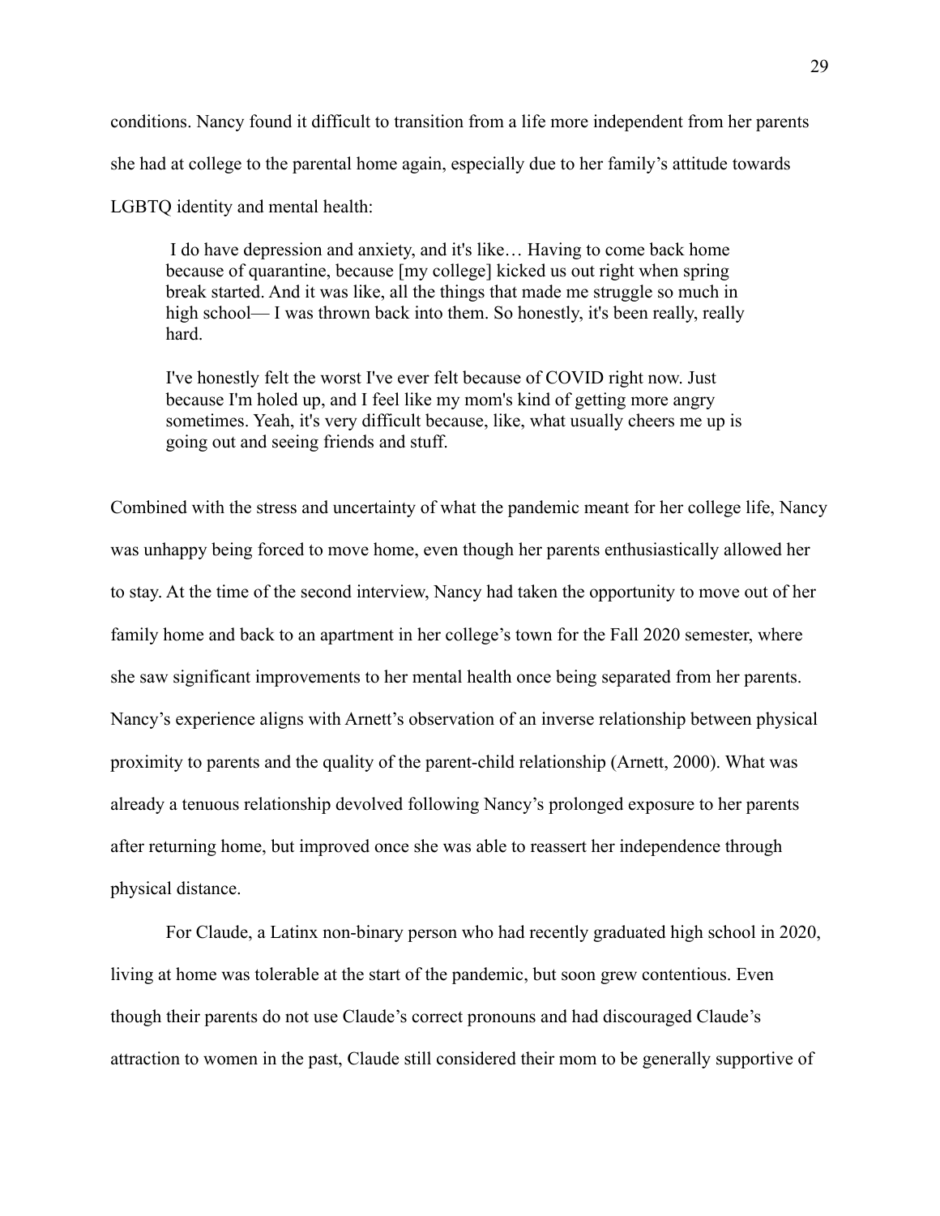conditions. Nancy found it difficult to transition from a life more independent from her parents she had at college to the parental home again, especially due to her family's attitude towards LGBTQ identity and mental health:

> I do have depression and anxiety, and it's like… Having to come back home because of quarantine, because [my college] kicked us out right when spring break started. And it was like, all the things that made me struggle so much in high school— I was thrown back into them. So honestly, it's been really, really hard.
>
> I've honestly felt the worst I've ever felt because of COVID right now. Just because I'm holed up, and I feel like my mom's kind of getting more angry sometimes. Yeah, it's very difficult because, like, what usually cheers me up is going out and seeing friends and stuff.

Combined with the stress and uncertainty of what the pandemic meant for her college life, Nancy was unhappy being forced to move home, even though her parents enthusiastically allowed her to stay. At the time of the second interview, Nancy had taken the opportunity to move out of her family home and back to an apartment in her college's town for the Fall 2020 semester, where she saw significant improvements to her mental health once being separated from her parents. Nancy's experience aligns with Arnett's observation of an inverse relationship between physical proximity to parents and the quality of the parent-child relationship (Arnett, 2000). What was already a tenuous relationship devolved following Nancy's prolonged exposure to her parents after returning home, but improved once she was able to reassert her independence through physical distance.

For Claude, a Latinx non-binary person who had recently graduated high school in 2020, living at home was tolerable at the start of the pandemic, but soon grew contentious. Even though their parents do not use Claude's correct pronouns and had discouraged Claude's attraction to women in the past, Claude still considered their mom to be generally supportive of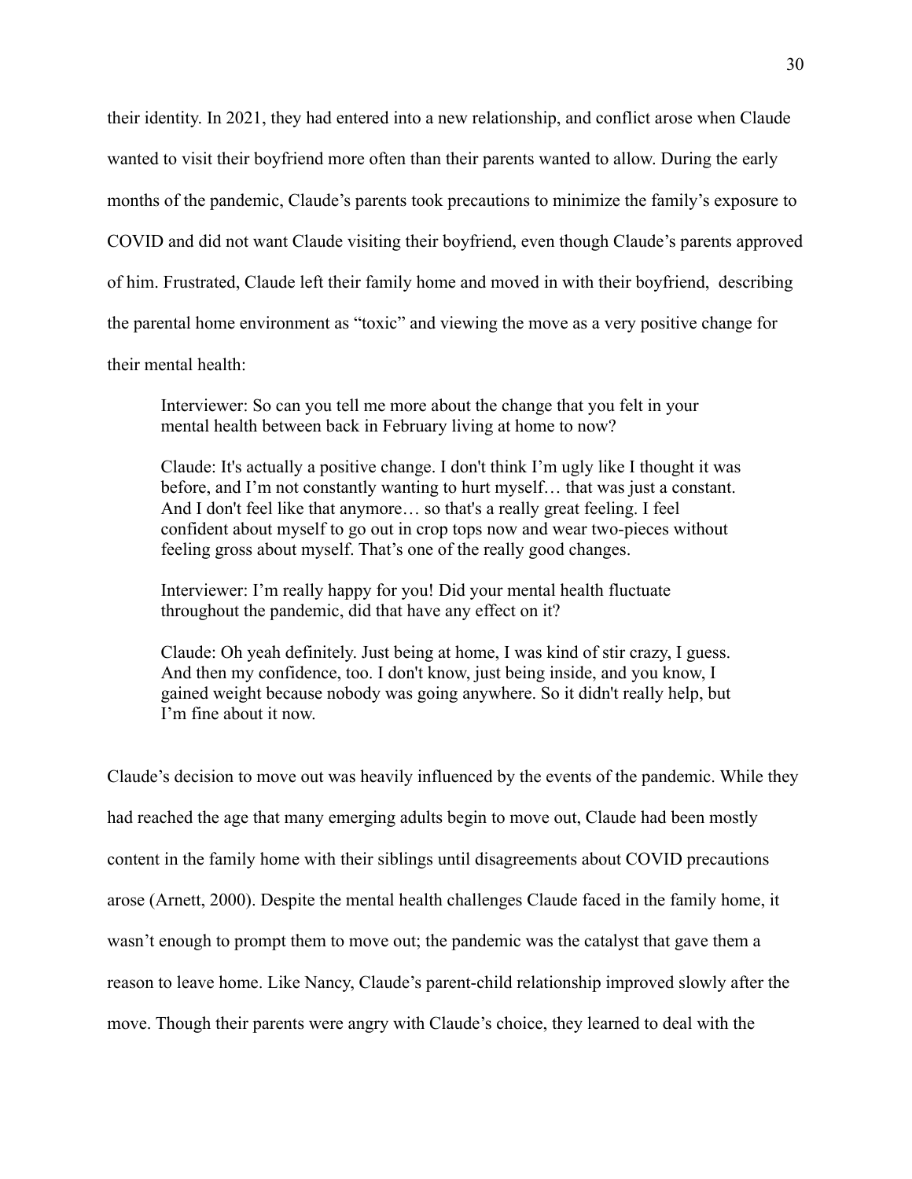their identity. In 2021, they had entered into a new relationship, and conflict arose when Claude wanted to visit their boyfriend more often than their parents wanted to allow. During the early months of the pandemic, Claude's parents took precautions to minimize the family's exposure to COVID and did not want Claude visiting their boyfriend, even though Claude's parents approved of him. Frustrated, Claude left their family home and moved in with their boyfriend, describing the parental home environment as "toxic" and viewing the move as a very positive change for their mental health:

> Interviewer: So can you tell me more about the change that you felt in your mental health between back in February living at home to now?
>
> Claude: It's actually a positive change. I don't think I'm ugly like I thought it was before, and I'm not constantly wanting to hurt myself… that was just a constant. And I don't feel like that anymore… so that's a really great feeling. I feel confident about myself to go out in crop tops now and wear two-pieces without feeling gross about myself. That's one of the really good changes.
>
> Interviewer: I'm really happy for you! Did your mental health fluctuate throughout the pandemic, did that have any effect on it?
>
> Claude: Oh yeah definitely. Just being at home, I was kind of stir crazy, I guess. And then my confidence, too. I don't know, just being inside, and you know, I gained weight because nobody was going anywhere. So it didn't really help, but I'm fine about it now.

Claude's decision to move out was heavily influenced by the events of the pandemic. While they had reached the age that many emerging adults begin to move out, Claude had been mostly content in the family home with their siblings until disagreements about COVID precautions arose (Arnett, 2000). Despite the mental health challenges Claude faced in the family home, it wasn't enough to prompt them to move out; the pandemic was the catalyst that gave them a reason to leave home. Like Nancy, Claude's parent-child relationship improved slowly after the move. Though their parents were angry with Claude's choice, they learned to deal with the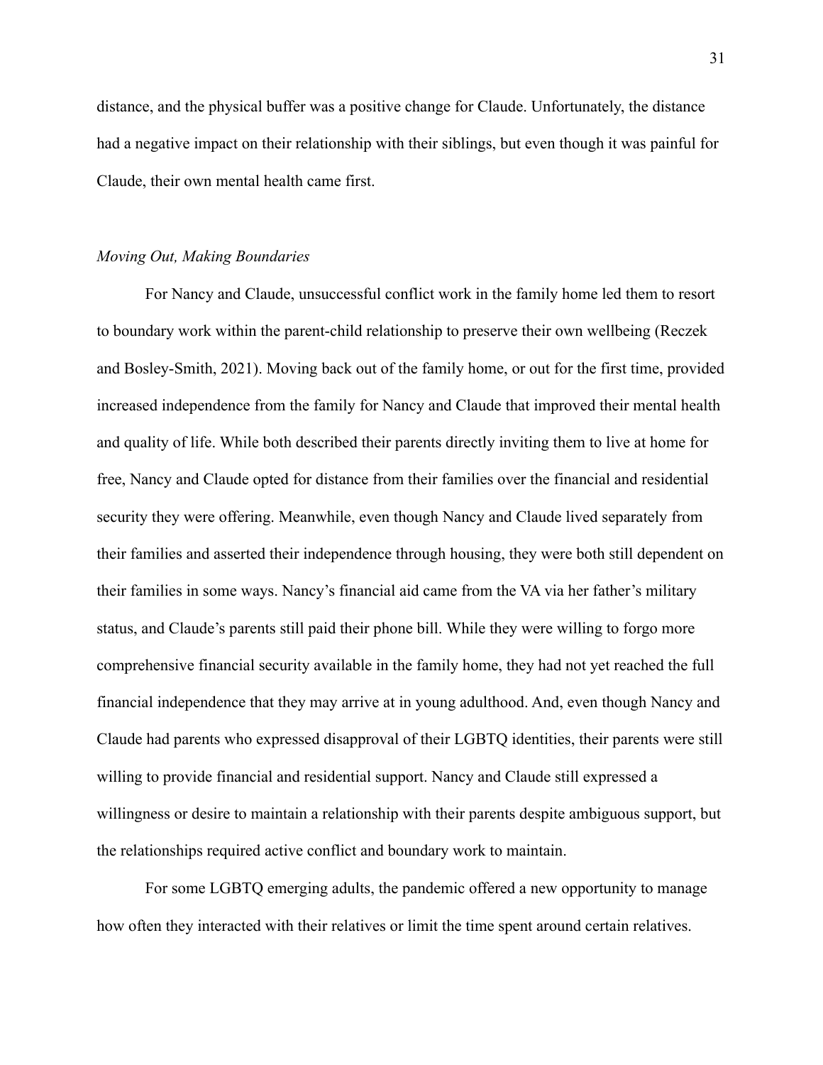distance, and the physical buffer was a positive change for Claude. Unfortunately, the distance had a negative impact on their relationship with their siblings, but even though it was painful for Claude, their own mental health came first.

*Moving Out, Making Boundaries*

For Nancy and Claude, unsuccessful conflict work in the family home led them to resort to boundary work within the parent-child relationship to preserve their own wellbeing (Reczek and Bosley-Smith, 2021). Moving back out of the family home, or out for the first time, provided increased independence from the family for Nancy and Claude that improved their mental health and quality of life. While both described their parents directly inviting them to live at home for free, Nancy and Claude opted for distance from their families over the financial and residential security they were offering. Meanwhile, even though Nancy and Claude lived separately from their families and asserted their independence through housing, they were both still dependent on their families in some ways. Nancy's financial aid came from the VA via her father's military status, and Claude's parents still paid their phone bill. While they were willing to forgo more comprehensive financial security available in the family home, they had not yet reached the full financial independence that they may arrive at in young adulthood. And, even though Nancy and Claude had parents who expressed disapproval of their LGBTQ identities, their parents were still willing to provide financial and residential support. Nancy and Claude still expressed a willingness or desire to maintain a relationship with their parents despite ambiguous support, but the relationships required active conflict and boundary work to maintain.

For some LGBTQ emerging adults, the pandemic offered a new opportunity to manage how often they interacted with their relatives or limit the time spent around certain relatives.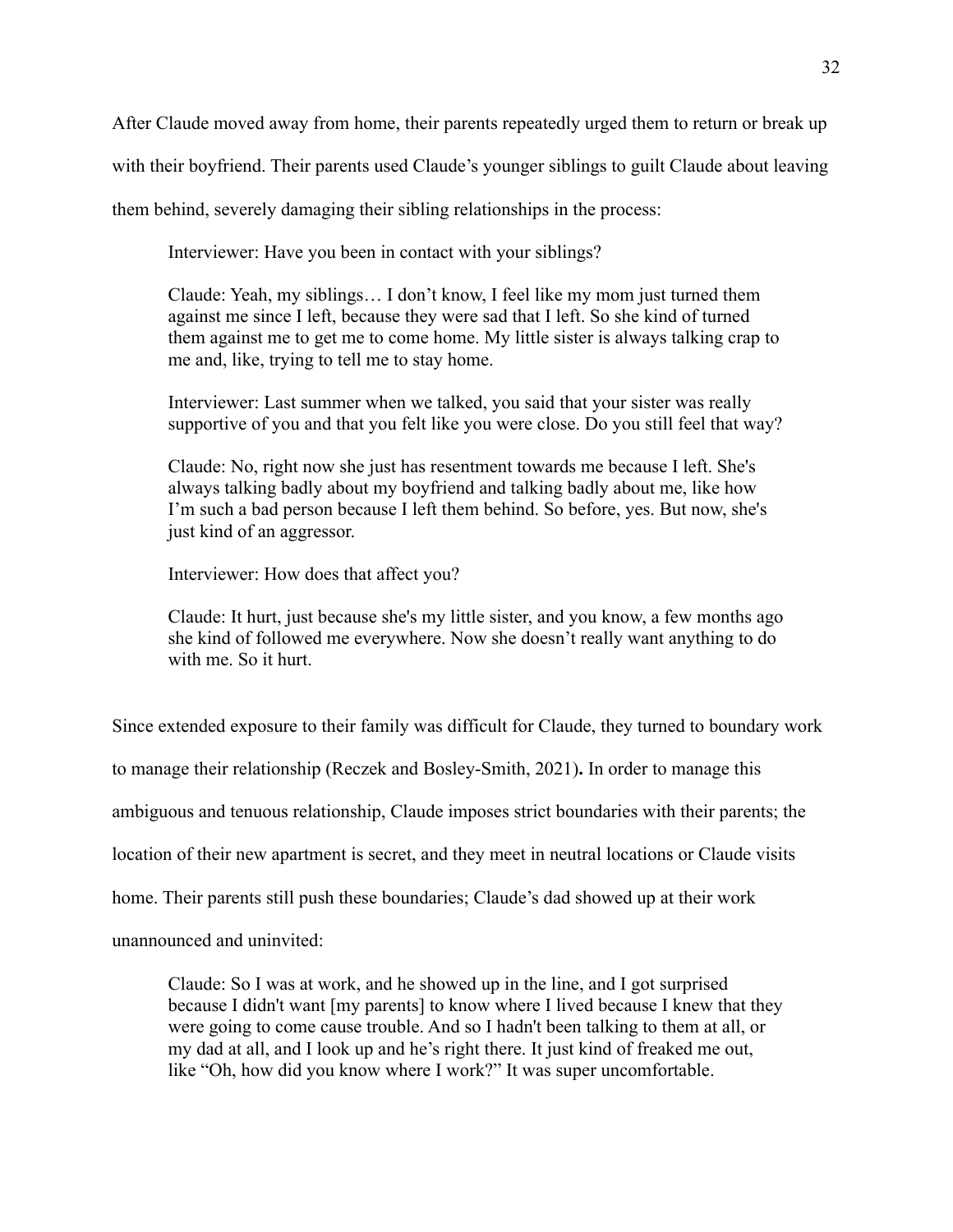After Claude moved away from home, their parents repeatedly urged them to return or break up with their boyfriend. Their parents used Claude's younger siblings to guilt Claude about leaving them behind, severely damaging their sibling relationships in the process:

> Interviewer: Have you been in contact with your siblings?
>
> Claude: Yeah, my siblings… I don't know, I feel like my mom just turned them against me since I left, because they were sad that I left. So she kind of turned them against me to get me to come home. My little sister is always talking crap to me and, like, trying to tell me to stay home.
>
> Interviewer: Last summer when we talked, you said that your sister was really supportive of you and that you felt like you were close. Do you still feel that way?
>
> Claude: No, right now she just has resentment towards me because I left. She's always talking badly about my boyfriend and talking badly about me, like how I'm such a bad person because I left them behind. So before, yes. But now, she's just kind of an aggressor.
>
> Interviewer: How does that affect you?
>
> Claude: It hurt, just because she's my little sister, and you know, a few months ago she kind of followed me everywhere. Now she doesn't really want anything to do with me. So it hurt.

Since extended exposure to their family was difficult for Claude, they turned to boundary work to manage their relationship (Reczek and Bosley-Smith, 2021). In order to manage this ambiguous and tenuous relationship, Claude imposes strict boundaries with their parents; the location of their new apartment is secret, and they meet in neutral locations or Claude visits home. Their parents still push these boundaries; Claude's dad showed up at their work unannounced and uninvited:

> Claude: So I was at work, and he showed up in the line, and I got surprised because I didn't want [my parents] to know where I lived because I knew that they were going to come cause trouble. And so I hadn't been talking to them at all, or my dad at all, and I look up and he's right there. It just kind of freaked me out, like "Oh, how did you know where I work?" It was super uncomfortable.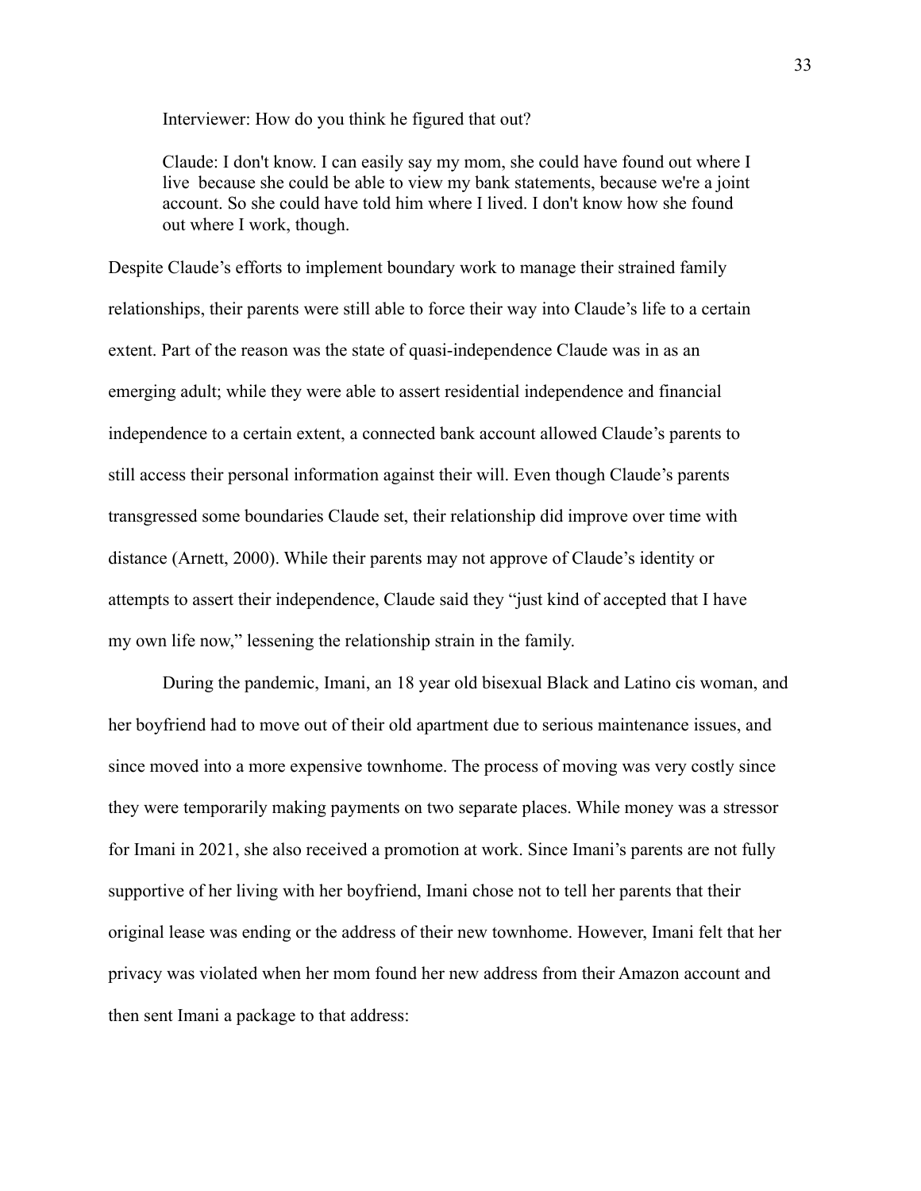> Interviewer: How do you think he figured that out?
>
> Claude: I don't know. I can easily say my mom, she could have found out where I live because she could be able to view my bank statements, because we're a joint account. So she could have told him where I lived. I don't know how she found out where I work, though.

Despite Claude's efforts to implement boundary work to manage their strained family relationships, their parents were still able to force their way into Claude's life to a certain extent. Part of the reason was the state of quasi-independence Claude was in as an emerging adult; while they were able to assert residential independence and financial independence to a certain extent, a connected bank account allowed Claude's parents to still access their personal information against their will. Even though Claude's parents transgressed some boundaries Claude set, their relationship did improve over time with distance (Arnett, 2000). While their parents may not approve of Claude's identity or attempts to assert their independence, Claude said they "just kind of accepted that I have my own life now," lessening the relationship strain in the family.

During the pandemic, Imani, an 18 year old bisexual Black and Latino cis woman, and her boyfriend had to move out of their old apartment due to serious maintenance issues, and since moved into a more expensive townhome. The process of moving was very costly since they were temporarily making payments on two separate places. While money was a stressor for Imani in 2021, she also received a promotion at work. Since Imani's parents are not fully supportive of her living with her boyfriend, Imani chose not to tell her parents that their original lease was ending or the address of their new townhome. However, Imani felt that her privacy was violated when her mom found her new address from their Amazon account and then sent Imani a package to that address: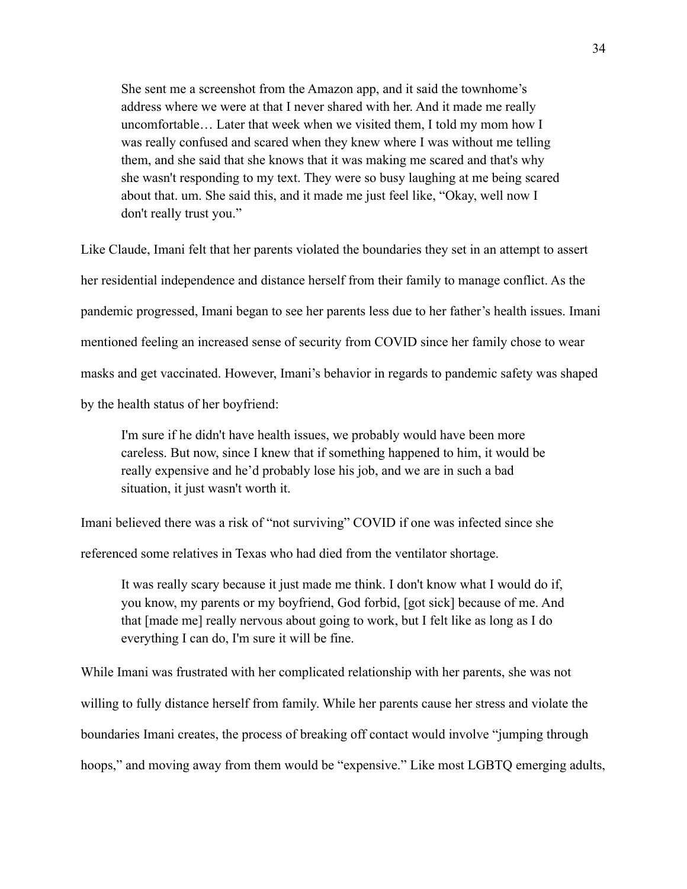> She sent me a screenshot from the Amazon app, and it said the townhome's address where we were at that I never shared with her. And it made me really uncomfortable… Later that week when we visited them, I told my mom how I was really confused and scared when they knew where I was without me telling them, and she said that she knows that it was making me scared and that's why she wasn't responding to my text. They were so busy laughing at me being scared about that. um. She said this, and it made me just feel like, "Okay, well now I don't really trust you."

Like Claude, Imani felt that her parents violated the boundaries they set in an attempt to assert her residential independence and distance herself from their family to manage conflict. As the pandemic progressed, Imani began to see her parents less due to her father's health issues. Imani mentioned feeling an increased sense of security from COVID since her family chose to wear masks and get vaccinated. However, Imani's behavior in regards to pandemic safety was shaped by the health status of her boyfriend:

> I'm sure if he didn't have health issues, we probably would have been more careless. But now, since I knew that if something happened to him, it would be really expensive and he'd probably lose his job, and we are in such a bad situation, it just wasn't worth it.

Imani believed there was a risk of "not surviving" COVID if one was infected since she referenced some relatives in Texas who had died from the ventilator shortage.

> It was really scary because it just made me think. I don't know what I would do if, you know, my parents or my boyfriend, God forbid, [got sick] because of me. And that [made me] really nervous about going to work, but I felt like as long as I do everything I can do, I'm sure it will be fine.

While Imani was frustrated with her complicated relationship with her parents, she was not willing to fully distance herself from family. While her parents cause her stress and violate the boundaries Imani creates, the process of breaking off contact would involve "jumping through hoops," and moving away from them would be "expensive." Like most LGBTQ emerging adults,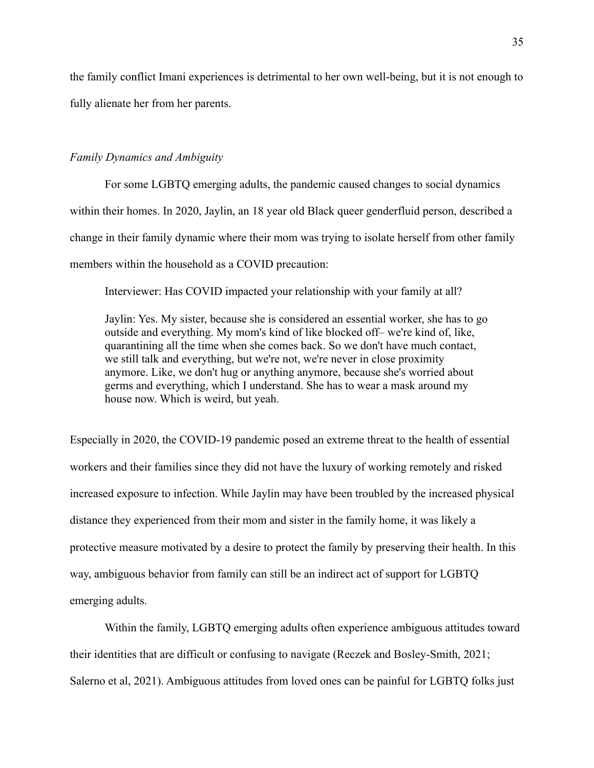the family conflict Imani experiences is detrimental to her own well-being, but it is not enough to fully alienate her from her parents.

### *Family Dynamics and Ambiguity*

For some LGBTQ emerging adults, the pandemic caused changes to social dynamics within their homes. In 2020, Jaylin, an 18 year old Black queer genderfluid person, described a change in their family dynamic where their mom was trying to isolate herself from other family members within the household as a COVID precaution:

> Interviewer: Has COVID impacted your relationship with your family at all?
>
> Jaylin: Yes. My sister, because she is considered an essential worker, she has to go outside and everything. My mom's kind of like blocked off– we're kind of, like, quarantining all the time when she comes back. So we don't have much contact, we still talk and everything, but we're not, we're never in close proximity anymore. Like, we don't hug or anything anymore, because she's worried about germs and everything, which I understand. She has to wear a mask around my house now. Which is weird, but yeah.

Especially in 2020, the COVID-19 pandemic posed an extreme threat to the health of essential workers and their families since they did not have the luxury of working remotely and risked increased exposure to infection. While Jaylin may have been troubled by the increased physical distance they experienced from their mom and sister in the family home, it was likely a protective measure motivated by a desire to protect the family by preserving their health. In this way, ambiguous behavior from family can still be an indirect act of support for LGBTQ emerging adults.

Within the family, LGBTQ emerging adults often experience ambiguous attitudes toward their identities that are difficult or confusing to navigate (Reczek and Bosley-Smith, 2021; Salerno et al, 2021). Ambiguous attitudes from loved ones can be painful for LGBTQ folks just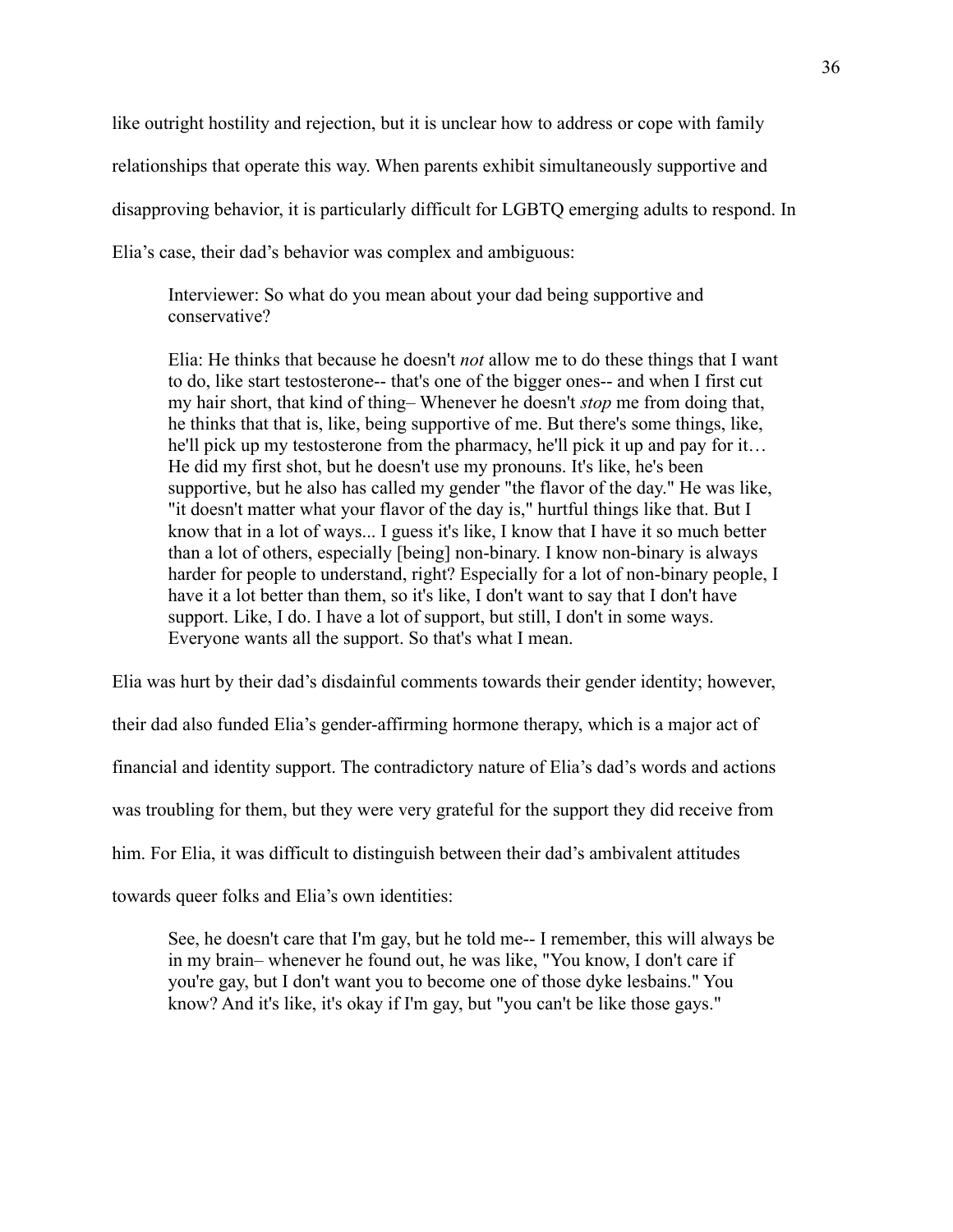like outright hostility and rejection, but it is unclear how to address or cope with family relationships that operate this way. When parents exhibit simultaneously supportive and disapproving behavior, it is particularly difficult for LGBTQ emerging adults to respond. In Elia's case, their dad's behavior was complex and ambiguous:

> Interviewer: So what do you mean about your dad being supportive and conservative?
>
> Elia: He thinks that because he doesn't *not* allow me to do these things that I want to do, like start testosterone-- that's one of the bigger ones-- and when I first cut my hair short, that kind of thing– Whenever he doesn't *stop* me from doing that, he thinks that that is, like, being supportive of me. But there's some things, like, he'll pick up my testosterone from the pharmacy, he'll pick it up and pay for it… He did my first shot, but he doesn't use my pronouns. It's like, he's been supportive, but he also has called my gender "the flavor of the day." He was like, "it doesn't matter what your flavor of the day is," hurtful things like that. But I know that in a lot of ways... I guess it's like, I know that I have it so much better than a lot of others, especially [being] non-binary. I know non-binary is always harder for people to understand, right? Especially for a lot of non-binary people, I have it a lot better than them, so it's like, I don't want to say that I don't have support. Like, I do. I have a lot of support, but still, I don't in some ways. Everyone wants all the support. So that's what I mean.

Elia was hurt by their dad's disdainful comments towards their gender identity; however, their dad also funded Elia's gender-affirming hormone therapy, which is a major act of financial and identity support. The contradictory nature of Elia's dad's words and actions was troubling for them, but they were very grateful for the support they did receive from him. For Elia, it was difficult to distinguish between their dad's ambivalent attitudes towards queer folks and Elia's own identities:

> See, he doesn't care that I'm gay, but he told me-- I remember, this will always be in my brain– whenever he found out, he was like, "You know, I don't care if you're gay, but I don't want you to become one of those dyke lesbains." You know? And it's like, it's okay if I'm gay, but "you can't be like those gays."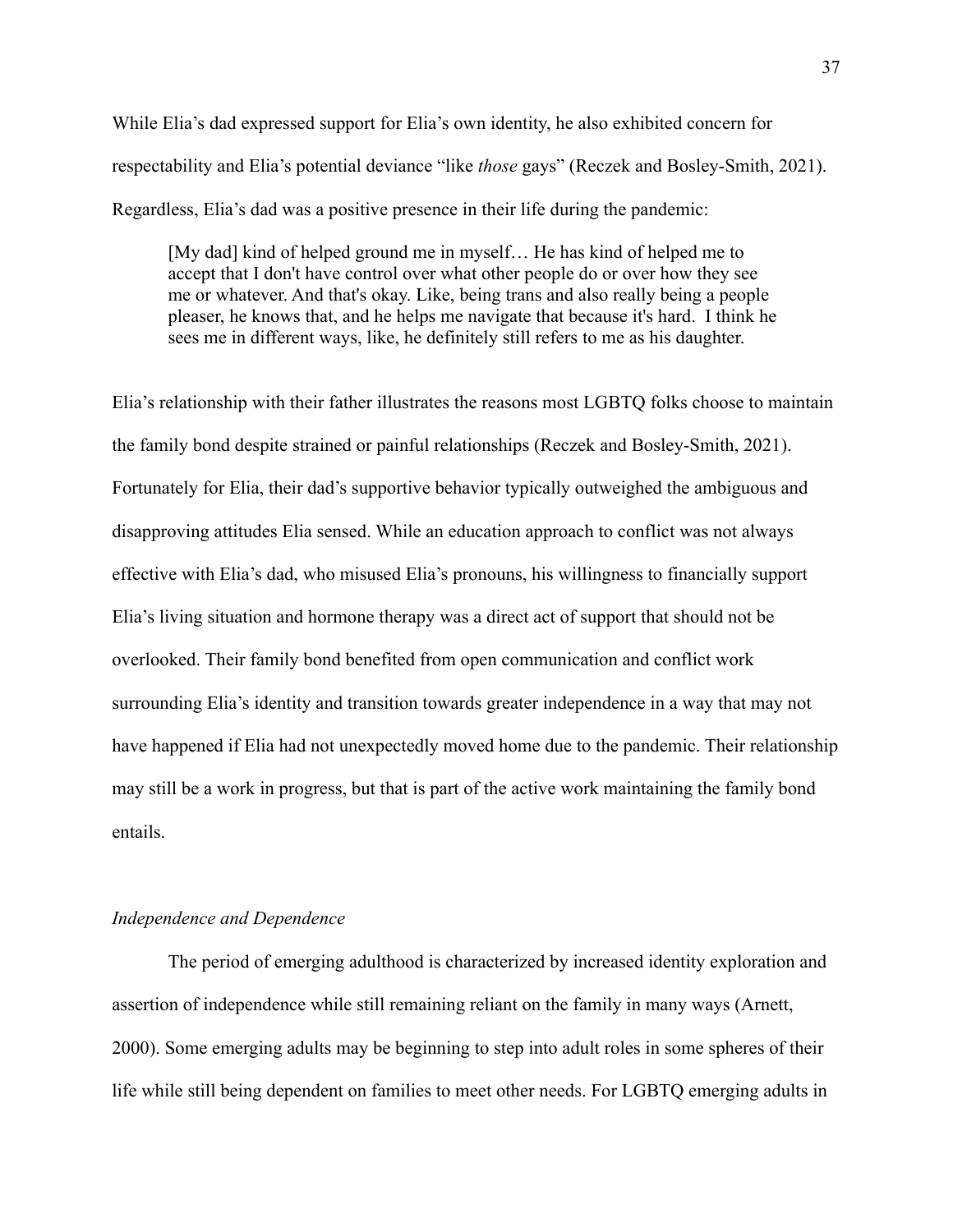While Elia's dad expressed support for Elia's own identity, he also exhibited concern for respectability and Elia's potential deviance "like *those* gays" (Reczek and Bosley-Smith, 2021). Regardless, Elia's dad was a positive presence in their life during the pandemic:

> [My dad] kind of helped ground me in myself… He has kind of helped me to accept that I don't have control over what other people do or over how they see me or whatever. And that's okay. Like, being trans and also really being a people pleaser, he knows that, and he helps me navigate that because it's hard. I think he sees me in different ways, like, he definitely still refers to me as his daughter.

Elia's relationship with their father illustrates the reasons most LGBTQ folks choose to maintain the family bond despite strained or painful relationships (Reczek and Bosley-Smith, 2021). Fortunately for Elia, their dad's supportive behavior typically outweighed the ambiguous and disapproving attitudes Elia sensed. While an education approach to conflict was not always effective with Elia's dad, who misused Elia's pronouns, his willingness to financially support Elia's living situation and hormone therapy was a direct act of support that should not be overlooked. Their family bond benefited from open communication and conflict work surrounding Elia's identity and transition towards greater independence in a way that may not have happened if Elia had not unexpectedly moved home due to the pandemic. Their relationship may still be a work in progress, but that is part of the active work maintaining the family bond entails.

### *Independence and Dependence*

The period of emerging adulthood is characterized by increased identity exploration and assertion of independence while still remaining reliant on the family in many ways (Arnett, 2000). Some emerging adults may be beginning to step into adult roles in some spheres of their life while still being dependent on families to meet other needs. For LGBTQ emerging adults in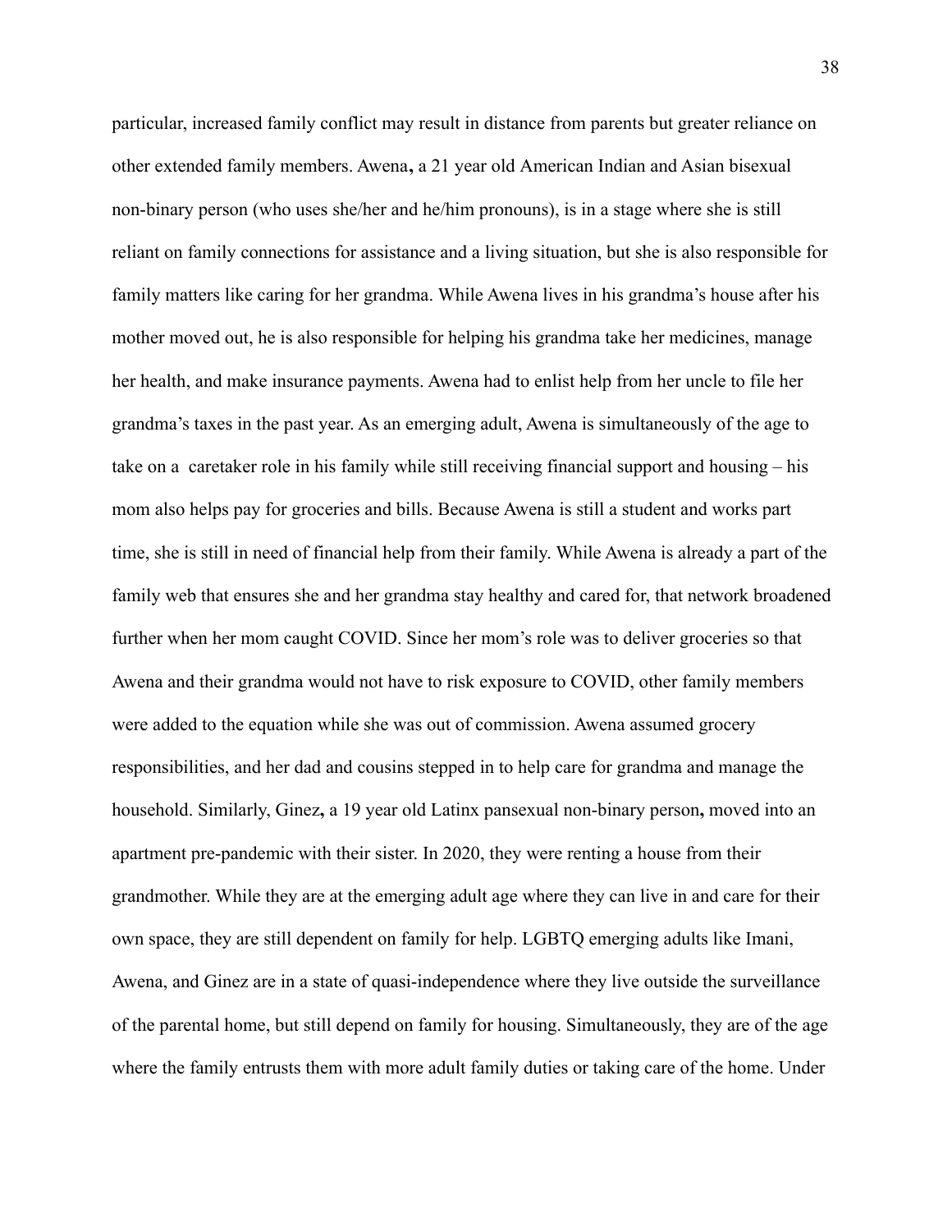particular, increased family conflict may result in distance from parents but greater reliance on other extended family members. Awena**,** a 21 year old American Indian and Asian bisexual non-binary person (who uses she/her and he/him pronouns), is in a stage where she is still reliant on family connections for assistance and a living situation, but she is also responsible for family matters like caring for her grandma. While Awena lives in his grandma's house after his mother moved out, he is also responsible for helping his grandma take her medicines, manage her health, and make insurance payments. Awena had to enlist help from her uncle to file her grandma's taxes in the past year. As an emerging adult, Awena is simultaneously of the age to take on a caretaker role in his family while still receiving financial support and housing – his mom also helps pay for groceries and bills. Because Awena is still a student and works part time, she is still in need of financial help from their family. While Awena is already a part of the family web that ensures she and her grandma stay healthy and cared for, that network broadened further when her mom caught COVID. Since her mom's role was to deliver groceries so that Awena and their grandma would not have to risk exposure to COVID, other family members were added to the equation while she was out of commission. Awena assumed grocery responsibilities, and her dad and cousins stepped in to help care for grandma and manage the household. Similarly, Ginez**,** a 19 year old Latinx pansexual non-binary person**,** moved into an apartment pre-pandemic with their sister. In 2020, they were renting a house from their grandmother. While they are at the emerging adult age where they can live in and care for their own space, they are still dependent on family for help. LGBTQ emerging adults like Imani, Awena, and Ginez are in a state of quasi-independence where they live outside the surveillance of the parental home, but still depend on family for housing. Simultaneously, they are of the age where the family entrusts them with more adult family duties or taking care of the home. Under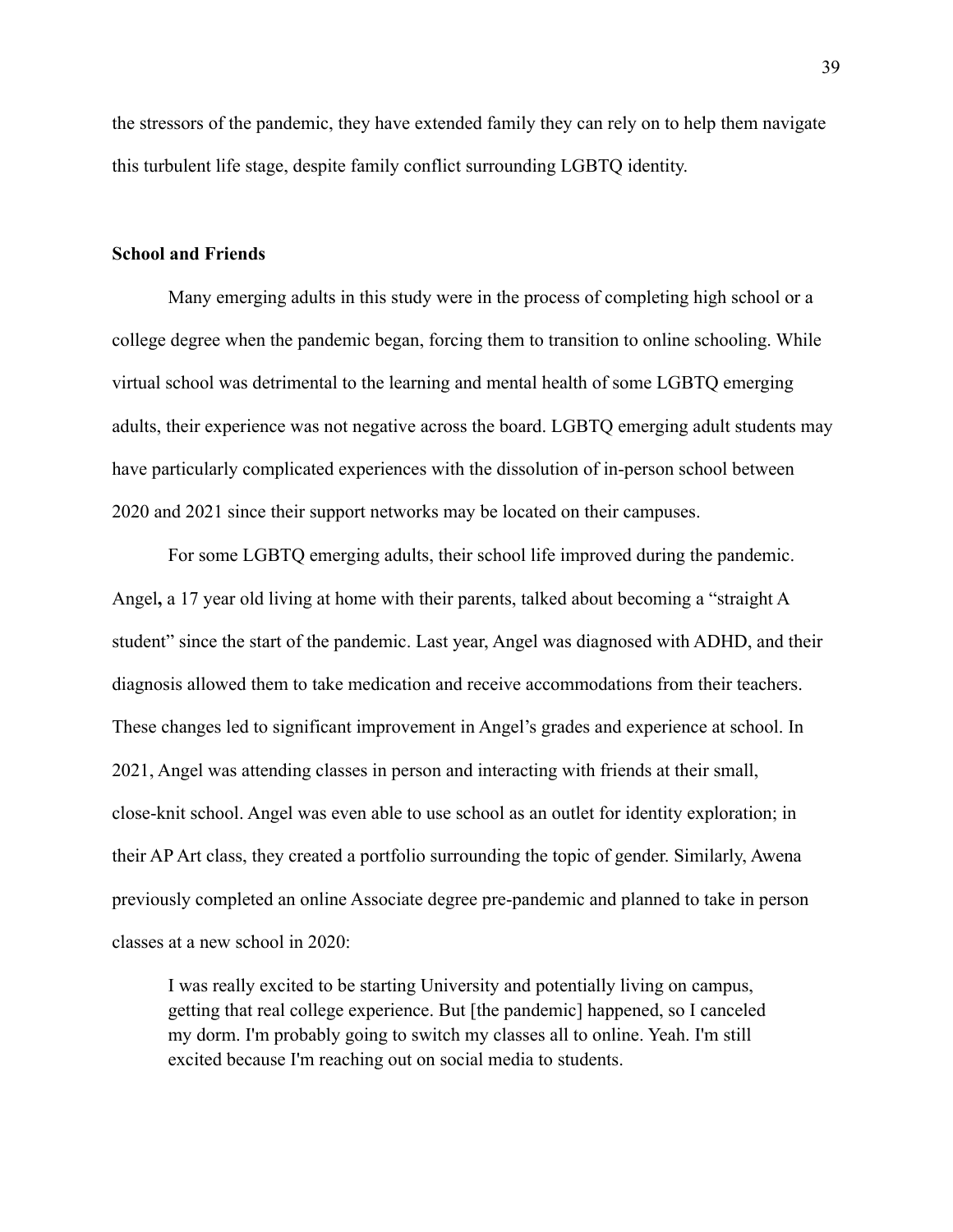the stressors of the pandemic, they have extended family they can rely on to help them navigate this turbulent life stage, despite family conflict surrounding LGBTQ identity.

**School and Friends**

Many emerging adults in this study were in the process of completing high school or a college degree when the pandemic began, forcing them to transition to online schooling. While virtual school was detrimental to the learning and mental health of some LGBTQ emerging adults, their experience was not negative across the board. LGBTQ emerging adult students may have particularly complicated experiences with the dissolution of in-person school between 2020 and 2021 since their support networks may be located on their campuses.

For some LGBTQ emerging adults, their school life improved during the pandemic. Angel**,** a 17 year old living at home with their parents, talked about becoming a "straight A student" since the start of the pandemic. Last year, Angel was diagnosed with ADHD, and their diagnosis allowed them to take medication and receive accommodations from their teachers. These changes led to significant improvement in Angel's grades and experience at school. In 2021, Angel was attending classes in person and interacting with friends at their small, close-knit school. Angel was even able to use school as an outlet for identity exploration; in their AP Art class, they created a portfolio surrounding the topic of gender. Similarly, Awena previously completed an online Associate degree pre-pandemic and planned to take in person classes at a new school in 2020:

> I was really excited to be starting University and potentially living on campus, getting that real college experience. But [the pandemic] happened, so I canceled my dorm. I'm probably going to switch my classes all to online. Yeah. I'm still excited because I'm reaching out on social media to students.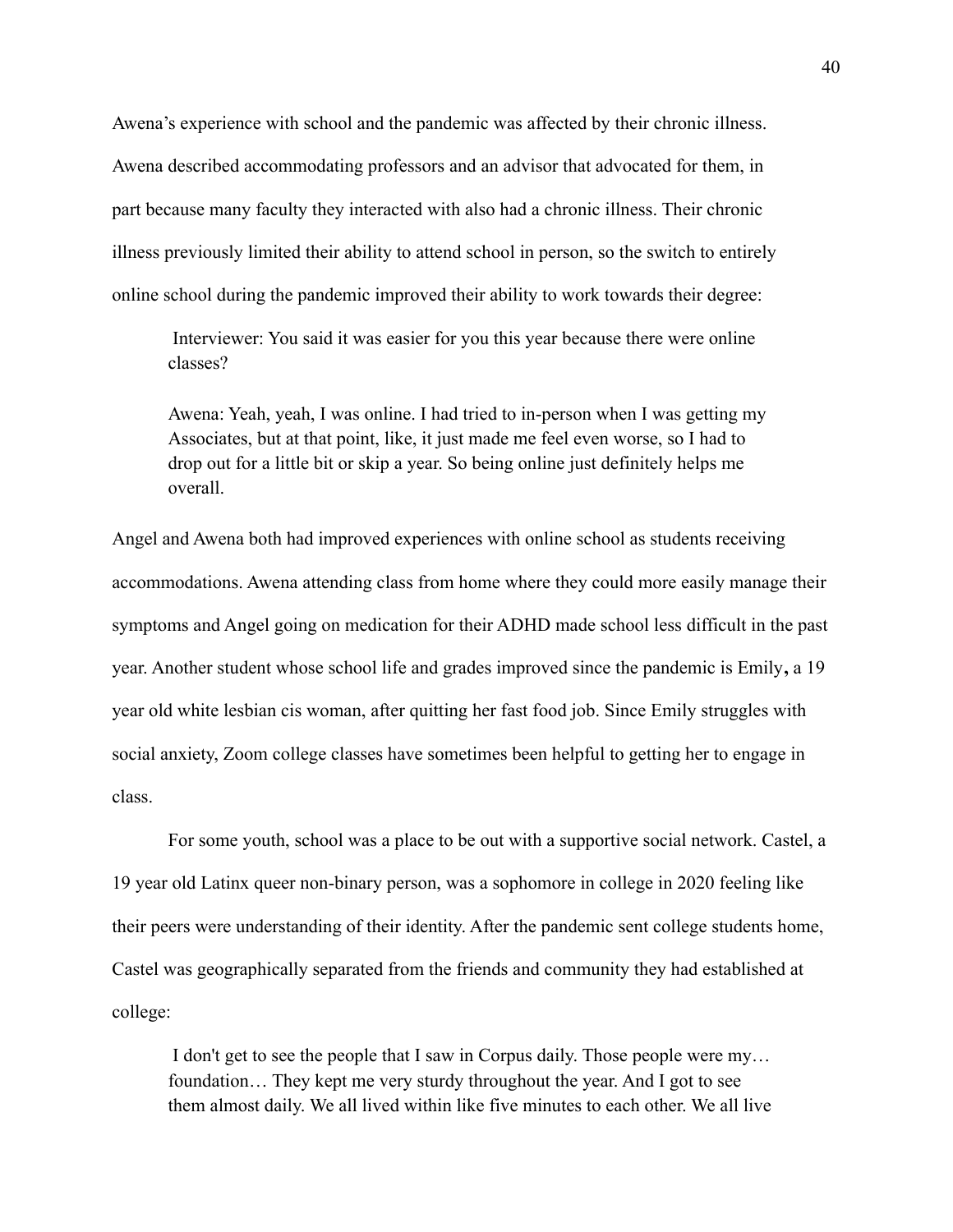Awena's experience with school and the pandemic was affected by their chronic illness. Awena described accommodating professors and an advisor that advocated for them, in part because many faculty they interacted with also had a chronic illness. Their chronic illness previously limited their ability to attend school in person, so the switch to entirely online school during the pandemic improved their ability to work towards their degree:

> Interviewer: You said it was easier for you this year because there were online classes?
>
> Awena: Yeah, yeah, I was online. I had tried to in-person when I was getting my Associates, but at that point, like, it just made me feel even worse, so I had to drop out for a little bit or skip a year. So being online just definitely helps me overall.

Angel and Awena both had improved experiences with online school as students receiving accommodations. Awena attending class from home where they could more easily manage their symptoms and Angel going on medication for their ADHD made school less difficult in the past year. Another student whose school life and grades improved since the pandemic is Emily**,** a 19 year old white lesbian cis woman, after quitting her fast food job. Since Emily struggles with social anxiety, Zoom college classes have sometimes been helpful to getting her to engage in class.

For some youth, school was a place to be out with a supportive social network. Castel, a 19 year old Latinx queer non-binary person, was a sophomore in college in 2020 feeling like their peers were understanding of their identity. After the pandemic sent college students home, Castel was geographically separated from the friends and community they had established at college:

> I don't get to see the people that I saw in Corpus daily. Those people were my… foundation… They kept me very sturdy throughout the year. And I got to see them almost daily. We all lived within like five minutes to each other. We all live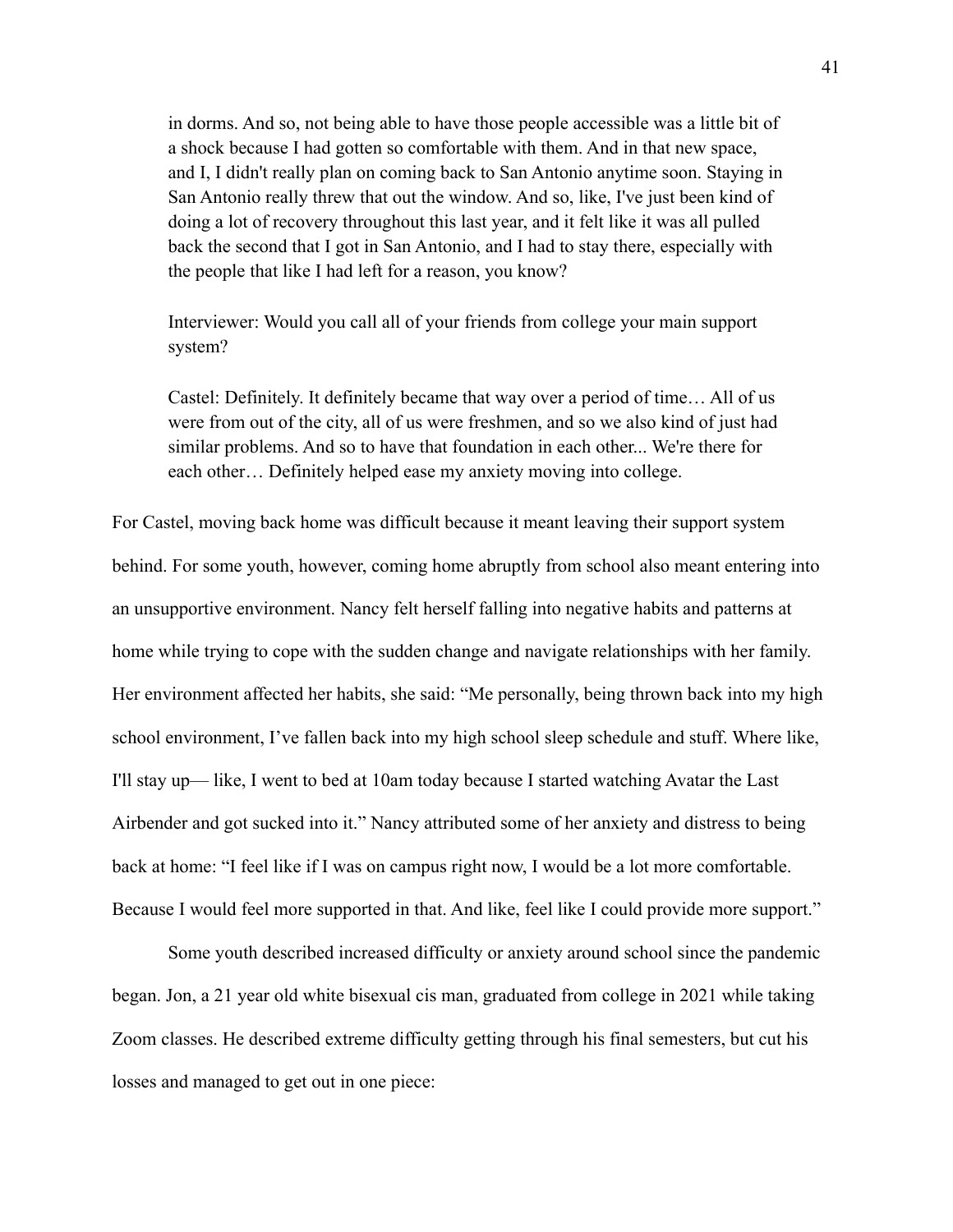> in dorms. And so, not being able to have those people accessible was a little bit of a shock because I had gotten so comfortable with them. And in that new space, and I, I didn't really plan on coming back to San Antonio anytime soon. Staying in San Antonio really threw that out the window. And so, like, I've just been kind of doing a lot of recovery throughout this last year, and it felt like it was all pulled back the second that I got in San Antonio, and I had to stay there, especially with the people that like I had left for a reason, you know?
>
> Interviewer: Would you call all of your friends from college your main support system?
>
> Castel: Definitely. It definitely became that way over a period of time… All of us were from out of the city, all of us were freshmen, and so we also kind of just had similar problems. And so to have that foundation in each other... We're there for each other… Definitely helped ease my anxiety moving into college.

For Castel, moving back home was difficult because it meant leaving their support system behind. For some youth, however, coming home abruptly from school also meant entering into an unsupportive environment. Nancy felt herself falling into negative habits and patterns at home while trying to cope with the sudden change and navigate relationships with her family. Her environment affected her habits, she said: "Me personally, being thrown back into my high school environment, I've fallen back into my high school sleep schedule and stuff. Where like, I'll stay up— like, I went to bed at 10am today because I started watching Avatar the Last Airbender and got sucked into it." Nancy attributed some of her anxiety and distress to being back at home: "I feel like if I was on campus right now, I would be a lot more comfortable. Because I would feel more supported in that. And like, feel like I could provide more support."

Some youth described increased difficulty or anxiety around school since the pandemic began. Jon, a 21 year old white bisexual cis man, graduated from college in 2021 while taking Zoom classes. He described extreme difficulty getting through his final semesters, but cut his losses and managed to get out in one piece: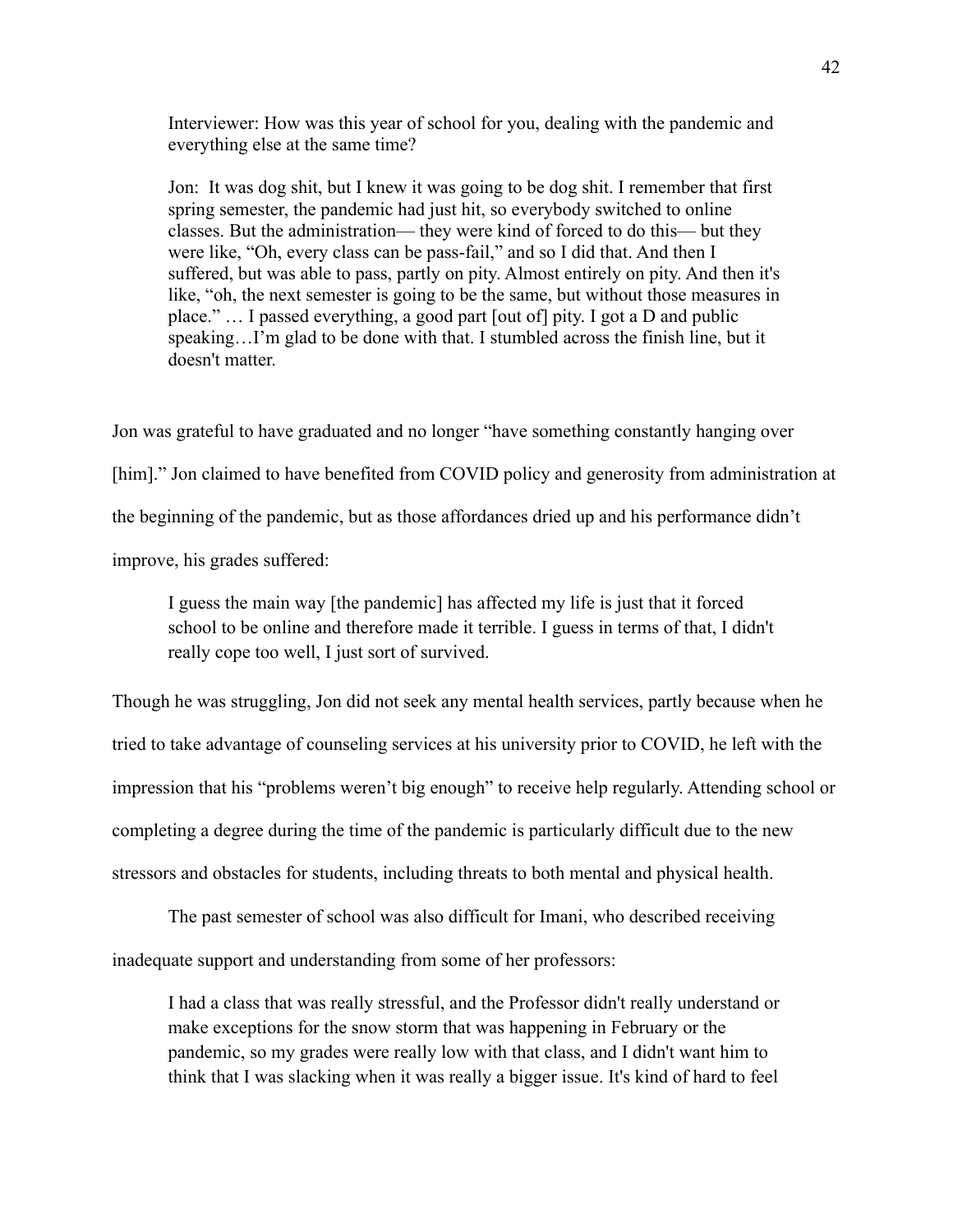> Interviewer: How was this year of school for you, dealing with the pandemic and everything else at the same time?
>
> Jon: It was dog shit, but I knew it was going to be dog shit. I remember that first spring semester, the pandemic had just hit, so everybody switched to online classes. But the administration— they were kind of forced to do this— but they were like, "Oh, every class can be pass-fail," and so I did that. And then I suffered, but was able to pass, partly on pity. Almost entirely on pity. And then it's like, "oh, the next semester is going to be the same, but without those measures in place." … I passed everything, a good part [out of] pity. I got a D and public speaking…I'm glad to be done with that. I stumbled across the finish line, but it doesn't matter.

Jon was grateful to have graduated and no longer "have something constantly hanging over [him]." Jon claimed to have benefited from COVID policy and generosity from administration at the beginning of the pandemic, but as those affordances dried up and his performance didn't improve, his grades suffered:

> I guess the main way [the pandemic] has affected my life is just that it forced school to be online and therefore made it terrible. I guess in terms of that, I didn't really cope too well, I just sort of survived.

Though he was struggling, Jon did not seek any mental health services, partly because when he tried to take advantage of counseling services at his university prior to COVID, he left with the impression that his "problems weren't big enough" to receive help regularly. Attending school or completing a degree during the time of the pandemic is particularly difficult due to the new stressors and obstacles for students, including threats to both mental and physical health.

The past semester of school was also difficult for Imani, who described receiving inadequate support and understanding from some of her professors:

> I had a class that was really stressful, and the Professor didn't really understand or make exceptions for the snow storm that was happening in February or the pandemic, so my grades were really low with that class, and I didn't want him to think that I was slacking when it was really a bigger issue. It's kind of hard to feel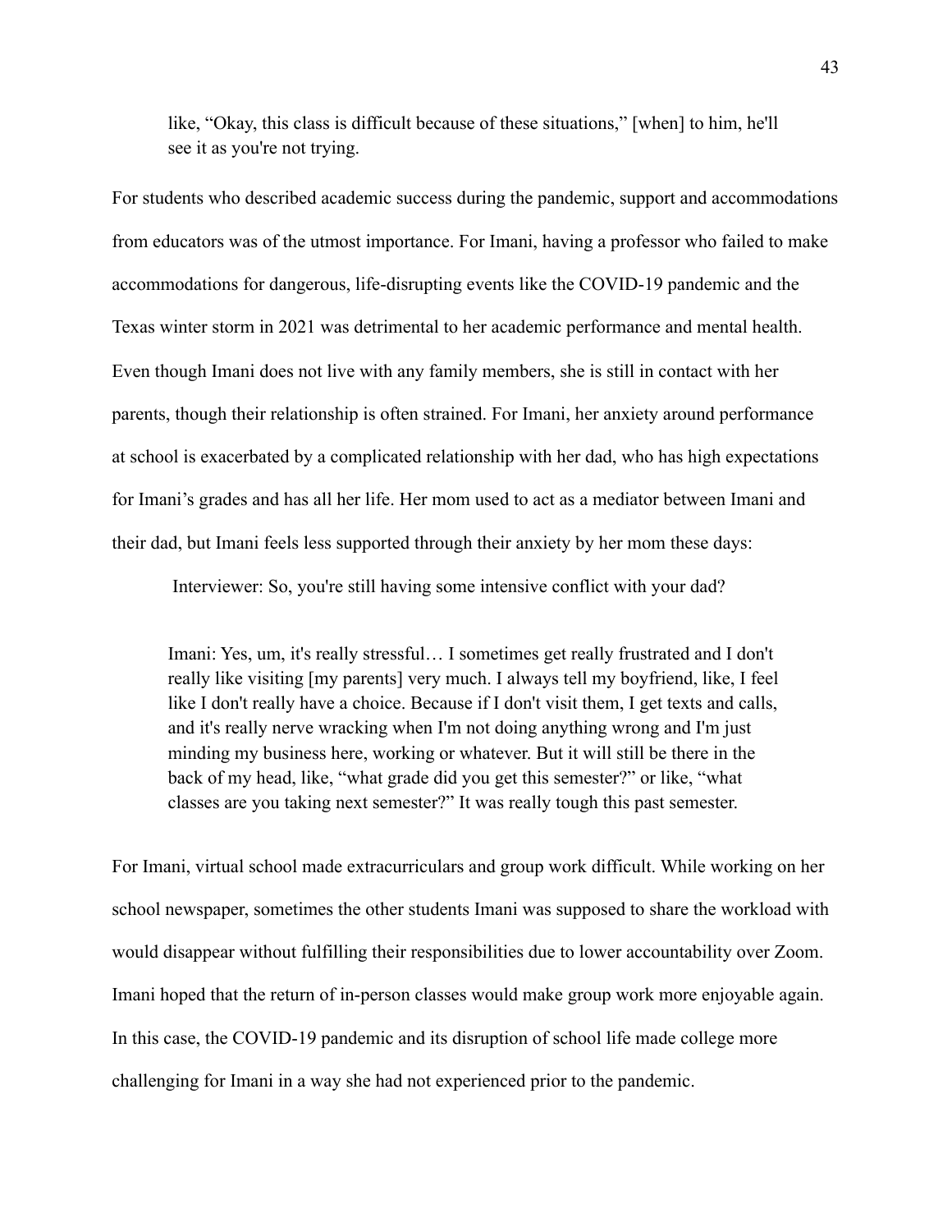> like, "Okay, this class is difficult because of these situations," [when] to him, he'll see it as you're not trying.

For students who described academic success during the pandemic, support and accommodations from educators was of the utmost importance. For Imani, having a professor who failed to make accommodations for dangerous, life-disrupting events like the COVID-19 pandemic and the Texas winter storm in 2021 was detrimental to her academic performance and mental health. Even though Imani does not live with any family members, she is still in contact with her parents, though their relationship is often strained. For Imani, her anxiety around performance at school is exacerbated by a complicated relationship with her dad, who has high expectations for Imani's grades and has all her life. Her mom used to act as a mediator between Imani and their dad, but Imani feels less supported through their anxiety by her mom these days:

> Interviewer: So, you're still having some intensive conflict with your dad?
>
> Imani: Yes, um, it's really stressful… I sometimes get really frustrated and I don't really like visiting [my parents] very much. I always tell my boyfriend, like, I feel like I don't really have a choice. Because if I don't visit them, I get texts and calls, and it's really nerve wracking when I'm not doing anything wrong and I'm just minding my business here, working or whatever. But it will still be there in the back of my head, like, "what grade did you get this semester?" or like, "what classes are you taking next semester?" It was really tough this past semester.

For Imani, virtual school made extracurriculars and group work difficult. While working on her school newspaper, sometimes the other students Imani was supposed to share the workload with would disappear without fulfilling their responsibilities due to lower accountability over Zoom. Imani hoped that the return of in-person classes would make group work more enjoyable again. In this case, the COVID-19 pandemic and its disruption of school life made college more challenging for Imani in a way she had not experienced prior to the pandemic.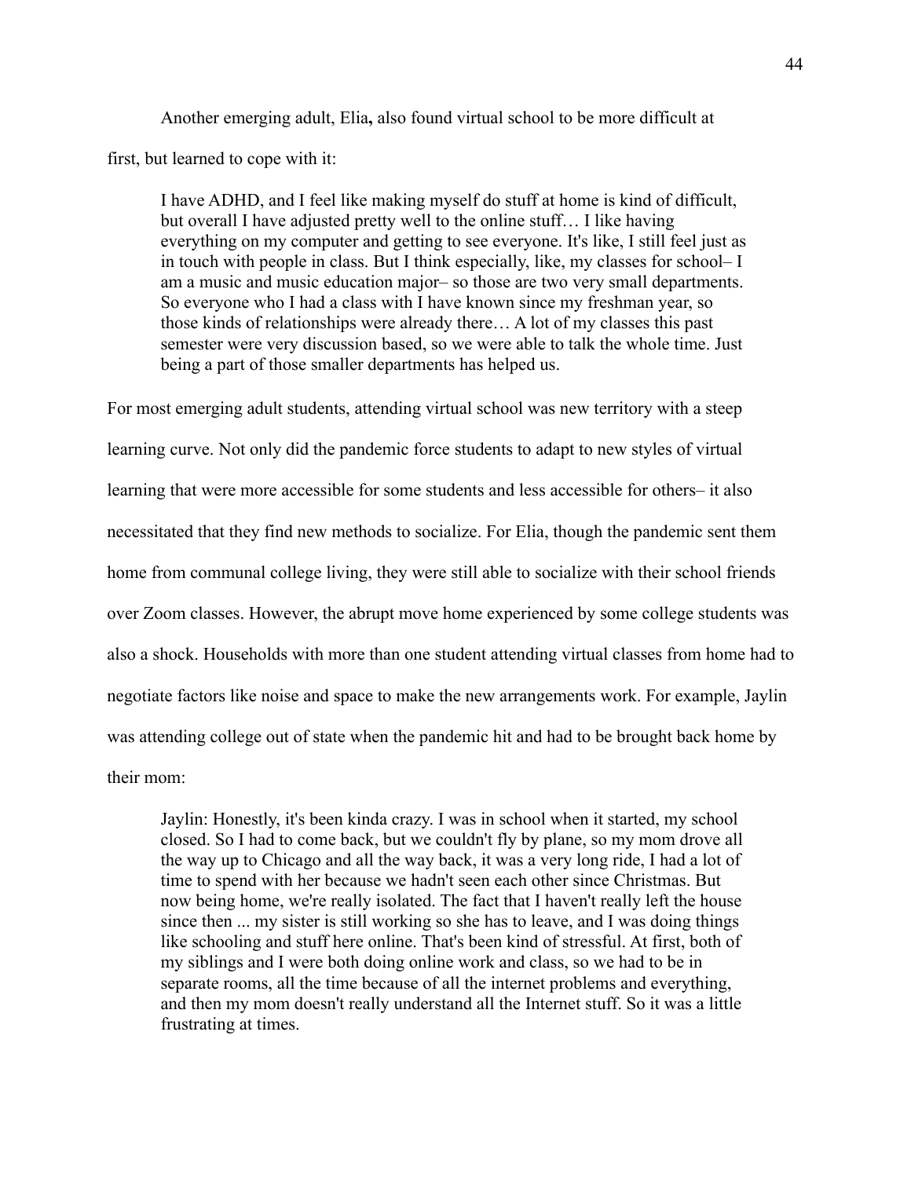Another emerging adult, Elia**,** also found virtual school to be more difficult at first, but learned to cope with it:

> I have ADHD, and I feel like making myself do stuff at home is kind of difficult, but overall I have adjusted pretty well to the online stuff… I like having everything on my computer and getting to see everyone. It's like, I still feel just as in touch with people in class. But I think especially, like, my classes for school– I am a music and music education major– so those are two very small departments. So everyone who I had a class with I have known since my freshman year, so those kinds of relationships were already there… A lot of my classes this past semester were very discussion based, so we were able to talk the whole time. Just being a part of those smaller departments has helped us.

For most emerging adult students, attending virtual school was new territory with a steep learning curve. Not only did the pandemic force students to adapt to new styles of virtual learning that were more accessible for some students and less accessible for others– it also necessitated that they find new methods to socialize. For Elia, though the pandemic sent them home from communal college living, they were still able to socialize with their school friends over Zoom classes. However, the abrupt move home experienced by some college students was also a shock. Households with more than one student attending virtual classes from home had to negotiate factors like noise and space to make the new arrangements work. For example, Jaylin was attending college out of state when the pandemic hit and had to be brought back home by their mom:

> Jaylin: Honestly, it's been kinda crazy. I was in school when it started, my school closed. So I had to come back, but we couldn't fly by plane, so my mom drove all the way up to Chicago and all the way back, it was a very long ride, I had a lot of time to spend with her because we hadn't seen each other since Christmas. But now being home, we're really isolated. The fact that I haven't really left the house since then ... my sister is still working so she has to leave, and I was doing things like schooling and stuff here online. That's been kind of stressful. At first, both of my siblings and I were both doing online work and class, so we had to be in separate rooms, all the time because of all the internet problems and everything, and then my mom doesn't really understand all the Internet stuff. So it was a little frustrating at times.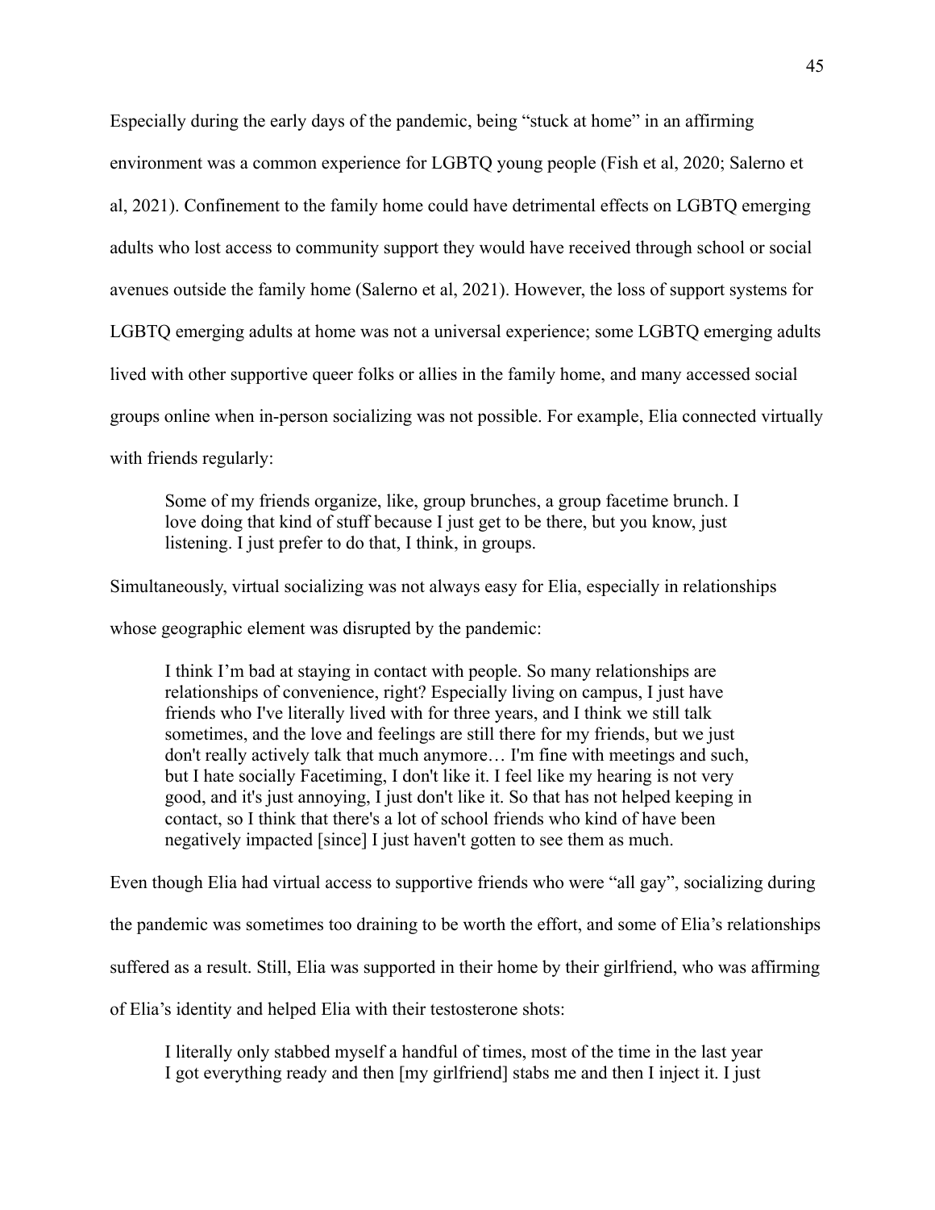Especially during the early days of the pandemic, being "stuck at home" in an affirming environment was a common experience for LGBTQ young people (Fish et al, 2020; Salerno et al, 2021). Confinement to the family home could have detrimental effects on LGBTQ emerging adults who lost access to community support they would have received through school or social avenues outside the family home (Salerno et al, 2021). However, the loss of support systems for LGBTQ emerging adults at home was not a universal experience; some LGBTQ emerging adults lived with other supportive queer folks or allies in the family home, and many accessed social groups online when in-person socializing was not possible. For example, Elia connected virtually with friends regularly:

> Some of my friends organize, like, group brunches, a group facetime brunch. I love doing that kind of stuff because I just get to be there, but you know, just listening. I just prefer to do that, I think, in groups.

Simultaneously, virtual socializing was not always easy for Elia, especially in relationships whose geographic element was disrupted by the pandemic:

> I think I'm bad at staying in contact with people. So many relationships are relationships of convenience, right? Especially living on campus, I just have friends who I've literally lived with for three years, and I think we still talk sometimes, and the love and feelings are still there for my friends, but we just don't really actively talk that much anymore… I'm fine with meetings and such, but I hate socially Facetiming, I don't like it. I feel like my hearing is not very good, and it's just annoying, I just don't like it. So that has not helped keeping in contact, so I think that there's a lot of school friends who kind of have been negatively impacted [since] I just haven't gotten to see them as much.

Even though Elia had virtual access to supportive friends who were "all gay", socializing during the pandemic was sometimes too draining to be worth the effort, and some of Elia's relationships suffered as a result. Still, Elia was supported in their home by their girlfriend, who was affirming of Elia's identity and helped Elia with their testosterone shots:

> I literally only stabbed myself a handful of times, most of the time in the last year I got everything ready and then [my girlfriend] stabs me and then I inject it. I just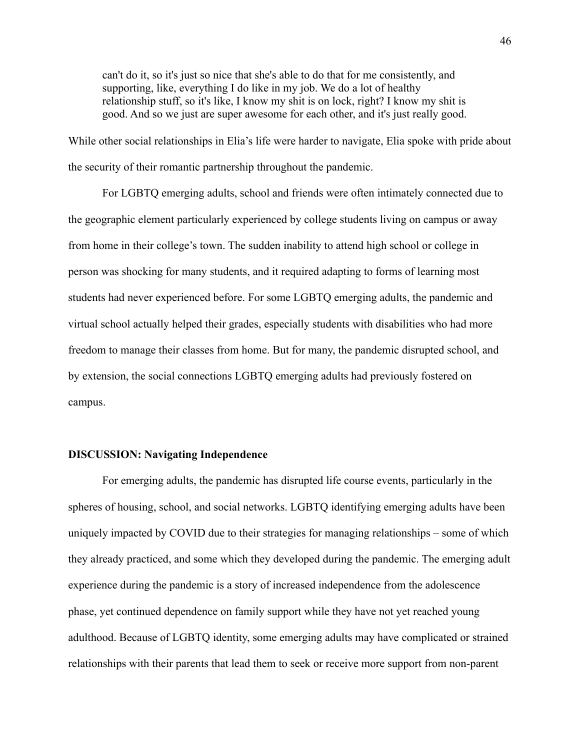> can't do it, so it's just so nice that she's able to do that for me consistently, and supporting, like, everything I do like in my job. We do a lot of healthy relationship stuff, so it's like, I know my shit is on lock, right? I know my shit is good. And so we just are super awesome for each other, and it's just really good.

While other social relationships in Elia's life were harder to navigate, Elia spoke with pride about the security of their romantic partnership throughout the pandemic.

For LGBTQ emerging adults, school and friends were often intimately connected due to the geographic element particularly experienced by college students living on campus or away from home in their college's town. The sudden inability to attend high school or college in person was shocking for many students, and it required adapting to forms of learning most students had never experienced before. For some LGBTQ emerging adults, the pandemic and virtual school actually helped their grades, especially students with disabilities who had more freedom to manage their classes from home. But for many, the pandemic disrupted school, and by extension, the social connections LGBTQ emerging adults had previously fostered on campus.

**DISCUSSION: Navigating Independence**

For emerging adults, the pandemic has disrupted life course events, particularly in the spheres of housing, school, and social networks. LGBTQ identifying emerging adults have been uniquely impacted by COVID due to their strategies for managing relationships – some of which they already practiced, and some which they developed during the pandemic. The emerging adult experience during the pandemic is a story of increased independence from the adolescence phase, yet continued dependence on family support while they have not yet reached young adulthood. Because of LGBTQ identity, some emerging adults may have complicated or strained relationships with their parents that lead them to seek or receive more support from non-parent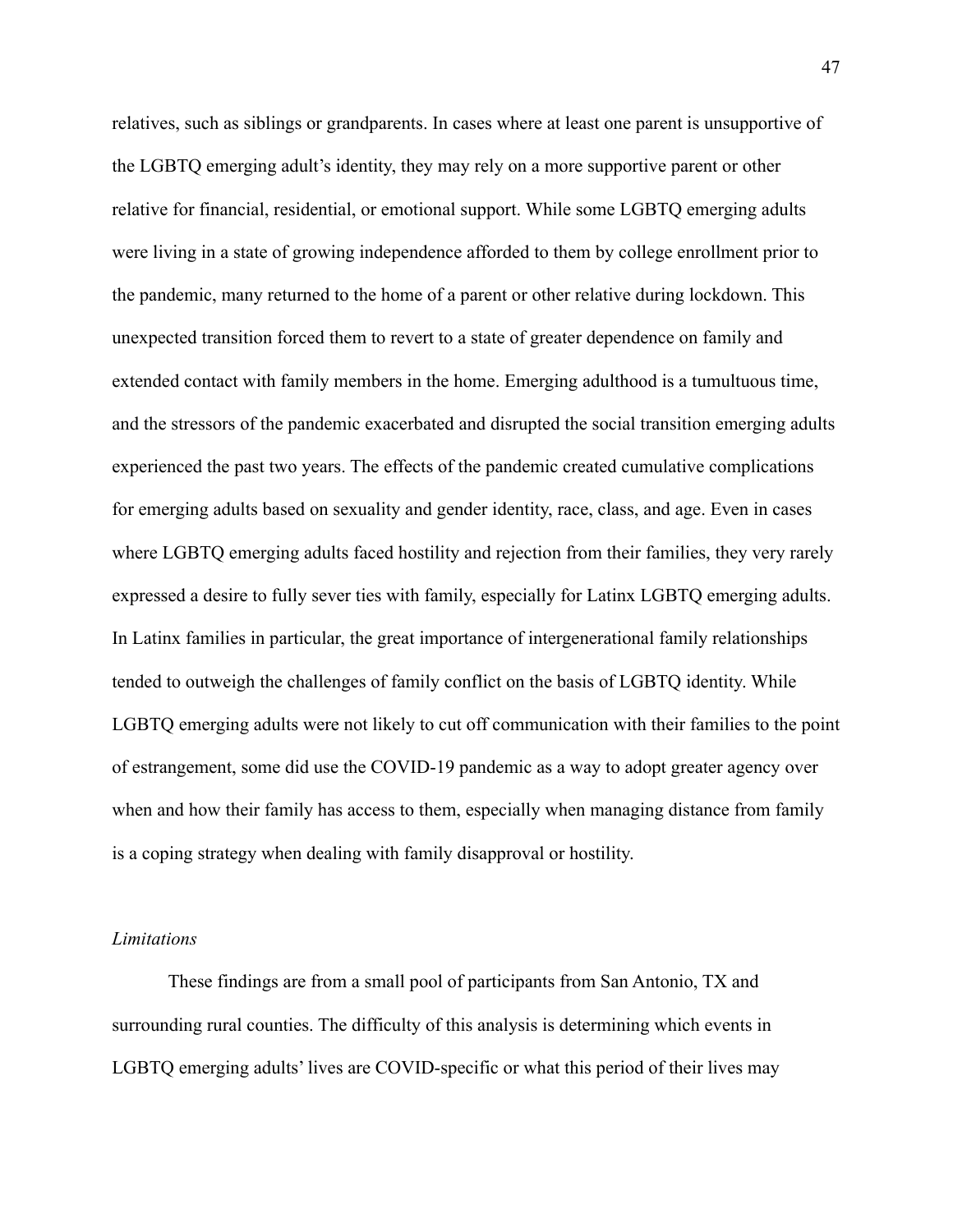relatives, such as siblings or grandparents. In cases where at least one parent is unsupportive of the LGBTQ emerging adult's identity, they may rely on a more supportive parent or other relative for financial, residential, or emotional support. While some LGBTQ emerging adults were living in a state of growing independence afforded to them by college enrollment prior to the pandemic, many returned to the home of a parent or other relative during lockdown. This unexpected transition forced them to revert to a state of greater dependence on family and extended contact with family members in the home. Emerging adulthood is a tumultuous time, and the stressors of the pandemic exacerbated and disrupted the social transition emerging adults experienced the past two years. The effects of the pandemic created cumulative complications for emerging adults based on sexuality and gender identity, race, class, and age. Even in cases where LGBTQ emerging adults faced hostility and rejection from their families, they very rarely expressed a desire to fully sever ties with family, especially for Latinx LGBTQ emerging adults. In Latinx families in particular, the great importance of intergenerational family relationships tended to outweigh the challenges of family conflict on the basis of LGBTQ identity. While LGBTQ emerging adults were not likely to cut off communication with their families to the point of estrangement, some did use the COVID-19 pandemic as a way to adopt greater agency over when and how their family has access to them, especially when managing distance from family is a coping strategy when dealing with family disapproval or hostility.

*Limitations*

These findings are from a small pool of participants from San Antonio, TX and surrounding rural counties. The difficulty of this analysis is determining which events in LGBTQ emerging adults' lives are COVID-specific or what this period of their lives may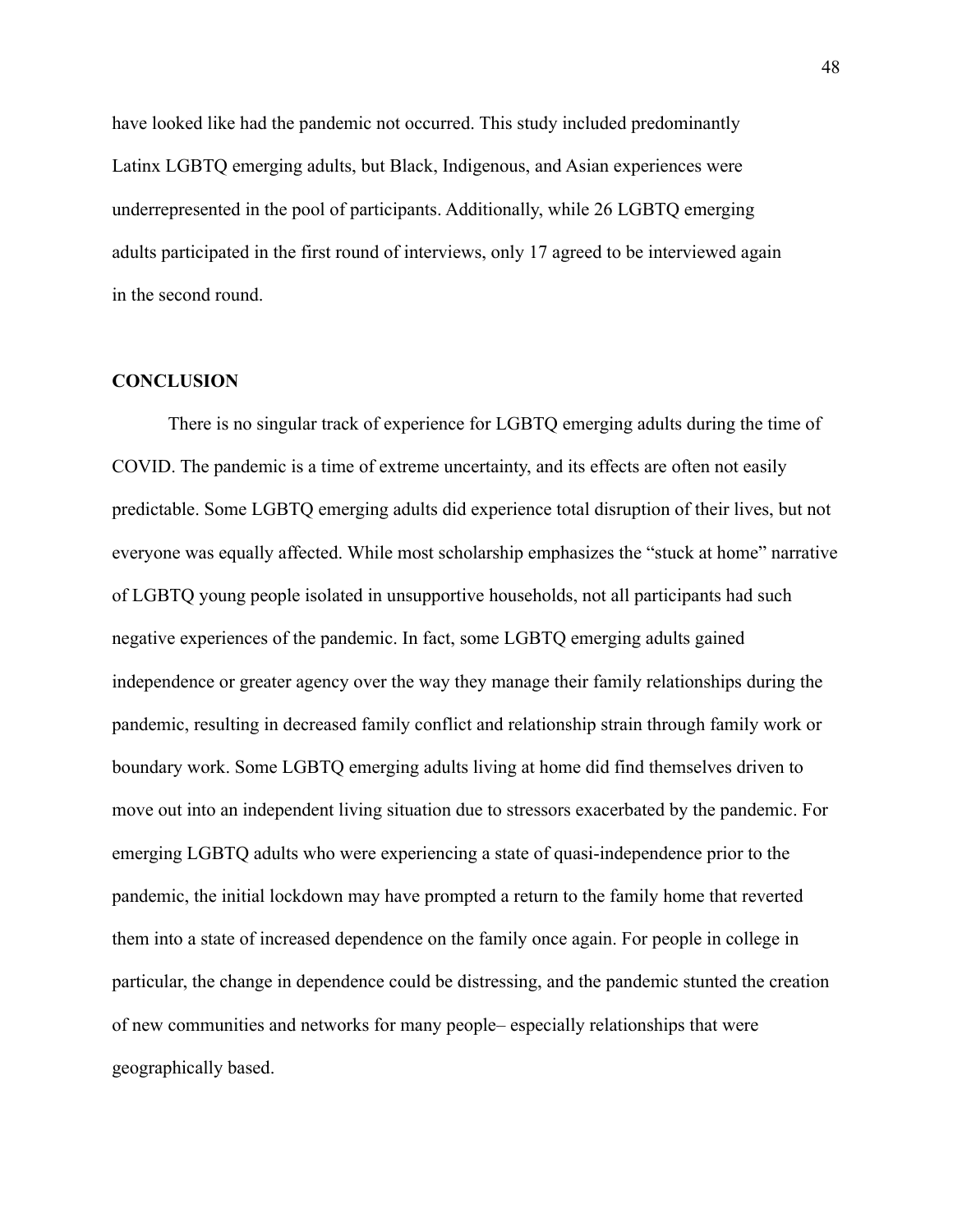have looked like had the pandemic not occurred. This study included predominantly Latinx LGBTQ emerging adults, but Black, Indigenous, and Asian experiences were underrepresented in the pool of participants. Additionally, while 26 LGBTQ emerging adults participated in the first round of interviews, only 17 agreed to be interviewed again in the second round.

## CONCLUSION

There is no singular track of experience for LGBTQ emerging adults during the time of COVID. The pandemic is a time of extreme uncertainty, and its effects are often not easily predictable. Some LGBTQ emerging adults did experience total disruption of their lives, but not everyone was equally affected. While most scholarship emphasizes the "stuck at home" narrative of LGBTQ young people isolated in unsupportive households, not all participants had such negative experiences of the pandemic. In fact, some LGBTQ emerging adults gained independence or greater agency over the way they manage their family relationships during the pandemic, resulting in decreased family conflict and relationship strain through family work or boundary work. Some LGBTQ emerging adults living at home did find themselves driven to move out into an independent living situation due to stressors exacerbated by the pandemic. For emerging LGBTQ adults who were experiencing a state of quasi-independence prior to the pandemic, the initial lockdown may have prompted a return to the family home that reverted them into a state of increased dependence on the family once again. For people in college in particular, the change in dependence could be distressing, and the pandemic stunted the creation of new communities and networks for many people– especially relationships that were geographically based.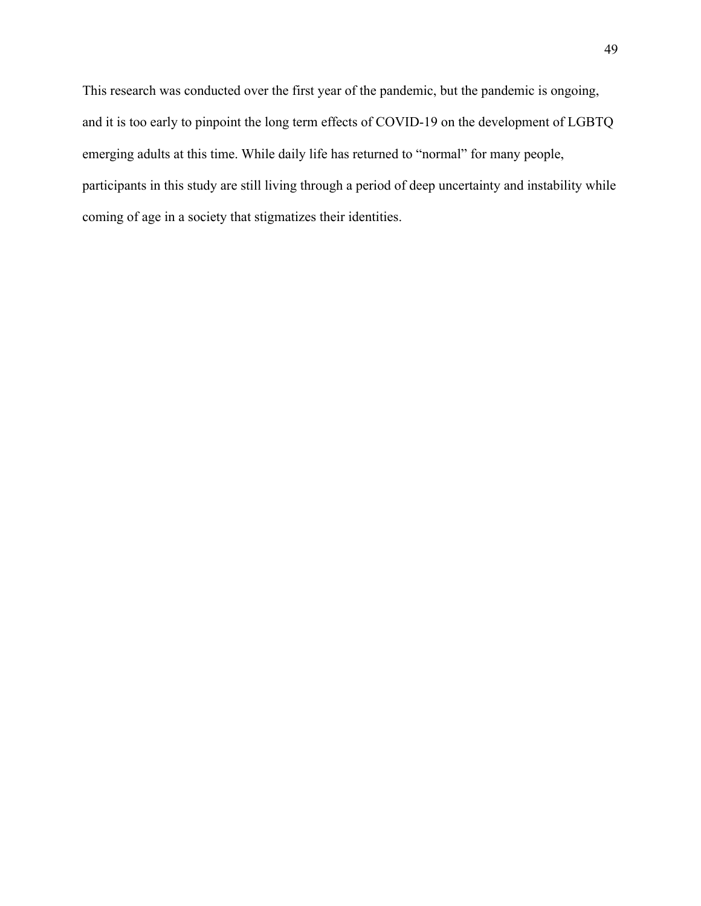This research was conducted over the first year of the pandemic, but the pandemic is ongoing, and it is too early to pinpoint the long term effects of COVID-19 on the development of LGBTQ emerging adults at this time. While daily life has returned to "normal" for many people, participants in this study are still living through a period of deep uncertainty and instability while coming of age in a society that stigmatizes their identities.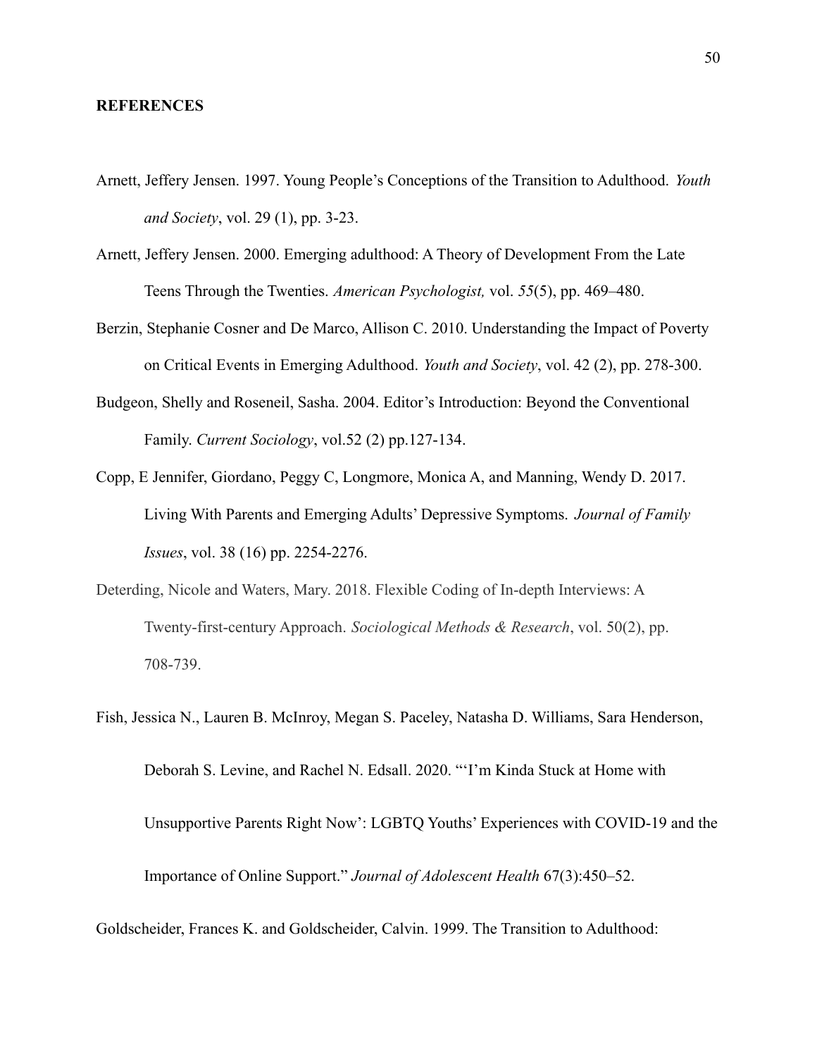## REFERENCES

Arnett, Jeffery Jensen. 1997. Young People's Conceptions of the Transition to Adulthood. *Youth and Society*, vol. 29 (1), pp. 3-23.

Arnett, Jeffery Jensen. 2000. Emerging adulthood: A Theory of Development From the Late Teens Through the Twenties. *American Psychologist,* vol. *55*(5), pp. 469–480.

Berzin, Stephanie Cosner and De Marco, Allison C. 2010. Understanding the Impact of Poverty on Critical Events in Emerging Adulthood. *Youth and Society*, vol. 42 (2), pp. 278-300.

Budgeon, Shelly and Roseneil, Sasha. 2004. Editor's Introduction: Beyond the Conventional Family. *Current Sociology*, vol.52 (2) pp.127-134.

Copp, E Jennifer, Giordano, Peggy C, Longmore, Monica A, and Manning, Wendy D. 2017. Living With Parents and Emerging Adults' Depressive Symptoms. *Journal of Family Issues*, vol. 38 (16) pp. 2254-2276.

Deterding, Nicole and Waters, Mary. 2018. Flexible Coding of In-depth Interviews: A Twenty-first-century Approach. *Sociological Methods & Research*, vol. 50(2), pp. 708-739.

Fish, Jessica N., Lauren B. McInroy, Megan S. Paceley, Natasha D. Williams, Sara Henderson, Deborah S. Levine, and Rachel N. Edsall. 2020. "'I'm Kinda Stuck at Home with Unsupportive Parents Right Now': LGBTQ Youths' Experiences with COVID-19 and the Importance of Online Support." *Journal of Adolescent Health* 67(3):450–52.

Goldscheider, Frances K. and Goldscheider, Calvin. 1999. The Transition to Adulthood: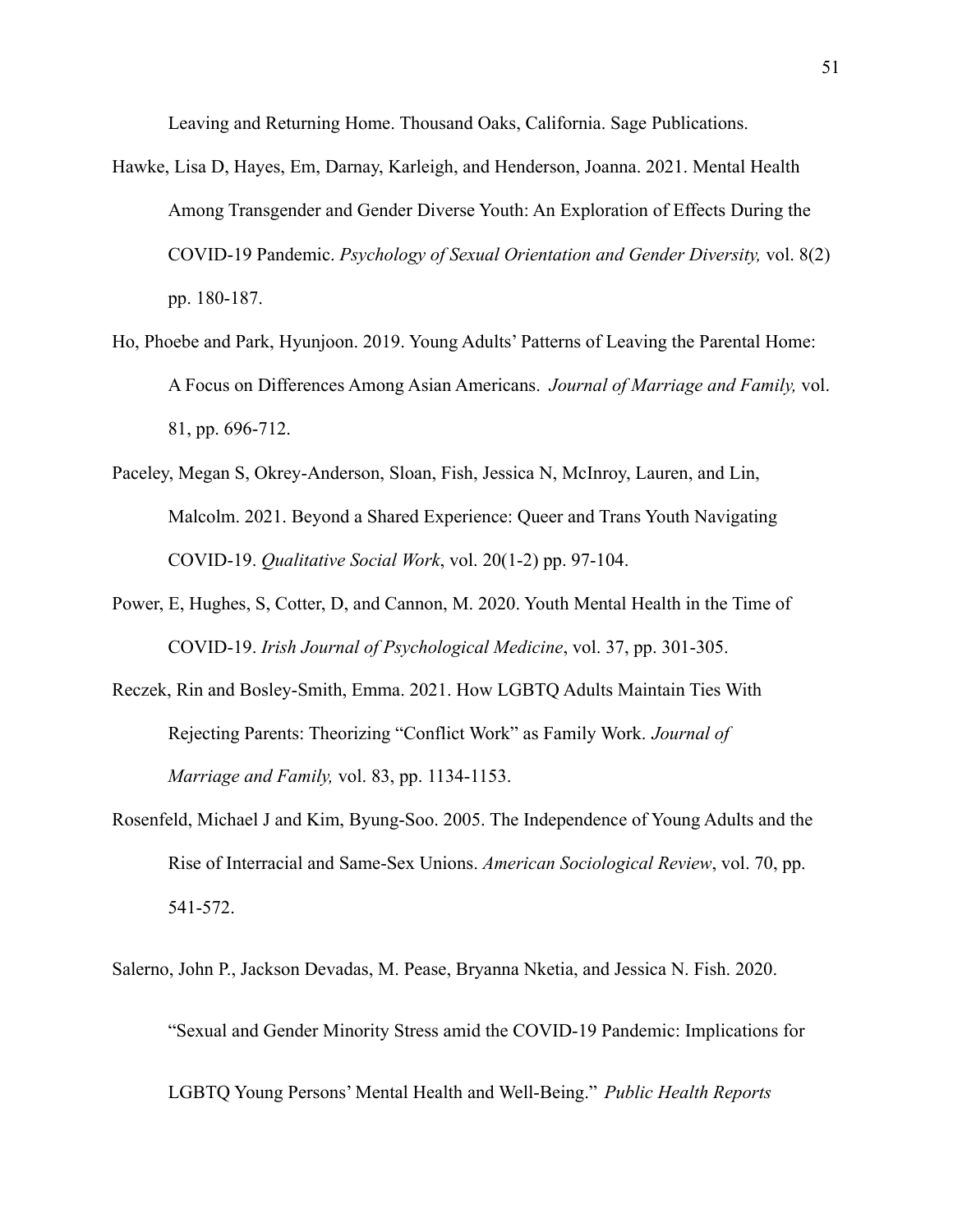Leaving and Returning Home. Thousand Oaks, California. Sage Publications.

Hawke, Lisa D, Hayes, Em, Darnay, Karleigh, and Henderson, Joanna. 2021. Mental Health Among Transgender and Gender Diverse Youth: An Exploration of Effects During the COVID-19 Pandemic. *Psychology of Sexual Orientation and Gender Diversity,* vol. 8(2) pp. 180-187.

Ho, Phoebe and Park, Hyunjoon. 2019. Young Adults' Patterns of Leaving the Parental Home: A Focus on Differences Among Asian Americans. *Journal of Marriage and Family,* vol. 81, pp. 696-712.

Paceley, Megan S, Okrey-Anderson, Sloan, Fish, Jessica N, McInroy, Lauren, and Lin, Malcolm. 2021. Beyond a Shared Experience: Queer and Trans Youth Navigating COVID-19. *Qualitative Social Work*, vol. 20(1-2) pp. 97-104.

Power, E, Hughes, S, Cotter, D, and Cannon, M. 2020. Youth Mental Health in the Time of COVID-19. *Irish Journal of Psychological Medicine*, vol. 37, pp. 301-305.

Reczek, Rin and Bosley-Smith, Emma. 2021. How LGBTQ Adults Maintain Ties With Rejecting Parents: Theorizing "Conflict Work" as Family Work. *Journal of Marriage and Family,* vol. 83, pp. 1134-1153.

Rosenfeld, Michael J and Kim, Byung-Soo. 2005. The Independence of Young Adults and the Rise of Interracial and Same-Sex Unions. *American Sociological Review*, vol. 70, pp. 541-572.

Salerno, John P., Jackson Devadas, M. Pease, Bryanna Nketia, and Jessica N. Fish. 2020. "Sexual and Gender Minority Stress amid the COVID-19 Pandemic: Implications for LGBTQ Young Persons' Mental Health and Well-Being." *Public Health Reports*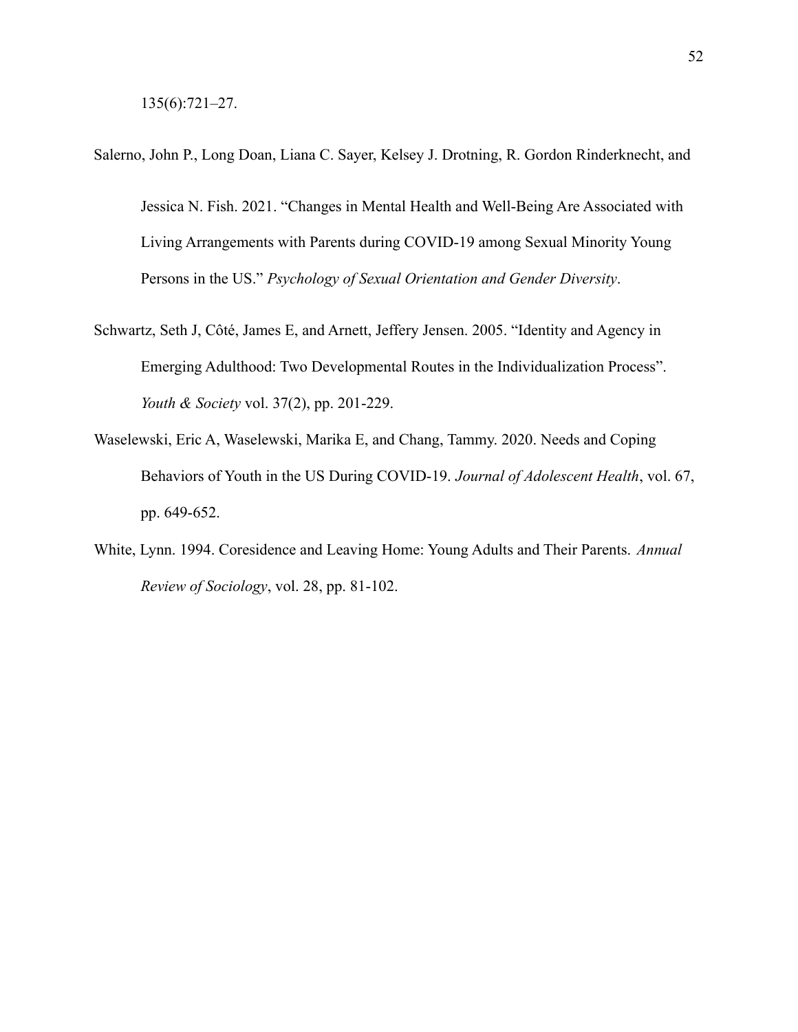135(6):721–27.

Salerno, John P., Long Doan, Liana C. Sayer, Kelsey J. Drotning, R. Gordon Rinderknecht, and Jessica N. Fish. 2021. "Changes in Mental Health and Well-Being Are Associated with Living Arrangements with Parents during COVID-19 among Sexual Minority Young Persons in the US." *Psychology of Sexual Orientation and Gender Diversity*.

Schwartz, Seth J, Côté, James E, and Arnett, Jeffery Jensen. 2005. "Identity and Agency in Emerging Adulthood: Two Developmental Routes in the Individualization Process". *Youth & Society* vol. 37(2), pp. 201-229.

Waselewski, Eric A, Waselewski, Marika E, and Chang, Tammy. 2020. Needs and Coping Behaviors of Youth in the US During COVID-19. *Journal of Adolescent Health*, vol. 67, pp. 649-652.

White, Lynn. 1994. Coresidence and Leaving Home: Young Adults and Their Parents. *Annual Review of Sociology*, vol. 28, pp. 81-102.